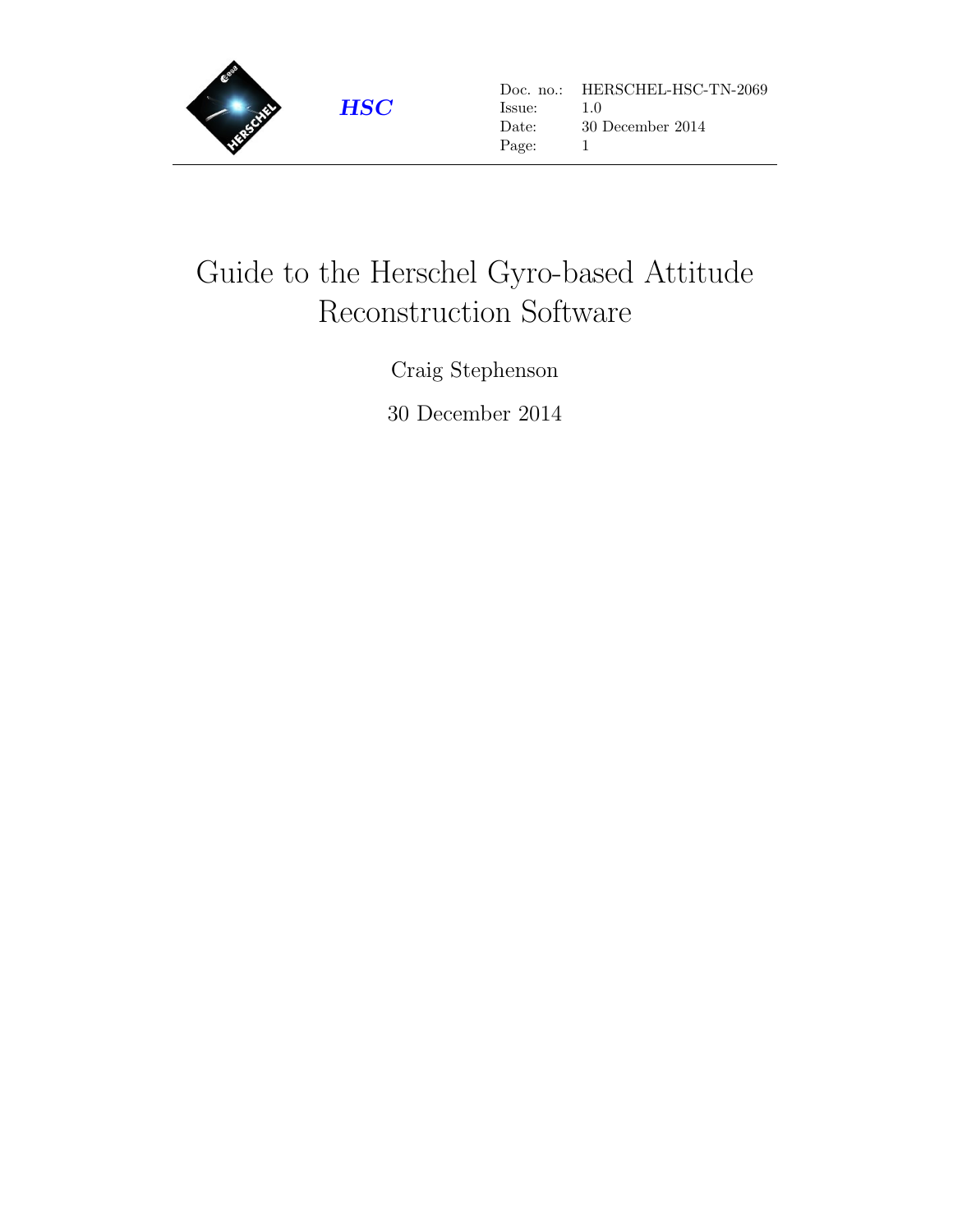**HSC**

| | |
|---|---|
| Doc. no.: | HERSCHEL-HSC-TN-2069 |
| Issue: | 1.0 |
| Date: | 30 December 2014 |

# Guide to the Herschel Gyro-based Attitude Reconstruction Software

Craig Stephenson

30 December 2014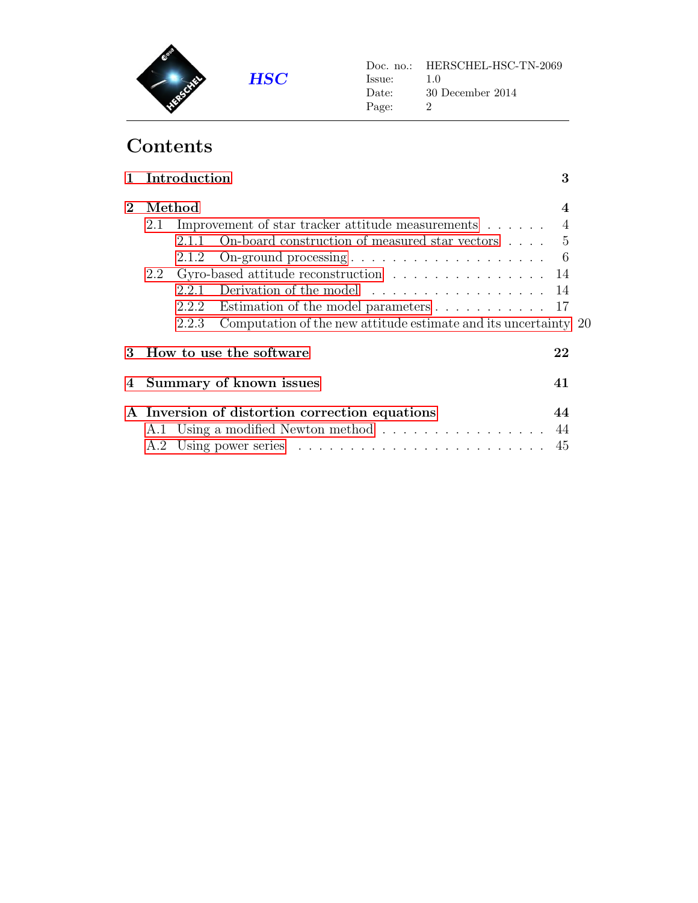# Contents

**1 Introduction** **3**

**2 Method** **4**

- 2.1 Improvement of star tracker attitude measurements . . . . . . 4
  - 2.1.1 On-board construction of measured star vectors . . . . 5
  - 2.1.2 On-ground processing . . . . . . . . . . . . . . . . . . . 6
- 2.2 Gyro-based attitude reconstruction . . . . . . . . . . . . . . . . 14
  - 2.2.1 Derivation of the model . . . . . . . . . . . . . . . . . . 14
  - 2.2.2 Estimation of the model parameters . . . . . . . . . . . 17
  - 2.2.3 Computation of the new attitude estimate and its uncertainty 20

**3 How to use the software** **22**

**4 Summary of known issues** **41**

**A Inversion of distortion correction equations** **44**

- A.1 Using a modified Newton method . . . . . . . . . . . . . . . . . 44
- A.2 Using power series . . . . . . . . . . . . . . . . . . . . . . . . . 45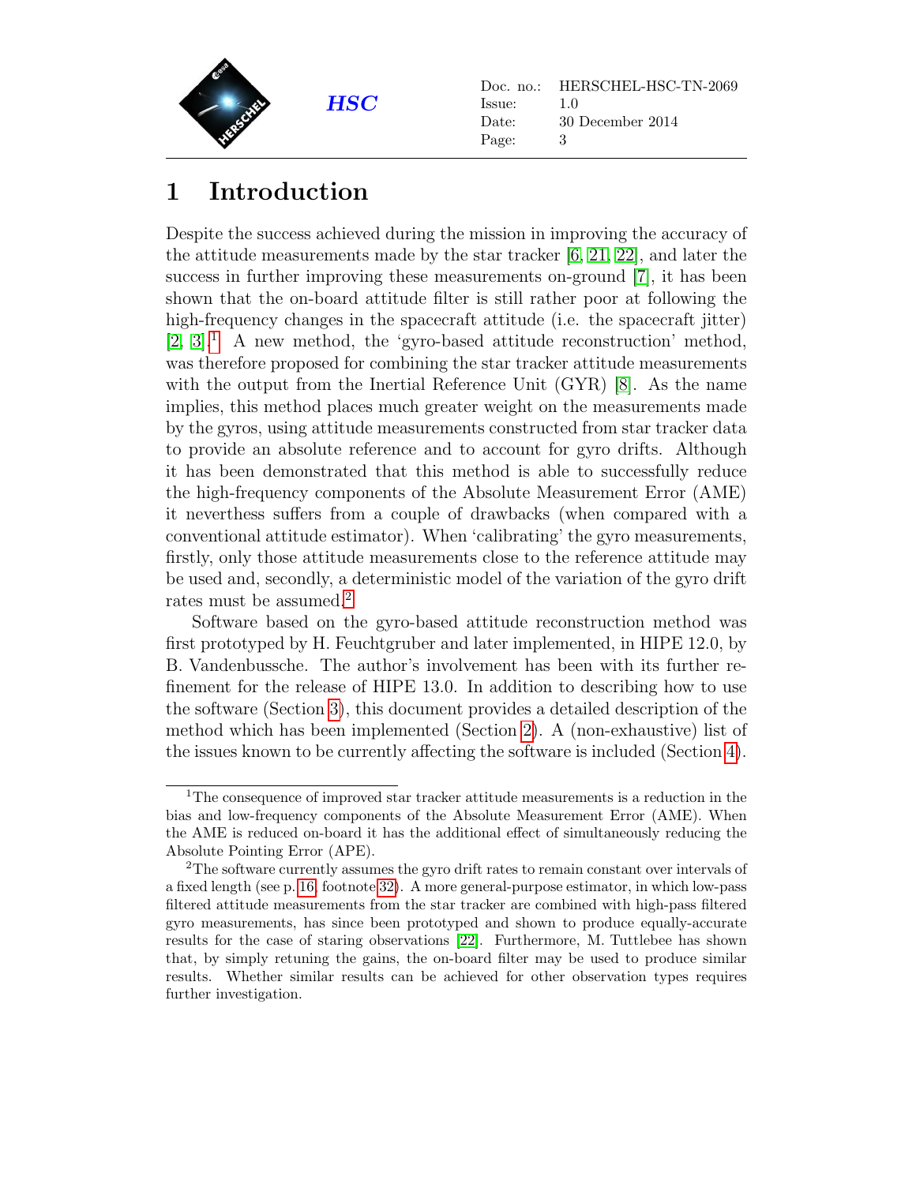# 1 Introduction

Despite the success achieved during the mission in improving the accuracy of the attitude measurements made by the star tracker [6, 21, 22], and later the success in further improving these measurements on-ground [7], it has been shown that the on-board attitude filter is still rather poor at following the high-frequency changes in the spacecraft attitude (i.e. the spacecraft jitter) [2, 3].[1] A new method, the 'gyro-based attitude reconstruction' method, was therefore proposed for combining the star tracker attitude measurements with the output from the Inertial Reference Unit (GYR) [8]. As the name implies, this method places much greater weight on the measurements made by the gyros, using attitude measurements constructed from star tracker data to provide an absolute reference and to account for gyro drifts. Although it has been demonstrated that this method is able to successfully reduce the high-frequency components of the Absolute Measurement Error (AME) it neverthess suffers from a couple of drawbacks (when compared with a conventional attitude estimator). When 'calibrating' the gyro measurements, firstly, only those attitude measurements close to the reference attitude may be used and, secondly, a deterministic model of the variation of the gyro drift rates must be assumed.[2]

Software based on the gyro-based attitude reconstruction method was first prototyped by H. Feuchtgruber and later implemented, in HIPE 12.0, by B. Vandenbussche. The author's involvement has been with its further refinement for the release of HIPE 13.0. In addition to describing how to use the software (Section 3), this document provides a detailed description of the method which has been implemented (Section 2). A (non-exhaustive) list of the issues known to be currently affecting the software is included (Section 4).

---

[1] The consequence of improved star tracker attitude measurements is a reduction in the bias and low-frequency components of the Absolute Measurement Error (AME). When the AME is reduced on-board it has the additional effect of simultaneously reducing the Absolute Pointing Error (APE).

[2] The software currently assumes the gyro drift rates to remain constant over intervals of a fixed length (see p. 16, footnote 32). A more general-purpose estimator, in which low-pass filtered attitude measurements from the star tracker are combined with high-pass filtered gyro measurements, has since been prototyped and shown to produce equally-accurate results for the case of staring observations [22]. Furthermore, M. Tuttlebee has shown that, by simply retuning the gains, the on-board filter may be used to produce similar results. Whether similar results can be achieved for other observation types requires further investigation.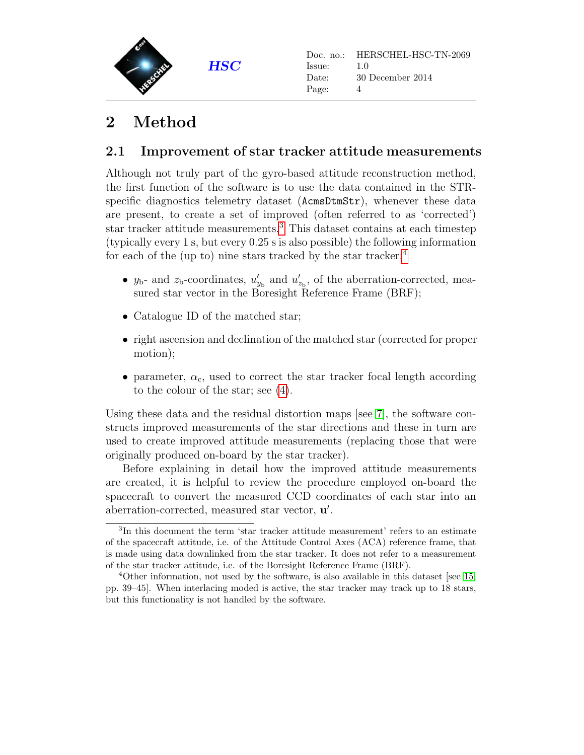# 2 Method

## 2.1 Improvement of star tracker attitude measurements

Although not truly part of the gyro-based attitude reconstruction method, the first function of the software is to use the data contained in the STR-specific diagnostics telemetry dataset (`AcmsDtmStr`), whenever these data are present, to create a set of improved (often referred to as 'corrected') star tracker attitude measurements.[3] This dataset contains at each timestep (typically every 1 s, but every 0.25 s is also possible) the following information for each of the (up to) nine stars tracked by the star tracker:[4]

- $y_\mathrm{b}$- and $z_\mathrm{b}$-coordinates, $u'_{y_\mathrm{b}}$ and $u'_{z_\mathrm{b}}$, of the aberration-corrected, measured star vector in the Boresight Reference Frame (BRF);
- Catalogue ID of the matched star;
- right ascension and declination of the matched star (corrected for proper motion);
- parameter, $\alpha_\mathrm{c}$, used to correct the star tracker focal length according to the colour of the star; see (4).

Using these data and the residual distortion maps [see 7], the software constructs improved measurements of the star directions and these in turn are used to create improved attitude measurements (replacing those that were originally produced on-board by the star tracker).

Before explaining in detail how the improved attitude measurements are created, it is helpful to review the procedure employed on-board the spacecraft to convert the measured CCD coordinates of each star into an aberration-corrected, measured star vector, $\mathbf{u}'$.

---

[3] In this document the term 'star tracker attitude measurement' refers to an estimate of the spacecraft attitude, i.e. of the Attitude Control Axes (ACA) reference frame, that is made using data downlinked from the star tracker. It does not refer to a measurement of the star tracker attitude, i.e. of the Boresight Reference Frame (BRF).

[4] Other information, not used by the software, is also available in this dataset [see 15, pp. 39–45]. When interlacing moded is active, the star tracker may track up to 18 stars, but this functionality is not handled by the software.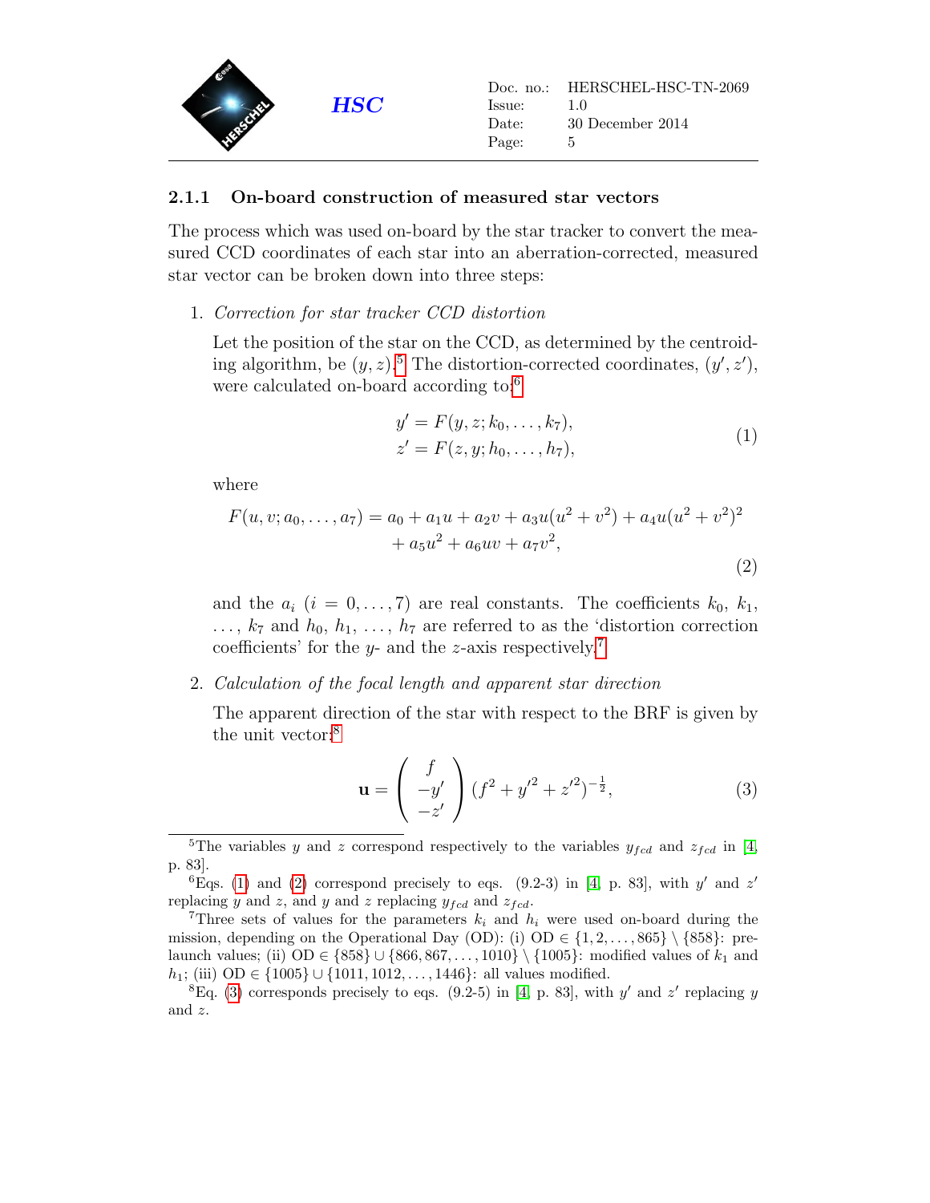### 2.1.1 On-board construction of measured star vectors

The process which was used on-board by the star tracker to convert the measured CCD coordinates of each star into an aberration-corrected, measured star vector can be broken down into three steps:

1. *Correction for star tracker CCD distortion*

   Let the position of the star on the CCD, as determined by the centroiding algorithm, be $(y, z)$.[5] The distortion-corrected coordinates, $(y', z')$, were calculated on-board according to:[6]

$$
\begin{aligned}
y' &= F(y, z; k_0, \ldots, k_7), \\
z' &= F(z, y; h_0, \ldots, h_7),
\end{aligned}
\tag{1}
$$

   where

$$
\begin{aligned}
F(u, v; a_0, \ldots, a_7) = a_0 &+ a_1 u + a_2 v + a_3 u(u^2 + v^2) + a_4 u(u^2 + v^2)^2 \\
&+ a_5 u^2 + a_6 uv + a_7 v^2,
\end{aligned}
\tag{2}
$$

   and the $a_i$ $(i = 0, \ldots, 7)$ are real constants. The coefficients $k_0$, $k_1$, $\ldots$, $k_7$ and $h_0$, $h_1$, $\ldots$, $h_7$ are referred to as the 'distortion correction coefficients' for the $y$- and the $z$-axis respectively.[7]

2. *Calculation of the focal length and apparent star direction*

   The apparent direction of the star with respect to the BRF is given by the unit vector:[8]

$$
\mathbf{u} = \begin{pmatrix} f \\ -y' \\ -z' \end{pmatrix} (f^2 + {y'}^2 + {z'}^2)^{-\frac{1}{2}},
\tag{3}
$$

---

[5] The variables $y$ and $z$ correspond respectively to the variables $y_{fcd}$ and $z_{fcd}$ in [4, p. 83].

[6] Eqs. (1) and (2) correspond precisely to eqs. (9.2-3) in [4, p. 83], with $y'$ and $z'$ replacing $y$ and $z$, and $y$ and $z$ replacing $y_{fcd}$ and $z_{fcd}$.

[7] Three sets of values for the parameters $k_i$ and $h_i$ were used on-board during the mission, depending on the Operational Day (OD): (i) OD $\in \{1, 2, \ldots, 865\} \setminus \{858\}$: pre-launch values; (ii) OD $\in \{858\} \cup \{866, 867, \ldots, 1010\} \setminus \{1005\}$: modified values of $k_1$ and $h_1$; (iii) OD $\in \{1005\} \cup \{1011, 1012, \ldots, 1446\}$: all values modified.

[8] Eq. (3) corresponds precisely to eqs. (9.2-5) in [4, p. 83], with $y'$ and $z'$ replacing $y$ and $z$.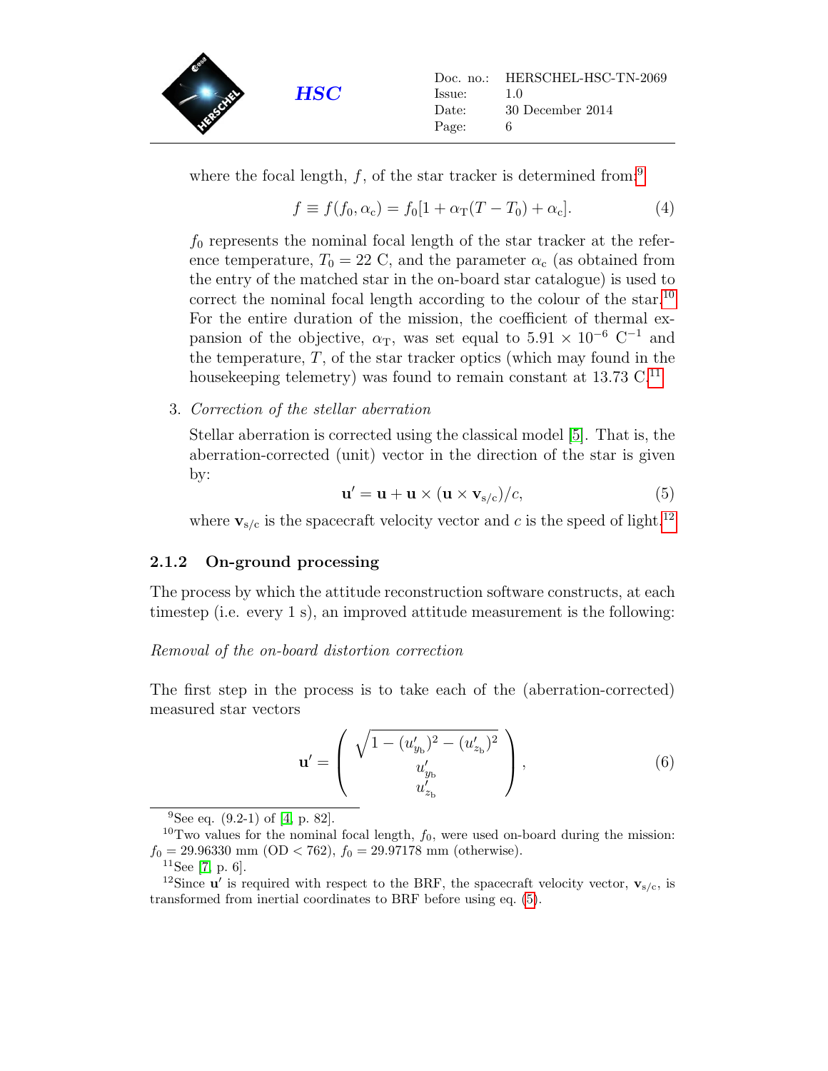where the focal length, $f$, of the star tracker is determined from:[9]

$$f \equiv f(f_0, \alpha_c) = f_0[1 + \alpha_T(T - T_0) + \alpha_c]. \tag{4}$$

$f_0$ represents the nominal focal length of the star tracker at the reference temperature, $T_0 = 22$ C, and the parameter $\alpha_c$ (as obtained from the entry of the matched star in the on-board star catalogue) is used to correct the nominal focal length according to the colour of the star.[10] For the entire duration of the mission, the coefficient of thermal expansion of the objective, $\alpha_T$, was set equal to $5.91 \times 10^{-6}$ C$^{-1}$ and the temperature, $T$, of the star tracker optics (which may found in the housekeeping telemetry) was found to remain constant at 13.73 C.[11]

3. *Correction of the stellar aberration*

   Stellar aberration is corrected using the classical model [5]. That is, the aberration-corrected (unit) vector in the direction of the star is given by:

$$\mathbf{u}' = \mathbf{u} + \mathbf{u} \times (\mathbf{u} \times \mathbf{v}_{s/c})/c, \tag{5}$$

   where $\mathbf{v}_{s/c}$ is the spacecraft velocity vector and $c$ is the speed of light.[12]

### 2.1.2 On-ground processing

The process by which the attitude reconstruction software constructs, at each timestep (i.e. every 1 s), an improved attitude measurement is the following:

*Removal of the on-board distortion correction*

The first step in the process is to take each of the (aberration-corrected) measured star vectors

$$\mathbf{u}' = \begin{pmatrix} \sqrt{1 - (u'_{y_b})^2 - (u'_{z_b})^2} \\ u'_{y_b} \\ u'_{z_b} \end{pmatrix}, \tag{6}$$

---

[9] See eq. (9.2-1) of [4, p. 82].

[10] Two values for the nominal focal length, $f_0$, were used on-board during the mission: $f_0 = 29.96330$ mm (OD < 762), $f_0 = 29.97178$ mm (otherwise).

[11] See [7, p. 6].

[12] Since $\mathbf{u}'$ is required with respect to the BRF, the spacecraft velocity vector, $\mathbf{v}_{s/c}$, is transformed from inertial coordinates to BRF before using eq. (5).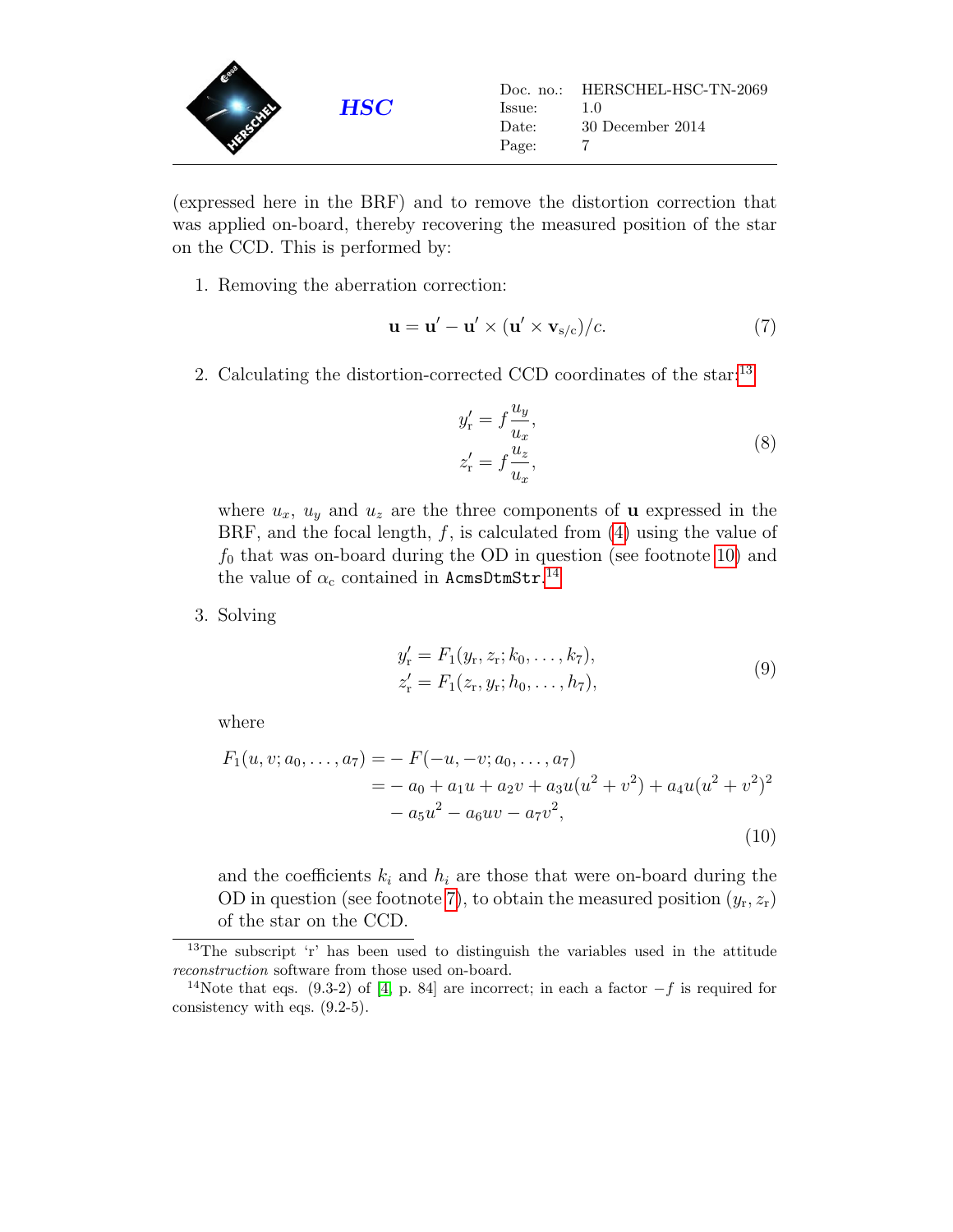(expressed here in the BRF) and to remove the distortion correction that was applied on-board, thereby recovering the measured position of the star on the CCD. This is performed by:

1. Removing the aberration correction:

$$\mathbf{u} = \mathbf{u}' - \mathbf{u}' \times (\mathbf{u}' \times \mathbf{v}_{\mathrm{s/c}})/c. \tag{7}$$

2. Calculating the distortion-corrected CCD coordinates of the star:[13]

$$\begin{aligned} y_{\mathrm{r}}' &= f\frac{u_y}{u_x}, \\ z_{\mathrm{r}}' &= f\frac{u_z}{u_x}, \end{aligned} \tag{8}$$

   where $u_x$, $u_y$ and $u_z$ are the three components of $\mathbf{u}$ expressed in the BRF, and the focal length, $f$, is calculated from (4) using the value of $f_0$ that was on-board during the OD in question (see footnote 10) and the value of $\alpha_{\mathrm{c}}$ contained in `AcmsDtmStr`.[14]

3. Solving

$$\begin{aligned} y_{\mathrm{r}}' &= F_1(y_{\mathrm{r}}, z_{\mathrm{r}}; k_0, \ldots, k_7), \\ z_{\mathrm{r}}' &= F_1(z_{\mathrm{r}}, y_{\mathrm{r}}; h_0, \ldots, h_7), \end{aligned} \tag{9}$$

   where

$$\begin{aligned} F_1(u, v; a_0, \ldots, a_7) &= -F(-u, -v; a_0, \ldots, a_7) \\ &= -a_0 + a_1 u + a_2 v + a_3 u(u^2 + v^2) + a_4 u(u^2 + v^2)^2 \\ &\quad - a_5 u^2 - a_6 uv - a_7 v^2, \end{aligned} \tag{10}$$

   and the coefficients $k_i$ and $h_i$ are those that were on-board during the OD in question (see footnote 7), to obtain the measured position $(y_{\mathrm{r}}, z_{\mathrm{r}})$ of the star on the CCD.

---

[13] The subscript 'r' has been used to distinguish the variables used in the attitude *reconstruction* software from those used on-board.

[14] Note that eqs. (9.3-2) of [4, p. 84] are incorrect; in each a factor $-f$ is required for consistency with eqs. (9.2-5).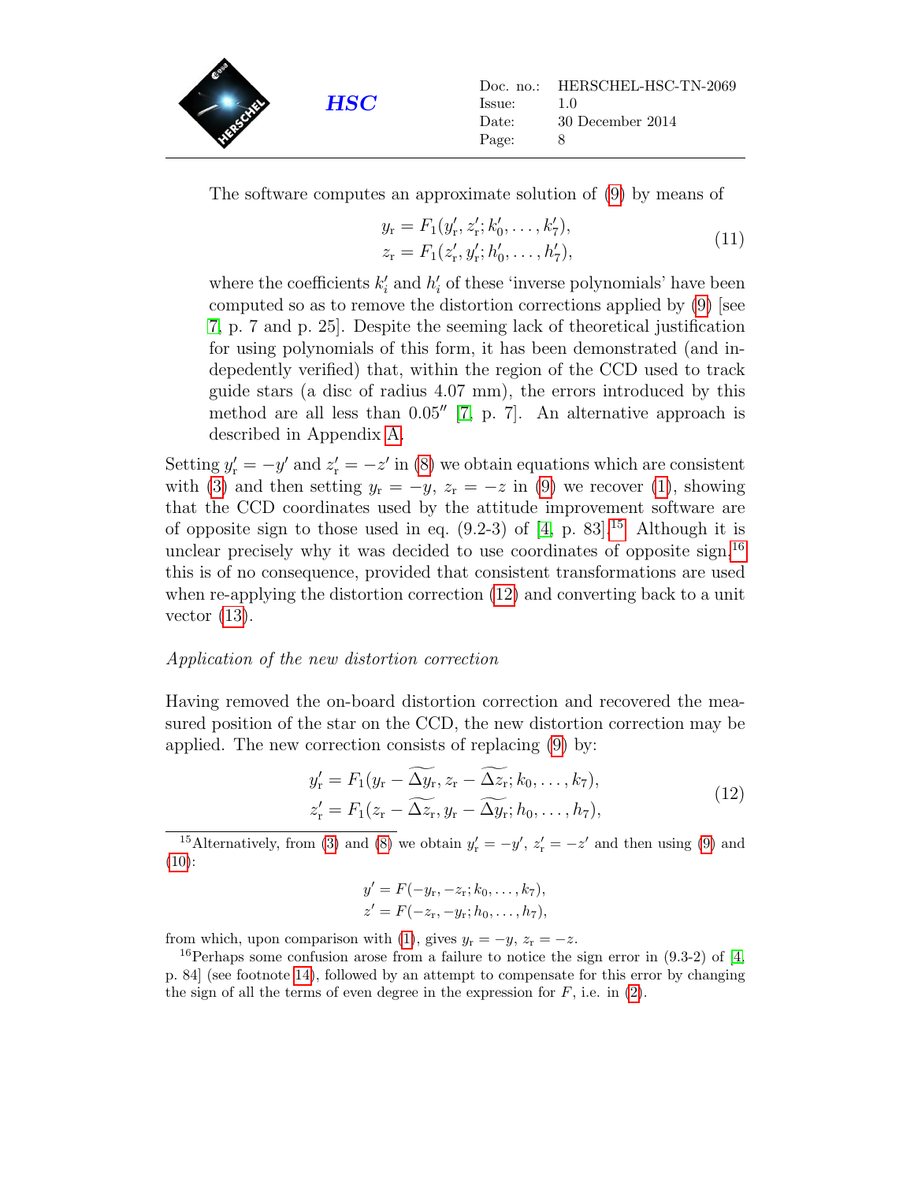The software computes an approximate solution of (9) by means of

$$
\begin{aligned}
y_\mathrm{r} &= F_1(y'_\mathrm{r}, z'_\mathrm{r}; k'_0, \ldots, k'_7), \\
z_\mathrm{r} &= F_1(z'_\mathrm{r}, y'_\mathrm{r}; h'_0, \ldots, h'_7),
\end{aligned}
\tag{11}
$$

where the coefficients $k'_i$ and $h'_i$ of these 'inverse polynomials' have been computed so as to remove the distortion corrections applied by (9) [see 7, p. 7 and p. 25]. Despite the seeming lack of theoretical justification for using polynomials of this form, it has been demonstrated (and indepedently verified) that, within the region of the CCD used to track guide stars (a disc of radius 4.07 mm), the errors introduced by this method are all less than $0.05''$ [7, p. 7]. An alternative approach is described in Appendix A.

Setting $y'_\mathrm{r} = -y'$ and $z'_\mathrm{r} = -z'$ in (8) we obtain equations which are consistent with (3) and then setting $y_\mathrm{r} = -y$, $z_\mathrm{r} = -z$ in (9) we recover (1), showing that the CCD coordinates used by the attitude improvement software are of opposite sign to those used in eq. (9.2-3) of [4, p. 83].[15] Although it is unclear precisely why it was decided to use coordinates of opposite sign,[16] this is of no consequence, provided that consistent transformations are used when re-applying the distortion correction (12) and converting back to a unit vector (13).

*Application of the new distortion correction*

Having removed the on-board distortion correction and recovered the measured position of the star on the CCD, the new distortion correction may be applied. The new correction consists of replacing (9) by:

$$
\begin{aligned}
y'_\mathrm{r} &= F_1(y_\mathrm{r} - \widetilde{\Delta y}_\mathrm{r}, z_\mathrm{r} - \widetilde{\Delta z}_\mathrm{r}; k_0, \ldots, k_7), \\
z'_\mathrm{r} &= F_1(z_\mathrm{r} - \widetilde{\Delta z}_\mathrm{r}, y_\mathrm{r} - \widetilde{\Delta y}_\mathrm{r}; h_0, \ldots, h_7),
\end{aligned}
\tag{12}
$$

[15] Alternatively, from (3) and (8) we obtain $y'_\mathrm{r} = -y'$, $z'_\mathrm{r} = -z'$ and then using (9) and (10):

$$
\begin{aligned}
y' &= F(-y_\mathrm{r}, -z_\mathrm{r}; k_0, \ldots, k_7), \\
z' &= F(-z_\mathrm{r}, -y_\mathrm{r}; h_0, \ldots, h_7),
\end{aligned}
$$

from which, upon comparison with (1), gives $y_\mathrm{r} = -y$, $z_\mathrm{r} = -z$.

[16] Perhaps some confusion arose from a failure to notice the sign error in (9.3-2) of [4, p. 84] (see footnote 14), followed by an attempt to compensate for this error by changing the sign of all the terms of even degree in the expression for $F$, i.e. in (2).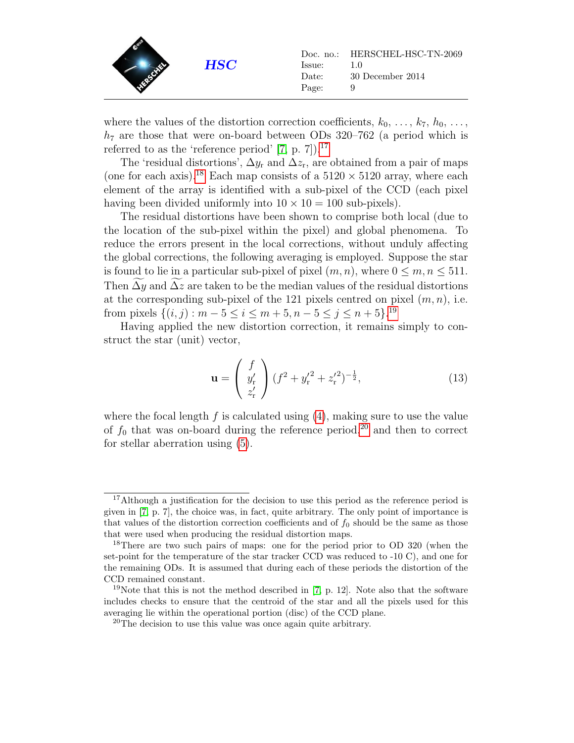where the values of the distortion correction coefficients, $k_0, \ldots, k_7, h_0, \ldots, h_7$ are those that were on-board between ODs 320–762 (a period which is referred to as the 'reference period' [7, p. 7]).[17]

The 'residual distortions', $\Delta y_r$ and $\Delta z_r$, are obtained from a pair of maps (one for each axis).[18] Each map consists of a $5120 \times 5120$ array, where each element of the array is identified with a sub-pixel of the CCD (each pixel having been divided uniformly into $10 \times 10 = 100$ sub-pixels).

The residual distortions have been shown to comprise both local (due to the location of the sub-pixel within the pixel) and global phenomena. To reduce the errors present in the local corrections, without unduly affecting the global corrections, the following averaging is employed. Suppose the star is found to lie in a particular sub-pixel of pixel $(m, n)$, where $0 \leq m, n \leq 511$. Then $\widetilde{\Delta y}$ and $\widetilde{\Delta z}$ are taken to be the median values of the residual distortions at the corresponding sub-pixel of the 121 pixels centred on pixel $(m, n)$, i.e. from pixels $\{(i, j) : m - 5 \leq i \leq m + 5, n - 5 \leq j \leq n + 5\}$.[19]

Having applied the new distortion correction, it remains simply to construct the star (unit) vector,

$$\mathbf{u} = \begin{pmatrix} f \\ y'_r \\ z'_r \end{pmatrix} (f^2 + {y'_r}^2 + {z'_r}^2)^{-\frac{1}{2}}, \tag{13}$$

where the focal length $f$ is calculated using (4), making sure to use the value of $f_0$ that was on-board during the reference period,[20] and then to correct for stellar aberration using (5).

---

[17] Although a justification for the decision to use this period as the reference period is given in [7, p. 7], the choice was, in fact, quite arbitrary. The only point of importance is that values of the distortion correction coefficients and of $f_0$ should be the same as those that were used when producing the residual distortion maps.

[18] There are two such pairs of maps: one for the period prior to OD 320 (when the set-point for the temperature of the star tracker CCD was reduced to -10 C), and one for the remaining ODs. It is assumed that during each of these periods the distortion of the CCD remained constant.

[19] Note that this is not the method described in [7, p. 12]. Note also that the software includes checks to ensure that the centroid of the star and all the pixels used for this averaging lie within the operational portion (disc) of the CCD plane.

[20] The decision to use this value was once again quite arbitrary.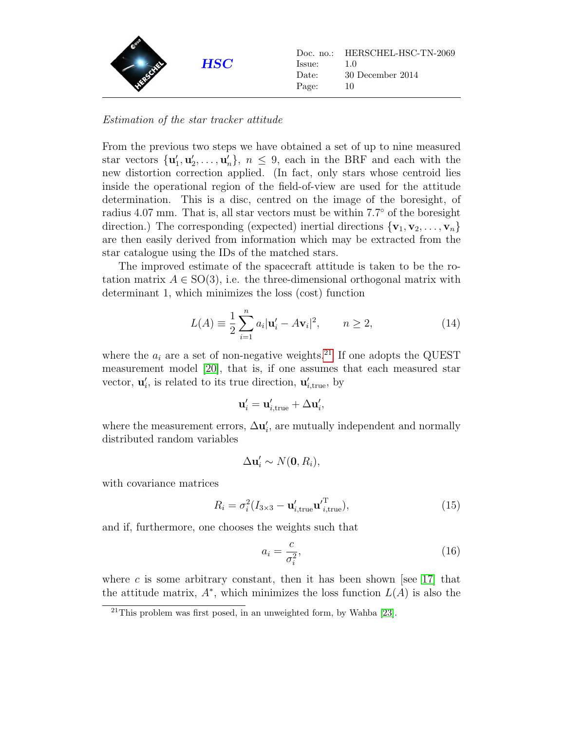*Estimation of the star tracker attitude*

From the previous two steps we have obtained a set of up to nine measured star vectors $\{\mathbf{u}'_1, \mathbf{u}'_2, \ldots, \mathbf{u}'_n\}$, $n \leq 9$, each in the BRF and each with the new distortion correction applied. (In fact, only stars whose centroid lies inside the operational region of the field-of-view are used for the attitude determination. This is a disc, centred on the image of the boresight, of radius 4.07 mm. That is, all star vectors must be within 7.7° of the boresight direction.) The corresponding (expected) inertial directions $\{\mathbf{v}_1, \mathbf{v}_2, \ldots, \mathbf{v}_n\}$ are then easily derived from information which may be extracted from the star catalogue using the IDs of the matched stars.

The improved estimate of the spacecraft attitude is taken to be the rotation matrix $A \in \mathrm{SO}(3)$, i.e. the three-dimensional orthogonal matrix with determinant 1, which minimizes the loss (cost) function

$$L(A) \equiv \frac{1}{2} \sum_{i=1}^{n} a_i |\mathbf{u}'_i - A\mathbf{v}_i|^2, \qquad n \geq 2, \tag{14}$$

where the $a_i$ are a set of non-negative weights.[21] If one adopts the QUEST measurement model [20], that is, if one assumes that each measured star vector, $\mathbf{u}'_i$, is related to its true direction, $\mathbf{u}'_{i,\mathrm{true}}$, by

$$\mathbf{u}'_i = \mathbf{u}'_{i,\mathrm{true}} + \Delta\mathbf{u}'_i,$$

where the measurement errors, $\Delta\mathbf{u}'_i$, are mutually independent and normally distributed random variables

$$\Delta\mathbf{u}'_i \sim N(\mathbf{0}, R_i),$$

with covariance matrices

$$R_i = \sigma_i^2 (I_{3\times3} - \mathbf{u}'_{i,\mathrm{true}} \mathbf{u}'^{\mathrm{T}}_{i,\mathrm{true}}), \tag{15}$$

and if, furthermore, one chooses the weights such that

$$a_i = \frac{c}{\sigma_i^2}, \tag{16}$$

where $c$ is some arbitrary constant, then it has been shown [see [17]] that the attitude matrix, $A^*$, which minimizes the loss function $L(A)$ is also the

[21] This problem was first posed, in an unweighted form, by Wahba [23].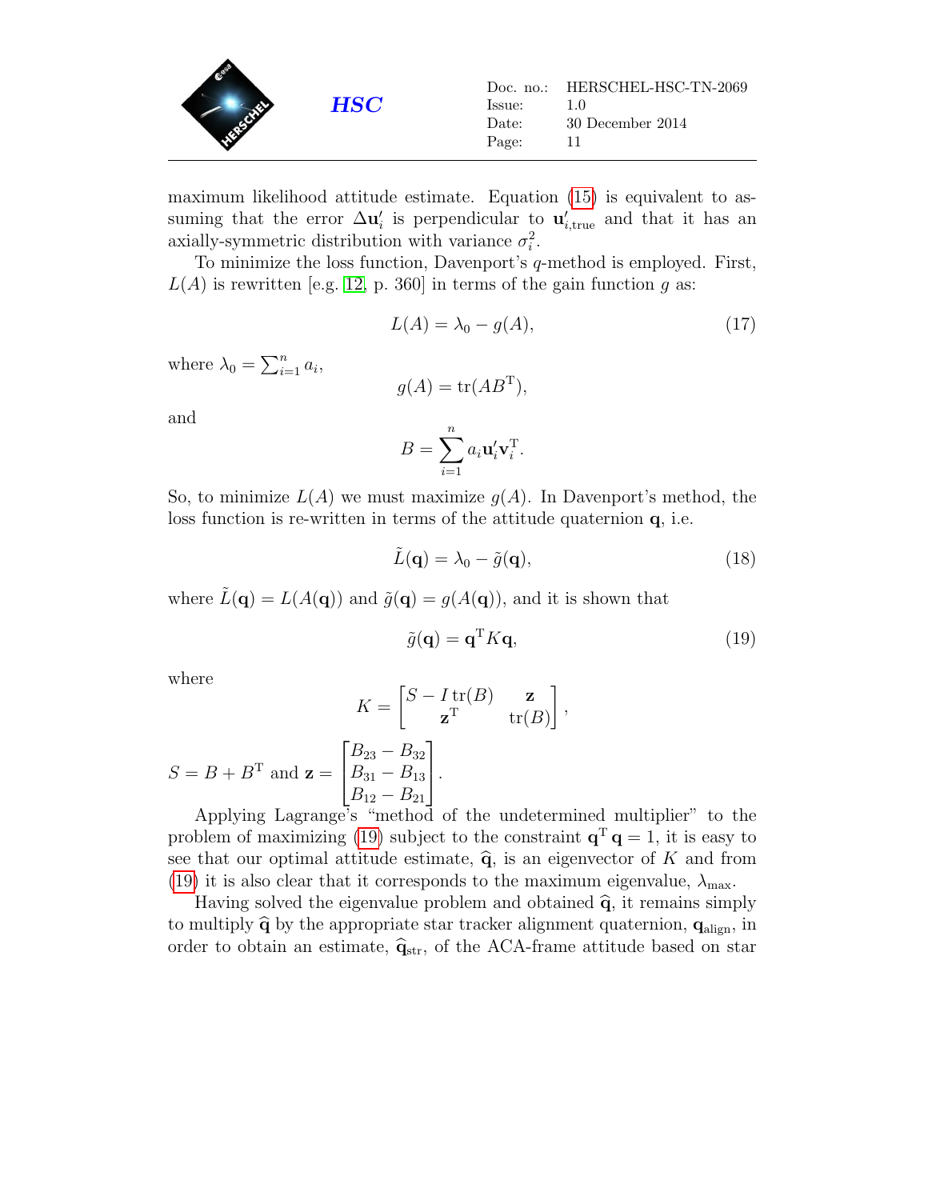maximum likelihood attitude estimate. Equation (15) is equivalent to assuming that the error $\Delta \mathbf{u}'_i$ is perpendicular to $\mathbf{u}'_{i,\text{true}}$ and that it has an axially-symmetric distribution with variance $\sigma_i^2$.

To minimize the loss function, Davenport's $q$-method is employed. First, $L(A)$ is rewritten [e.g. 12, p. 360] in terms of the gain function $g$ as:

$$L(A) = \lambda_0 - g(A), \tag{17}$$

where $\lambda_0 = \sum_{i=1}^{n} a_i$,

$$g(A) = \text{tr}(AB^{\text{T}}),$$

and

$$B = \sum_{i=1}^{n} a_i \mathbf{u}'_i \mathbf{v}_i^{\text{T}}.$$

So, to minimize $L(A)$ we must maximize $g(A)$. In Davenport's method, the loss function is re-written in terms of the attitude quaternion $\mathbf{q}$, i.e.

$$\tilde{L}(\mathbf{q}) = \lambda_0 - \tilde{g}(\mathbf{q}), \tag{18}$$

where $\tilde{L}(\mathbf{q}) = L(A(\mathbf{q}))$ and $\tilde{g}(\mathbf{q}) = g(A(\mathbf{q}))$, and it is shown that

$$\tilde{g}(\mathbf{q}) = \mathbf{q}^{\text{T}} K \mathbf{q}, \tag{19}$$

where

$$K = \begin{bmatrix} S - I\,\text{tr}(B) & \mathbf{z} \\ \mathbf{z}^{\text{T}} & \text{tr}(B) \end{bmatrix},$$

$S = B + B^{\text{T}}$ and $\mathbf{z} = \begin{bmatrix} B_{23} - B_{32} \\ B_{31} - B_{13} \\ B_{12} - B_{21} \end{bmatrix}$.

Applying Lagrange's "method of the undetermined multiplier" to the problem of maximizing (19) subject to the constraint $\mathbf{q}^{\text{T}}\mathbf{q} = 1$, it is easy to see that our optimal attitude estimate, $\widehat{\mathbf{q}}$, is an eigenvector of $K$ and from (19) it is also clear that it corresponds to the maximum eigenvalue, $\lambda_{\text{max}}$.

Having solved the eigenvalue problem and obtained $\widehat{\mathbf{q}}$, it remains simply to multiply $\widehat{\mathbf{q}}$ by the appropriate star tracker alignment quaternion, $\mathbf{q}_{\text{align}}$, in order to obtain an estimate, $\widehat{\mathbf{q}}_{\text{str}}$, of the ACA-frame attitude based on star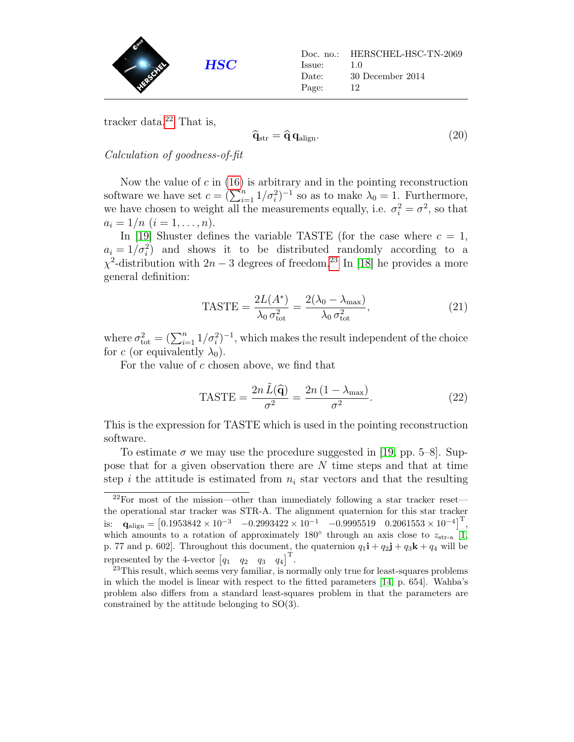tracker data.[22] That is,

$$\widehat{\mathbf{q}}_{\mathrm{str}} = \widehat{\mathbf{q}}\,\mathbf{q}_{\mathrm{align}}. \tag{20}$$

*Calculation of goodness-of-fit*

Now the value of $c$ in (16) is arbitrary and in the pointing reconstruction software we have set $c = (\sum_{i=1}^{n} 1/\sigma_i^2)^{-1}$ so as to make $\lambda_0 = 1$. Furthermore, we have chosen to weight all the measurements equally, i.e. $\sigma_i^2 = \sigma^2$, so that $a_i = 1/n$ $(i = 1, \ldots, n)$.

In [19] Shuster defines the variable TASTE (for the case where $c = 1$, $a_i = 1/\sigma_i^2$) and shows it to be distributed randomly according to a $\chi^2$-distribution with $2n - 3$ degrees of freedom.[23] In [18] he provides a more general definition:

$$\mathrm{TASTE} = \frac{2L(A^*)}{\lambda_0\,\sigma_{\mathrm{tot}}^2} = \frac{2(\lambda_0 - \lambda_{\max})}{\lambda_0\,\sigma_{\mathrm{tot}}^2}, \tag{21}$$

where $\sigma_{\mathrm{tot}}^2 = (\sum_{i=1}^{n} 1/\sigma_i^2)^{-1}$, which makes the result independent of the choice for $c$ (or equivalently $\lambda_0$).

For the value of $c$ chosen above, we find that

$$\mathrm{TASTE} = \frac{2n\,\tilde{L}(\widehat{\mathbf{q}})}{\sigma^2} = \frac{2n\,(1 - \lambda_{\max})}{\sigma^2}. \tag{22}$$

This is the expression for TASTE which is used in the pointing reconstruction software.

To estimate $\sigma$ we may use the procedure suggested in [19, pp. 5–8]. Suppose that for a given observation there are $N$ time steps and that at time step $i$ the attitude is estimated from $n_i$ star vectors and that the resulting

---

[22] For most of the mission—other than immediately following a star tracker reset—the operational star tracker was STR-A. The alignment quaternion for this star tracker is: $\mathbf{q}_{\mathrm{align}} = \begin{bmatrix} 0.1953842 \times 10^{-3} & -0.2993422 \times 10^{-1} & -0.9995519 & 0.2061553 \times 10^{-4} \end{bmatrix}^{\mathrm{T}}$, which amounts to a rotation of approximately 180° through an axis close to $z_{\text{str-a}}$ [1, p. 77 and p. 602]. Throughout this document, the quaternion $q_1\mathbf{i} + q_2\mathbf{j} + q_3\mathbf{k} + q_4$ will be represented by the 4-vector $\begin{bmatrix} q_1 & q_2 & q_3 & q_4 \end{bmatrix}^{\mathrm{T}}$.

[23] This result, which seems very familiar, is normally only true for least-squares problems in which the model is linear with respect to the fitted parameters [14, p. 654]. Wahba's problem also differs from a standard least-squares problem in that the parameters are constrained by the attitude belonging to SO(3).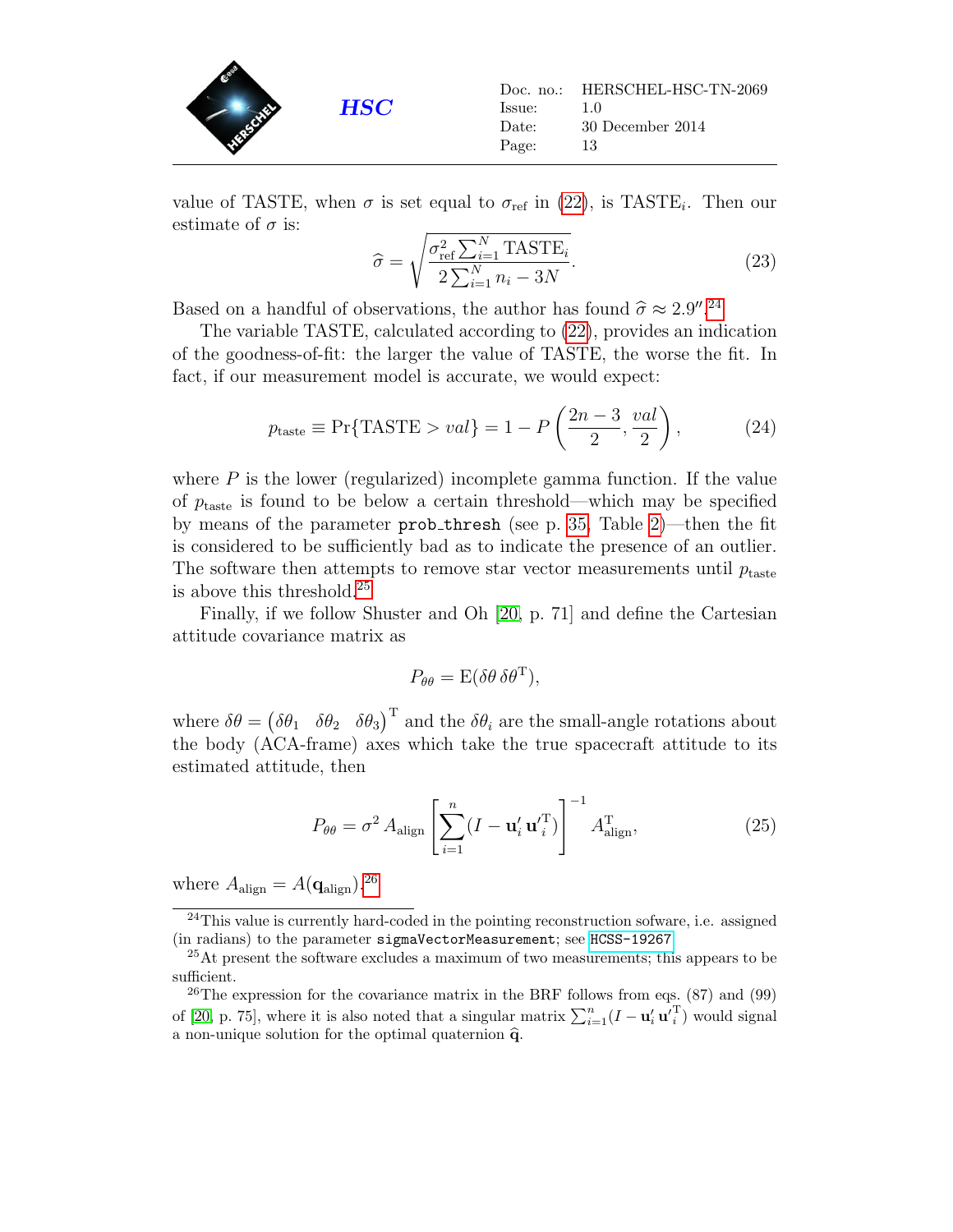value of TASTE, when $\sigma$ is set equal to $\sigma_{\text{ref}}$ in (22), is $\text{TASTE}_i$. Then our estimate of $\sigma$ is:

$$\widehat{\sigma} = \sqrt{\frac{\sigma_{\text{ref}}^2 \sum_{i=1}^{N} \text{TASTE}_i}{2 \sum_{i=1}^{N} n_i - 3N}}. \tag{23}$$

Based on a handful of observations, the author has found $\widehat{\sigma} \approx 2.9''$.[24]

The variable TASTE, calculated according to (22), provides an indication of the goodness-of-fit: the larger the value of TASTE, the worse the fit. In fact, if our measurement model is accurate, we would expect:

$$p_{\text{taste}} \equiv \Pr\{\text{TASTE} > val\} = 1 - P\left(\frac{2n-3}{2}, \frac{val}{2}\right), \tag{24}$$

where $P$ is the lower (regularized) incomplete gamma function. If the value of $p_{\text{taste}}$ is found to be below a certain threshold—which may be specified by means of the parameter `prob_thresh` (see p. 35, Table 2)—then the fit is considered to be sufficiently bad as to indicate the presence of an outlier. The software then attempts to remove star vector measurements until $p_{\text{taste}}$ is above this threshold.[25]

Finally, if we follow Shuster and Oh [20, p. 71] and define the Cartesian attitude covariance matrix as

$$P_{\theta\theta} = \text{E}(\delta\theta \, \delta\theta^{\text{T}}),$$

where $\delta\theta = \begin{pmatrix} \delta\theta_1 & \delta\theta_2 & \delta\theta_3 \end{pmatrix}^{\text{T}}$ and the $\delta\theta_i$ are the small-angle rotations about the body (ACA-frame) axes which take the true spacecraft attitude to its estimated attitude, then

$$P_{\theta\theta} = \sigma^2 \, A_{\text{align}} \left[ \sum_{i=1}^{n} (I - \mathbf{u}'_i \, \mathbf{u}'^{\text{T}}_i) \right]^{-1} A_{\text{align}}^{\text{T}}, \tag{25}$$

where $A_{\text{align}} = A(\mathbf{q}_{\text{align}})$.[26]

---

[24] This value is currently hard-coded in the pointing reconstruction sofware, i.e. assigned (in radians) to the parameter `sigmaVectorMeasurement`; see HCSS-19267.

[25] At present the software excludes a maximum of two measurements; this appears to be sufficient.

[26] The expression for the covariance matrix in the BRF follows from eqs. (87) and (99) of [20, p. 75], where it is also noted that a singular matrix $\sum_{i=1}^{n}(I - \mathbf{u}'_i \, \mathbf{u}'^{\text{T}}_i)$ would signal a non-unique solution for the optimal quaternion $\widehat{\mathbf{q}}$.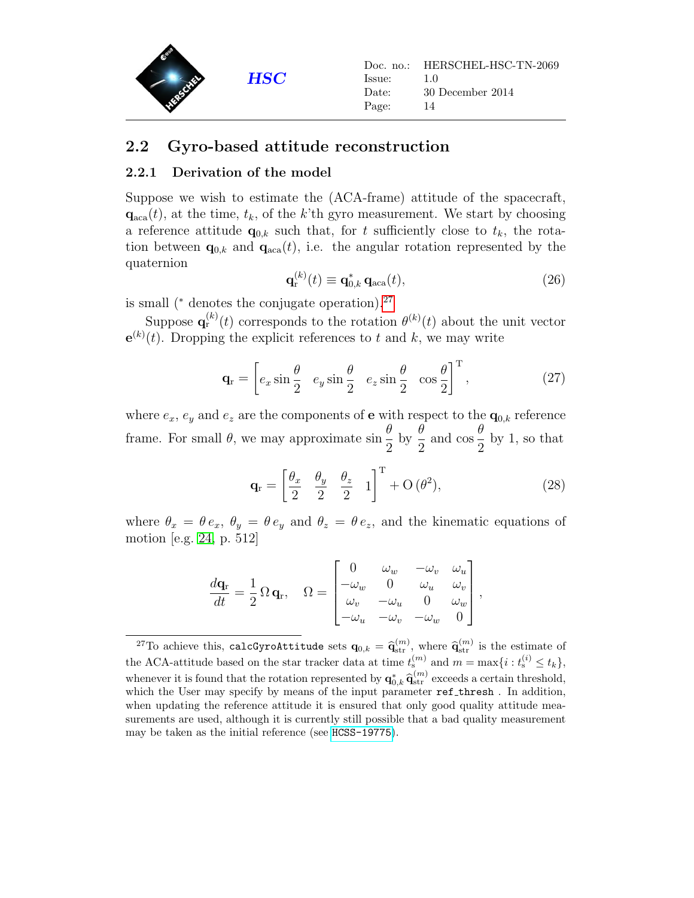## 2.2 Gyro-based attitude reconstruction

### 2.2.1 Derivation of the model

Suppose we wish to estimate the (ACA-frame) attitude of the spacecraft, $\mathbf{q}_{\text{aca}}(t)$, at the time, $t_k$, of the $k$'th gyro measurement. We start by choosing a reference attitude $\mathbf{q}_{0,k}$ such that, for $t$ sufficiently close to $t_k$, the rotation between $\mathbf{q}_{0,k}$ and $\mathbf{q}_{\text{aca}}(t)$, i.e. the angular rotation represented by the quaternion

$$\mathbf{q}_{\text{r}}^{(k)}(t) \equiv \mathbf{q}_{0,k}^{*}\,\mathbf{q}_{\text{aca}}(t), \tag{26}$$

is small ($^*$ denotes the conjugate operation).[27]

Suppose $\mathbf{q}_{\text{r}}^{(k)}(t)$ corresponds to the rotation $\theta^{(k)}(t)$ about the unit vector $\mathbf{e}^{(k)}(t)$. Dropping the explicit references to $t$ and $k$, we may write

$$\mathbf{q}_{\text{r}} = \left[ e_x \sin\frac{\theta}{2} \quad e_y \sin\frac{\theta}{2} \quad e_z \sin\frac{\theta}{2} \quad \cos\frac{\theta}{2} \right]^{\text{T}}, \tag{27}$$

where $e_x$, $e_y$ and $e_z$ are the components of $\mathbf{e}$ with respect to the $\mathbf{q}_{0,k}$ reference frame. For small $\theta$, we may approximate $\sin\frac{\theta}{2}$ by $\frac{\theta}{2}$ and $\cos\frac{\theta}{2}$ by 1, so that

$$\mathbf{q}_{\text{r}} = \left[ \frac{\theta_x}{2} \quad \frac{\theta_y}{2} \quad \frac{\theta_z}{2} \quad 1 \right]^{\text{T}} + \text{O}\left(\theta^2\right), \tag{28}$$

where $\theta_x = \theta\, e_x$, $\theta_y = \theta\, e_y$ and $\theta_z = \theta\, e_z$, and the kinematic equations of motion [e.g. [24], p. 512]

$$\frac{d\mathbf{q}_{\text{r}}}{dt} = \frac{1}{2}\,\Omega\,\mathbf{q}_{\text{r}}, \quad \Omega = \begin{bmatrix} 0 & \omega_w & -\omega_v & \omega_u \\ -\omega_w & 0 & \omega_u & \omega_v \\ \omega_v & -\omega_u & 0 & \omega_w \\ -\omega_u & -\omega_v & -\omega_w & 0 \end{bmatrix},$$

[27] To achieve this, `calcGyroAttitude` sets $\mathbf{q}_{0,k} = \widehat{\mathbf{q}}_{\text{str}}^{(m)}$, where $\widehat{\mathbf{q}}_{\text{str}}^{(m)}$ is the estimate of the ACA-attitude based on the star tracker data at time $t_{\text{s}}^{(m)}$ and $m = \max\{i : t_{\text{s}}^{(i)} \leq t_k\}$, whenever it is found that the rotation represented by $\mathbf{q}_{0,k}^{*}\,\widehat{\mathbf{q}}_{\text{str}}^{(m)}$ exceeds a certain threshold, which the User may specify by means of the input parameter `ref_thresh` . In addition, when updating the reference attitude it is ensured that only good quality attitude measurements are used, although it is currently still possible that a bad quality measurement may be taken as the initial reference (see `HCSS-19775`).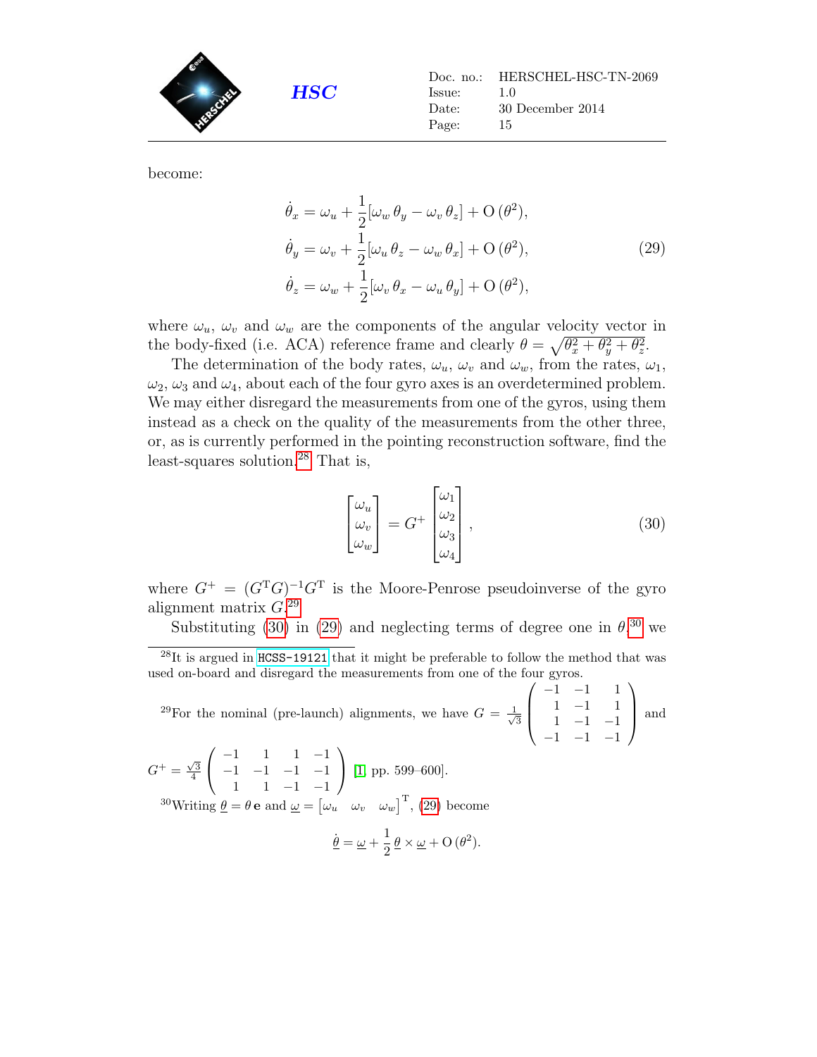become:

$$
\begin{aligned}
\dot{\theta}_x &= \omega_u + \frac{1}{2}[\omega_w\,\theta_y - \omega_v\,\theta_z] + \mathrm{O}\,(\theta^2),\\
\dot{\theta}_y &= \omega_v + \frac{1}{2}[\omega_u\,\theta_z - \omega_w\,\theta_x] + \mathrm{O}\,(\theta^2),\\
\dot{\theta}_z &= \omega_w + \frac{1}{2}[\omega_v\,\theta_x - \omega_u\,\theta_y] + \mathrm{O}\,(\theta^2),
\end{aligned}
\tag{29}
$$

where $\omega_u$, $\omega_v$ and $\omega_w$ are the components of the angular velocity vector in the body-fixed (i.e. ACA) reference frame and clearly $\theta = \sqrt{\theta_x^2 + \theta_y^2 + \theta_z^2}$.

The determination of the body rates, $\omega_u$, $\omega_v$ and $\omega_w$, from the rates, $\omega_1$, $\omega_2$, $\omega_3$ and $\omega_4$, about each of the four gyro axes is an overdetermined problem. We may either disregard the measurements from one of the gyros, using them instead as a check on the quality of the measurements from the other three, or, as is currently performed in the pointing reconstruction software, find the least-squares solution.[28] That is,

$$
\begin{bmatrix}\omega_u\\ \omega_v\\ \omega_w\end{bmatrix} = G^{+}\begin{bmatrix}\omega_1\\ \omega_2\\ \omega_3\\ \omega_4\end{bmatrix},
\tag{30}
$$

where $G^{+} = (G^{\mathrm{T}}G)^{-1}G^{\mathrm{T}}$ is the Moore-Penrose pseudoinverse of the gyro alignment matrix $G$.[29]

Substituting (30) in (29) and neglecting terms of degree one in $\theta$,[30] we

---

[28] It is argued in HCSS-19121 that it might be preferable to follow the method that was used on-board and disregard the measurements from one of the four gyros.

[29] For the nominal (pre-launch) alignments, we have $G = \frac{1}{\sqrt{3}}\begin{pmatrix}-1 & -1 & 1\\ 1 & -1 & 1\\ 1 & -1 & -1\\ -1 & -1 & -1\end{pmatrix}$ and $G^{+} = \frac{\sqrt{3}}{4}\begin{pmatrix}-1 & 1 & 1 & -1\\ -1 & -1 & -1 & -1\\ 1 & 1 & -1 & -1\end{pmatrix}$ [1, pp. 599–600].

[30] Writing $\underline{\theta} = \theta\,\mathbf{e}$ and $\underline{\omega} = \begin{bmatrix}\omega_u & \omega_v & \omega_w\end{bmatrix}^{\mathrm{T}}$, (29) become

$$
\dot{\underline{\theta}} = \underline{\omega} + \frac{1}{2}\,\underline{\theta}\times\underline{\omega} + \mathrm{O}\,(\theta^2).
$$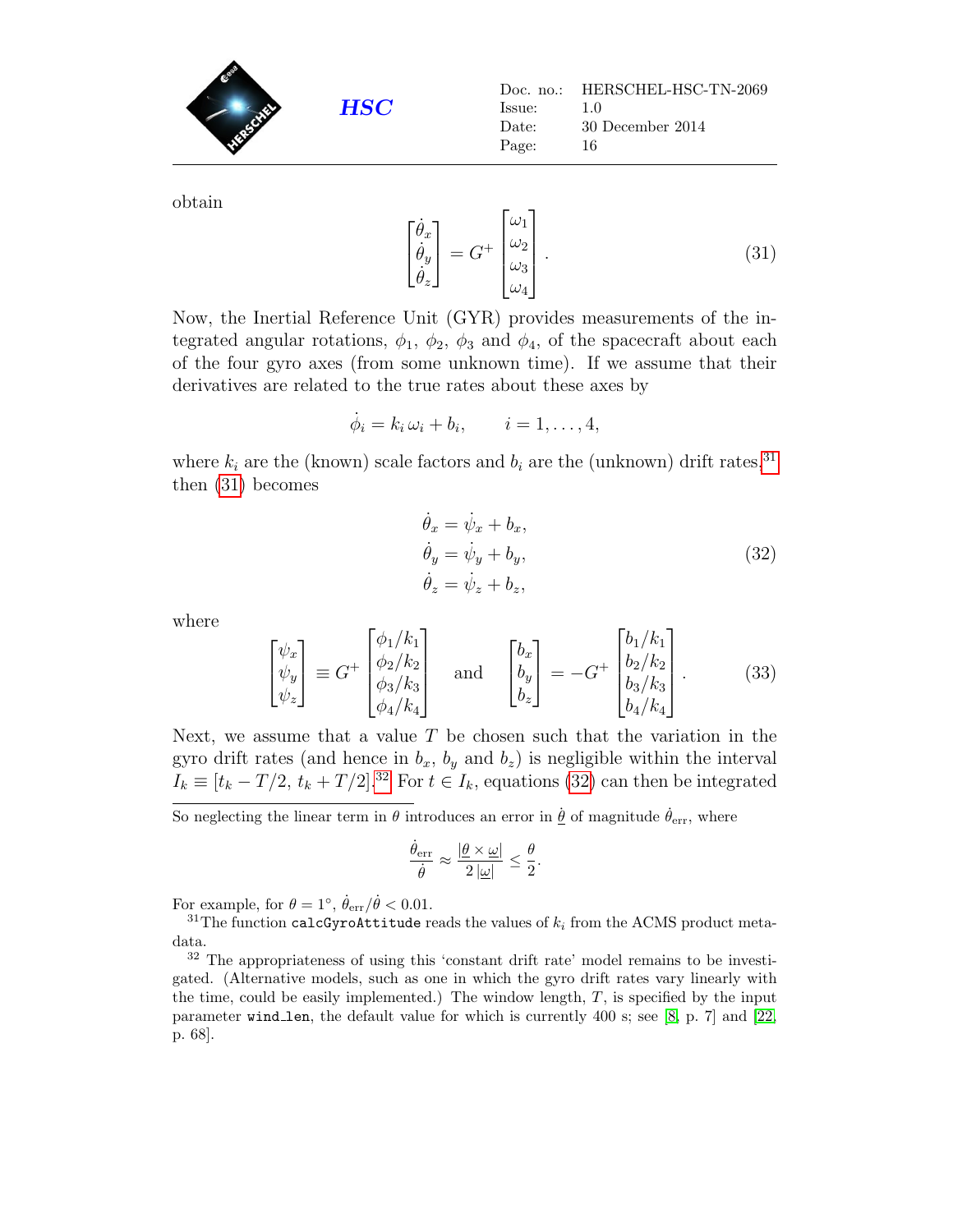obtain

$$
\begin{bmatrix} \dot{\theta}_x \\ \dot{\theta}_y \\ \dot{\theta}_z \end{bmatrix} = G^{+} \begin{bmatrix} \omega_1 \\ \omega_2 \\ \omega_3 \\ \omega_4 \end{bmatrix}. \tag{31}
$$

Now, the Inertial Reference Unit (GYR) provides measurements of the integrated angular rotations, $\phi_1$, $\phi_2$, $\phi_3$ and $\phi_4$, of the spacecraft about each of the four gyro axes (from some unknown time). If we assume that their derivatives are related to the true rates about these axes by

$$
\dot{\phi}_i = k_i\,\omega_i + b_i, \qquad i = 1, \ldots, 4,
$$

where $k_i$ are the (known) scale factors and $b_i$ are the (unknown) drift rates,[31] then (31) becomes

$$
\begin{aligned}
\dot{\theta}_x &= \dot{\psi}_x + b_x, \\
\dot{\theta}_y &= \dot{\psi}_y + b_y, \\
\dot{\theta}_z &= \dot{\psi}_z + b_z,
\end{aligned} \tag{32}
$$

where

$$
\begin{bmatrix} \psi_x \\ \psi_y \\ \psi_z \end{bmatrix} \equiv G^{+} \begin{bmatrix} \phi_1/k_1 \\ \phi_2/k_2 \\ \phi_3/k_3 \\ \phi_4/k_4 \end{bmatrix} \quad \text{and} \quad \begin{bmatrix} b_x \\ b_y \\ b_z \end{bmatrix} = -G^{+} \begin{bmatrix} b_1/k_1 \\ b_2/k_2 \\ b_3/k_3 \\ b_4/k_4 \end{bmatrix}. \tag{33}
$$

Next, we assume that a value $T$ be chosen such that the variation in the gyro drift rates (and hence in $b_x$, $b_y$ and $b_z$) is negligible within the interval $I_k \equiv [t_k - T/2,\, t_k + T/2]$.[32] For $t \in I_k$, equations (32) can then be integrated

---

So neglecting the linear term in $\theta$ introduces an error in $\dot{\underline{\theta}}$ of magnitude $\dot{\theta}_{\rm err}$, where

$$
\frac{\dot{\theta}_{\rm err}}{\dot{\theta}} \approx \frac{|\underline{\theta} \times \underline{\omega}|}{2\,|\underline{\omega}|} \le \frac{\theta}{2}.
$$

For example, for $\theta = 1^\circ$, $\dot{\theta}_{\rm err}/\dot{\theta} < 0.01$.

[31] The function `calcGyroAttitude` reads the values of $k_i$ from the ACMS product meta-data.

[32] The appropriateness of using this 'constant drift rate' model remains to be investigated. (Alternative models, such as one in which the gyro drift rates vary linearly with the time, could be easily implemented.) The window length, $T$, is specified by the input parameter `wind_len`, the default value for which is currently 400 s; see [8, p. 7] and [22, p. 68].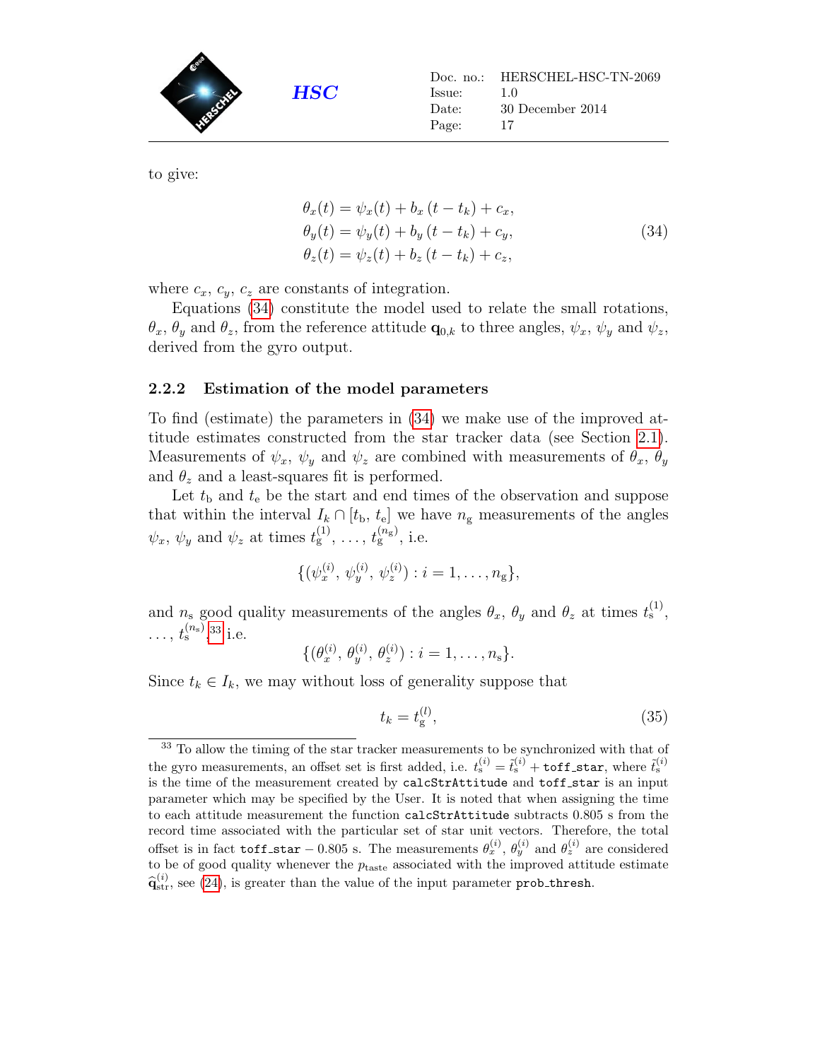to give:

$$
\begin{aligned}
\theta_x(t) &= \psi_x(t) + b_x\,(t - t_k) + c_x, \\
\theta_y(t) &= \psi_y(t) + b_y\,(t - t_k) + c_y, \\
\theta_z(t) &= \psi_z(t) + b_z\,(t - t_k) + c_z,
\end{aligned}
\tag{34}
$$

where $c_x$, $c_y$, $c_z$ are constants of integration.

Equations (34) constitute the model used to relate the small rotations, $\theta_x$, $\theta_y$ and $\theta_z$, from the reference attitude $\mathbf{q}_{0,k}$ to three angles, $\psi_x$, $\psi_y$ and $\psi_z$, derived from the gyro output.

### 2.2.2 Estimation of the model parameters

To find (estimate) the parameters in (34) we make use of the improved attitude estimates constructed from the star tracker data (see Section 2.1). Measurements of $\psi_x$, $\psi_y$ and $\psi_z$ are combined with measurements of $\theta_x$, $\theta_y$ and $\theta_z$ and a least-squares fit is performed.

Let $t_\mathrm{b}$ and $t_\mathrm{e}$ be the start and end times of the observation and suppose that within the interval $I_k \cap [t_\mathrm{b},\, t_\mathrm{e}]$ we have $n_\mathrm{g}$ measurements of the angles $\psi_x$, $\psi_y$ and $\psi_z$ at times $t_\mathrm{g}^{(1)}, \ldots, t_\mathrm{g}^{(n_\mathrm{g})}$, i.e.

$$
\{(\psi_x^{(i)},\, \psi_y^{(i)},\, \psi_z^{(i)}) : i = 1, \ldots, n_\mathrm{g}\},
$$

and $n_\mathrm{s}$ good quality measurements of the angles $\theta_x$, $\theta_y$ and $\theta_z$ at times $t_\mathrm{s}^{(1)}, \ldots, t_\mathrm{s}^{(n_\mathrm{s})}$,[33] i.e.

$$
\{(\theta_x^{(i)},\, \theta_y^{(i)},\, \theta_z^{(i)}) : i = 1, \ldots, n_\mathrm{s}\}.
$$

Since $t_k \in I_k$, we may without loss of generality suppose that

$$
t_k = t_\mathrm{g}^{(l)}, \tag{35}
$$

[33] To allow the timing of the star tracker measurements to be synchronized with that of the gyro measurements, an offset set is first added, i.e. $t_\mathrm{s}^{(i)} = \tilde{t}_\mathrm{s}^{(i)} + \texttt{toff\_star}$, where $\tilde{t}_\mathrm{s}^{(i)}$ is the time of the measurement created by `calcStrAttitude` and `toff_star` is an input parameter which may be specified by the User. It is noted that when assigning the time to each attitude measurement the function `calcStrAttitude` subtracts 0.805 s from the record time associated with the particular set of star unit vectors. Therefore, the total offset is in fact $\texttt{toff\_star} - 0.805$ s. The measurements $\theta_x^{(i)}$, $\theta_y^{(i)}$ and $\theta_z^{(i)}$ are considered to be of good quality whenever the $p_\mathrm{taste}$ associated with the improved attitude estimate $\widehat{\mathbf{q}}_\mathrm{str}^{(i)}$, see (24), is greater than the value of the input parameter `prob_thresh`.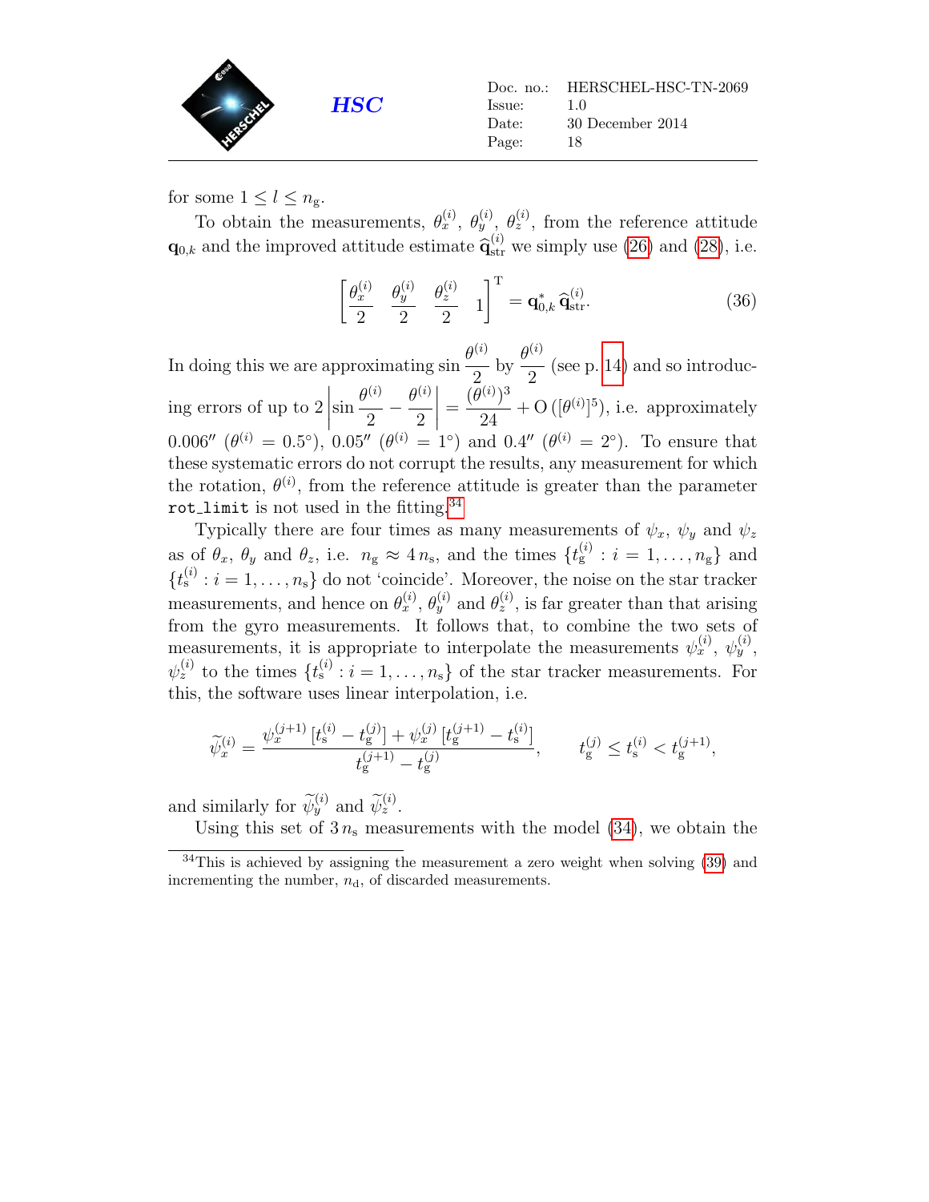for some $1 \leq l \leq n_{\mathrm{g}}$.

To obtain the measurements, $\theta_x^{(i)}$, $\theta_y^{(i)}$, $\theta_z^{(i)}$, from the reference attitude $\mathbf{q}_{0,k}$ and the improved attitude estimate $\widehat{\mathbf{q}}_{\mathrm{str}}^{(i)}$ we simply use (26) and (28), i.e.

$$\begin{bmatrix} \frac{\theta_x^{(i)}}{2} & \frac{\theta_y^{(i)}}{2} & \frac{\theta_z^{(i)}}{2} & 1 \end{bmatrix}^{\mathrm{T}} = \mathbf{q}_{0,k}^{*}\, \widehat{\mathbf{q}}_{\mathrm{str}}^{(i)}. \tag{36}$$

In doing this we are approximating $\sin \frac{\theta^{(i)}}{2}$ by $\frac{\theta^{(i)}}{2}$ (see p. 14) and so introducing errors of up to $2\left|\sin \frac{\theta^{(i)}}{2} - \frac{\theta^{(i)}}{2}\right| = \frac{(\theta^{(i)})^3}{24} + \mathrm{O}\left([\theta^{(i)}]^5\right)$, i.e. approximately $0.006''$ ($\theta^{(i)} = 0.5°$), $0.05''$ ($\theta^{(i)} = 1°$) and $0.4''$ ($\theta^{(i)} = 2°$). To ensure that these systematic errors do not corrupt the results, any measurement for which the rotation, $\theta^{(i)}$, from the reference attitude is greater than the parameter `rot_limit` is not used in the fitting.[34]

Typically there are four times as many measurements of $\psi_x$, $\psi_y$ and $\psi_z$ as of $\theta_x$, $\theta_y$ and $\theta_z$, i.e. $n_{\mathrm{g}} \approx 4\, n_{\mathrm{s}}$, and the times $\{t_{\mathrm{g}}^{(i)} : i = 1, \ldots, n_{\mathrm{g}}\}$ and $\{t_{\mathrm{s}}^{(i)} : i = 1, \ldots, n_{\mathrm{s}}\}$ do not 'coincide'. Moreover, the noise on the star tracker measurements, and hence on $\theta_x^{(i)}$, $\theta_y^{(i)}$ and $\theta_z^{(i)}$, is far greater than that arising from the gyro measurements. It follows that, to combine the two sets of measurements, it is appropriate to interpolate the measurements $\psi_x^{(i)}$, $\psi_y^{(i)}$, $\psi_z^{(i)}$ to the times $\{t_{\mathrm{s}}^{(i)} : i = 1, \ldots, n_{\mathrm{s}}\}$ of the star tracker measurements. For this, the software uses linear interpolation, i.e.

$$\widetilde{\psi}_x^{(i)} = \frac{\psi_x^{(j+1)}\,[t_{\mathrm{s}}^{(i)} - t_{\mathrm{g}}^{(j)}] + \psi_x^{(j)}\,[t_{\mathrm{g}}^{(j+1)} - t_{\mathrm{s}}^{(i)}]}{t_{\mathrm{g}}^{(j+1)} - t_{\mathrm{g}}^{(j)}}, \qquad t_{\mathrm{g}}^{(j)} \leq t_{\mathrm{s}}^{(i)} < t_{\mathrm{g}}^{(j+1)},$$

and similarly for $\widetilde{\psi}_y^{(i)}$ and $\widetilde{\psi}_z^{(i)}$.

Using this set of $3\,n_{\mathrm{s}}$ measurements with the model (34), we obtain the

[34] This is achieved by assigning the measurement a zero weight when solving (39) and incrementing the number, $n_{\mathrm{d}}$, of discarded measurements.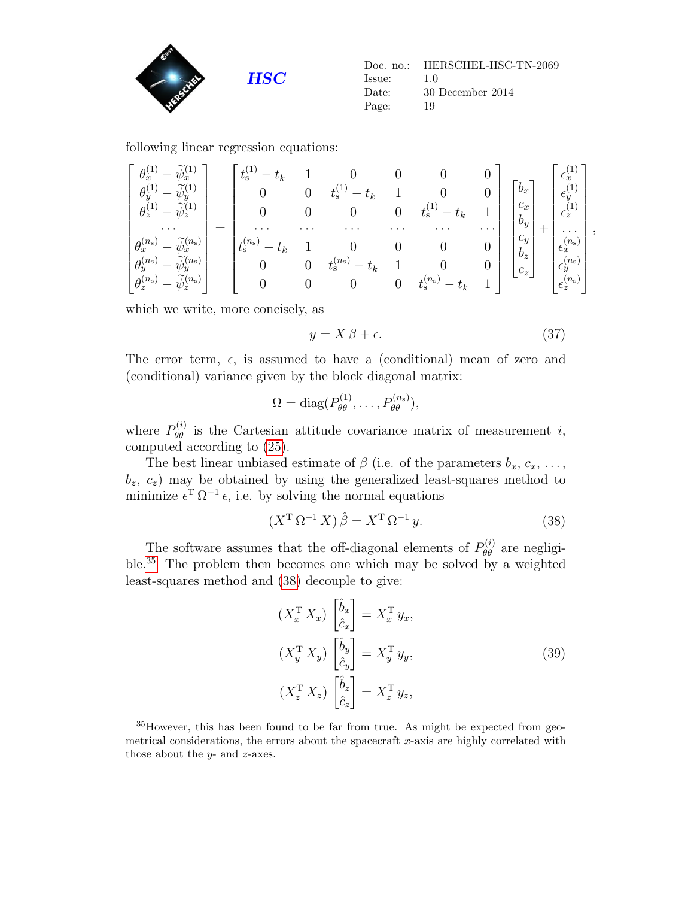following linear regression equations:

$$
\begin{bmatrix} \theta_x^{(1)} - \widetilde{\psi}_x^{(1)} \\ \theta_y^{(1)} - \widetilde{\psi}_y^{(1)} \\ \theta_z^{(1)} - \widetilde{\psi}_z^{(1)} \\ \cdots \\ \theta_x^{(n_s)} - \widetilde{\psi}_x^{(n_s)} \\ \theta_y^{(n_s)} - \widetilde{\psi}_y^{(n_s)} \\ \theta_z^{(n_s)} - \widetilde{\psi}_z^{(n_s)} \end{bmatrix} = \begin{bmatrix} t_s^{(1)} - t_k & 1 & 0 & 0 & 0 & 0 \\ 0 & 0 & t_s^{(1)} - t_k & 1 & 0 & 0 \\ 0 & 0 & 0 & 0 & t_s^{(1)} - t_k & 1 \\ \cdots & \cdots & \cdots & \cdots & \cdots & \cdots \\ t_s^{(n_s)} - t_k & 1 & 0 & 0 & 0 & 0 \\ 0 & 0 & t_s^{(n_s)} - t_k & 1 & 0 & 0 \\ 0 & 0 & 0 & 0 & t_s^{(n_s)} - t_k & 1 \end{bmatrix} \begin{bmatrix} b_x \\ c_x \\ b_y \\ c_y \\ b_z \\ c_z \end{bmatrix} + \begin{bmatrix} \epsilon_x^{(1)} \\ \epsilon_y^{(1)} \\ \epsilon_z^{(1)} \\ \cdots \\ \epsilon_x^{(n_s)} \\ \epsilon_y^{(n_s)} \\ \epsilon_z^{(n_s)} \end{bmatrix},
$$

which we write, more concisely, as

$$
y = X\,\beta + \epsilon. \tag{37}
$$

The error term, $\epsilon$, is assumed to have a (conditional) mean of zero and (conditional) variance given by the block diagonal matrix:

$$
\Omega = \mathrm{diag}(P_{\theta\theta}^{(1)}, \ldots, P_{\theta\theta}^{(n_s)}),
$$

where $P_{\theta\theta}^{(i)}$ is the Cartesian attitude covariance matrix of measurement $i$, computed according to (25).

The best linear unbiased estimate of $\beta$ (i.e. of the parameters $b_x$, $c_x$, ..., $b_z$, $c_z$) may be obtained by using the generalized least-squares method to minimize $\epsilon^{\mathrm{T}}\,\Omega^{-1}\,\epsilon$, i.e. by solving the normal equations

$$
(X^{\mathrm{T}}\,\Omega^{-1}\,X)\,\hat{\beta} = X^{\mathrm{T}}\,\Omega^{-1}\,y. \tag{38}
$$

The software assumes that the off-diagonal elements of $P_{\theta\theta}^{(i)}$ are negligible.[35] The problem then becomes one which may be solved by a weighted least-squares method and (38) decouple to give:

$$
\begin{aligned}
(X_x^{\mathrm{T}}\,X_x)\begin{bmatrix}\hat{b}_x \\ \hat{c}_x\end{bmatrix} &= X_x^{\mathrm{T}}\,y_x, \\
(X_y^{\mathrm{T}}\,X_y)\begin{bmatrix}\hat{b}_y \\ \hat{c}_y\end{bmatrix} &= X_y^{\mathrm{T}}\,y_y, \\
(X_z^{\mathrm{T}}\,X_z)\begin{bmatrix}\hat{b}_z \\ \hat{c}_z\end{bmatrix} &= X_z^{\mathrm{T}}\,y_z,
\end{aligned} \tag{39}
$$

[35] However, this has been found to be far from true. As might be expected from geometrical considerations, the errors about the spacecraft $x$-axis are highly correlated with those about the $y$- and $z$-axes.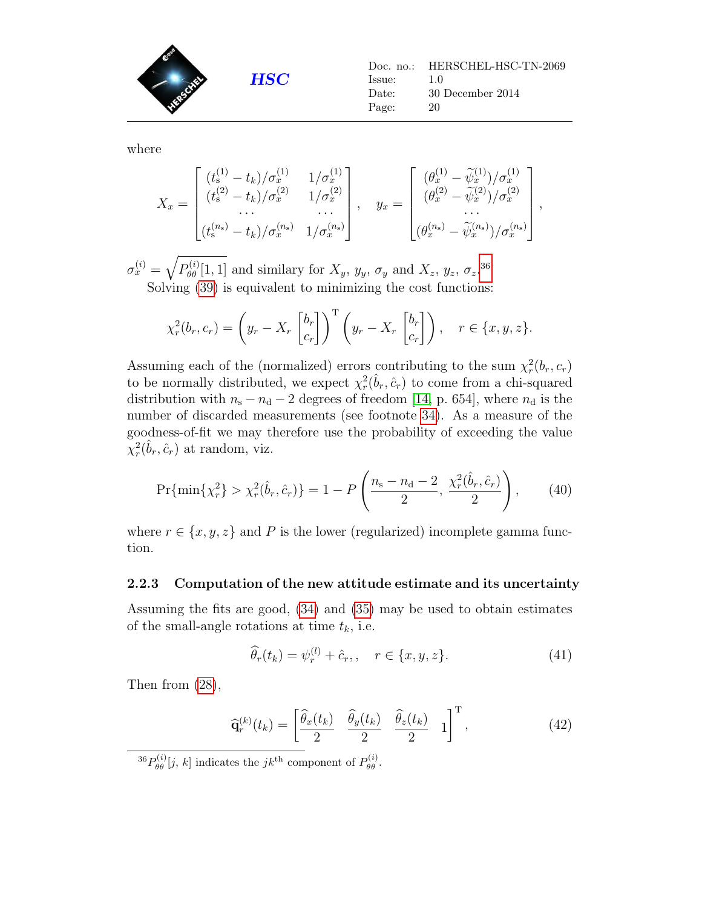where

$$X_x = \begin{bmatrix} (t_\mathrm{s}^{(1)} - t_k)/\sigma_x^{(1)} & 1/\sigma_x^{(1)} \\ (t_\mathrm{s}^{(2)} - t_k)/\sigma_x^{(2)} & 1/\sigma_x^{(2)} \\ \cdots & \cdots \\ (t_\mathrm{s}^{(n_\mathrm{s})} - t_k)/\sigma_x^{(n_\mathrm{s})} & 1/\sigma_x^{(n_\mathrm{s})} \end{bmatrix}, \quad y_x = \begin{bmatrix} (\theta_x^{(1)} - \widetilde{\psi}_x^{(1)})/\sigma_x^{(1)} \\ (\theta_x^{(2)} - \widetilde{\psi}_x^{(2)})/\sigma_x^{(2)} \\ \cdots \\ (\theta_x^{(n_\mathrm{s})} - \widetilde{\psi}_x^{(n_\mathrm{s})})/\sigma_x^{(n_\mathrm{s})} \end{bmatrix},$$

$\sigma_x^{(i)} = \sqrt{P_{\theta\theta}^{(i)}[1,1]}$ and similary for $X_y$, $y_y$, $\sigma_y$ and $X_z$, $y_z$, $\sigma_z$.[36]

Solving (39) is equivalent to minimizing the cost functions:

$$\chi_r^2(b_r, c_r) = \left( y_r - X_r \begin{bmatrix} b_r \\ c_r \end{bmatrix} \right)^\mathrm{T} \left( y_r - X_r \begin{bmatrix} b_r \\ c_r \end{bmatrix} \right), \quad r \in \{x, y, z\}.$$

Assuming each of the (normalized) errors contributing to the sum $\chi_r^2(b_r, c_r)$ to be normally distributed, we expect $\chi_r^2(\hat{b}_r, \hat{c}_r)$ to come from a chi-squared distribution with $n_\mathrm{s} - n_\mathrm{d} - 2$ degrees of freedom [14, p. 654], where $n_\mathrm{d}$ is the number of discarded measurements (see footnote 34). As a measure of the goodness-of-fit we may therefore use the probability of exceeding the value $\chi_r^2(\hat{b}_r, \hat{c}_r)$ at random, viz.

$$\Pr\{\min\{\chi_r^2\} > \chi_r^2(\hat{b}_r, \hat{c}_r)\} = 1 - P\left( \frac{n_\mathrm{s} - n_\mathrm{d} - 2}{2}, \frac{\chi_r^2(\hat{b}_r, \hat{c}_r)}{2} \right), \tag{40}$$

where $r \in \{x, y, z\}$ and $P$ is the lower (regularized) incomplete gamma function.

### 2.2.3 Computation of the new attitude estimate and its uncertainty

Assuming the fits are good, (34) and (35) may be used to obtain estimates of the small-angle rotations at time $t_k$, i.e.

$$\widehat{\theta}_r(t_k) = \psi_r^{(l)} + \hat{c}_r, , \quad r \in \{x, y, z\}. \tag{41}$$

Then from (28),

$$\widehat{\mathbf{q}}_r^{(k)}(t_k) = \begin{bmatrix} \dfrac{\widehat{\theta}_x(t_k)}{2} & \dfrac{\widehat{\theta}_y(t_k)}{2} & \dfrac{\widehat{\theta}_z(t_k)}{2} & 1 \end{bmatrix}^\mathrm{T}, \tag{42}$$

[36] $P_{\theta\theta}^{(i)}[j, k]$ indicates the $jk^\mathrm{th}$ component of $P_{\theta\theta}^{(i)}$.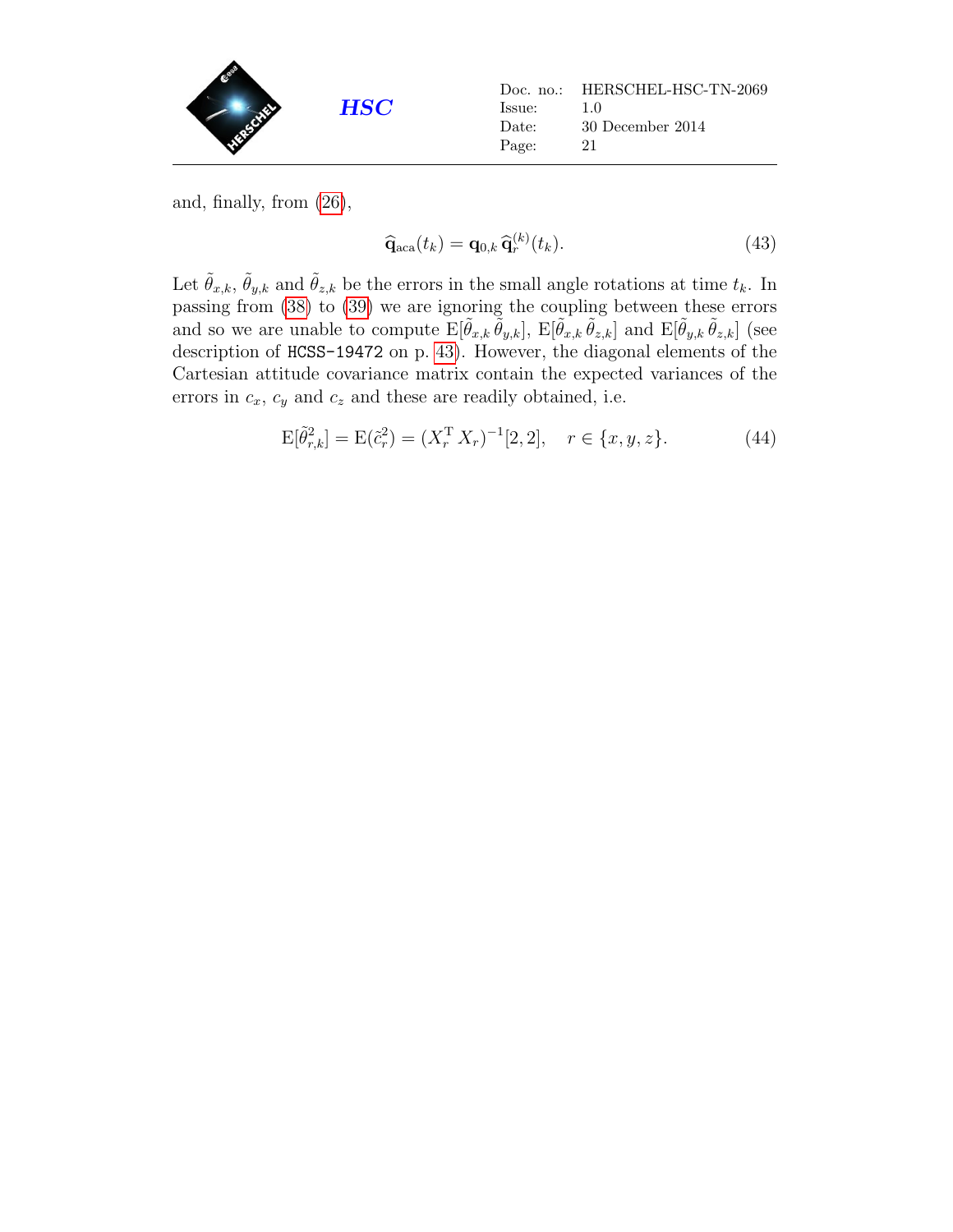and, finally, from (26),

$$\widehat{\mathbf{q}}_{\mathrm{aca}}(t_k) = \mathbf{q}_{0,k}\,\widehat{\mathbf{q}}_r^{(k)}(t_k). \tag{43}$$

Let $\tilde{\theta}_{x,k}$, $\tilde{\theta}_{y,k}$ and $\tilde{\theta}_{z,k}$ be the errors in the small angle rotations at time $t_k$. In passing from (38) to (39) we are ignoring the coupling between these errors and so we are unable to compute $\mathrm{E}[\tilde{\theta}_{x,k}\,\tilde{\theta}_{y,k}]$, $\mathrm{E}[\tilde{\theta}_{x,k}\,\tilde{\theta}_{z,k}]$ and $\mathrm{E}[\tilde{\theta}_{y,k}\,\tilde{\theta}_{z,k}]$ (see description of `HCSS-19472` on p. 43). However, the diagonal elements of the Cartesian attitude covariance matrix contain the expected variances of the errors in $c_x$, $c_y$ and $c_z$ and these are readily obtained, i.e.

$$\mathrm{E}[\tilde{\theta}_{r,k}^2] = \mathrm{E}(\tilde{c}_r^2) = (X_r^{\mathrm{T}}\,X_r)^{-1}[2,2], \quad r \in \{x, y, z\}. \tag{44}$$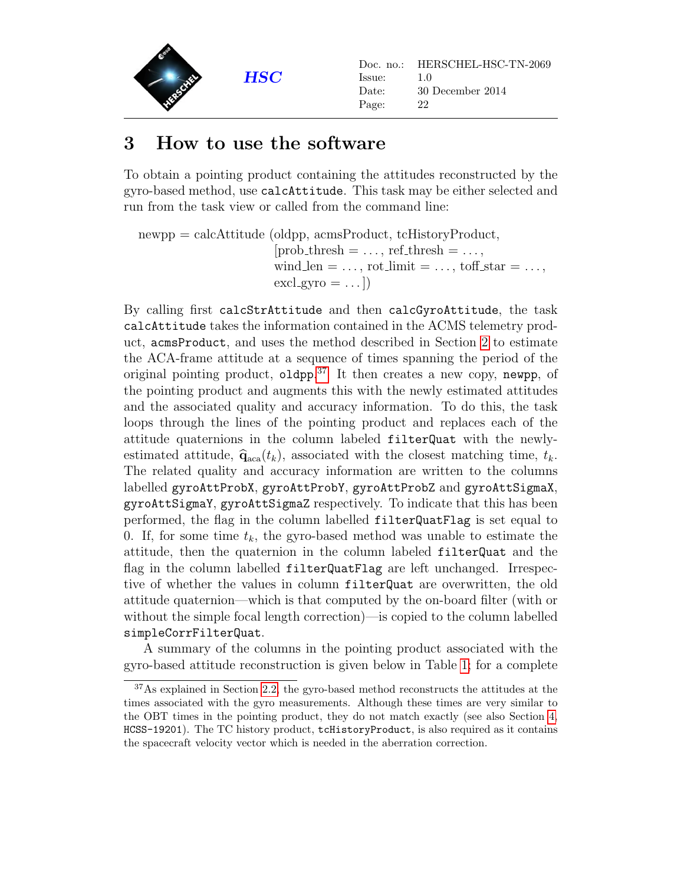# 3 How to use the software

To obtain a pointing product containing the attitudes reconstructed by the gyro-based method, use `calcAttitude`. This task may be either selected and run from the task view or called from the command line:

newpp = calcAttitude (oldpp, acmsProduct, tcHistoryProduct,
[prob_thresh = . . . , ref_thresh = . . . ,
wind_len = . . . , rot_limit = . . . , toff_star = . . . ,
excl_gyro = . . . ])

By calling first `calcStrAttitude` and then `calcGyroAttitude`, the task `calcAttitude` takes the information contained in the ACMS telemetry product, `acmsProduct`, and uses the method described in Section 2 to estimate the ACA-frame attitude at a sequence of times spanning the period of the original pointing product, `oldpp`.[37] It then creates a new copy, `newpp`, of the pointing product and augments this with the newly estimated attitudes and the associated quality and accuracy information. To do this, the task loops through the lines of the pointing product and replaces each of the attitude quaternions in the column labeled `filterQuat` with the newly-estimated attitude, $\widehat{\mathbf{q}}_{\rm aca}(t_k)$, associated with the closest matching time, $t_k$. The related quality and accuracy information are written to the columns labelled `gyroAttProbX`, `gyroAttProbY`, `gyroAttProbZ` and `gyroAttSigmaX`, `gyroAttSigmaY`, `gyroAttSigmaZ` respectively. To indicate that this has been performed, the flag in the column labelled `filterQuatFlag` is set equal to 0. If, for some time $t_k$, the gyro-based method was unable to estimate the attitude, then the quaternion in the column labeled `filterQuat` and the flag in the column labelled `filterQuatFlag` are left unchanged. Irrespective of whether the values in column `filterQuat` are overwritten, the old attitude quaternion—which is that computed by the on-board filter (with or without the simple focal length correction)—is copied to the column labelled `simpleCorrFilterQuat`.

A summary of the columns in the pointing product associated with the gyro-based attitude reconstruction is given below in Table 1; for a complete

[37] As explained in Section 2.2, the gyro-based method reconstructs the attitudes at the times associated with the gyro measurements. Although these times are very similar to the OBT times in the pointing product, they do not match exactly (see also Section 4, `HCSS-19201`). The TC history product, `tcHistoryProduct`, is also required as it contains the spacecraft velocity vector which is needed in the aberration correction.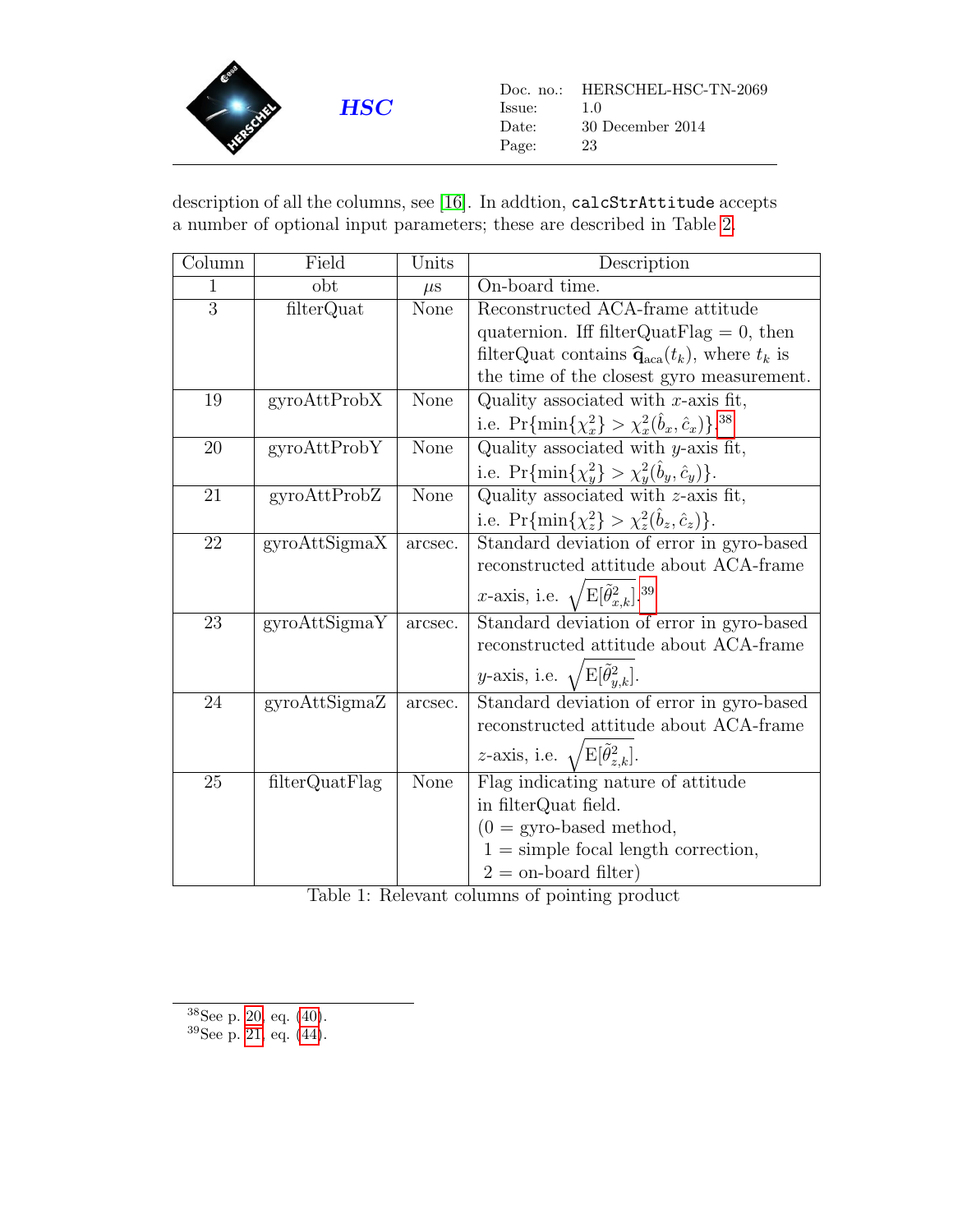description of all the columns, see [16]. In addtion, `calcStrAttitude` accepts a number of optional input parameters; these are described in Table 2.

| Column | Field | Units | Description |
|---|---|---|---|
| 1 | obt | $\mu$s | On-board time. |
| 3 | filterQuat | None | Reconstructed ACA-frame attitude quaternion. Iff filterQuatFlag = 0, then filterQuat contains $\widehat{\mathbf{q}}_{\text{aca}}(t_k)$, where $t_k$ is the time of the closest gyro measurement. |
| 19 | gyroAttProbX | None | Quality associated with $x$-axis fit, i.e. $\Pr\{\min\{\chi_x^2\} > \chi_x^2(\hat{b}_x, \hat{c}_x)\}$.[38] |
| 20 | gyroAttProbY | None | Quality associated with $y$-axis fit, i.e. $\Pr\{\min\{\chi_y^2\} > \chi_y^2(\hat{b}_y, \hat{c}_y)\}$. |
| 21 | gyroAttProbZ | None | Quality associated with $z$-axis fit, i.e. $\Pr\{\min\{\chi_z^2\} > \chi_z^2(\hat{b}_z, \hat{c}_z)\}$. |
| 22 | gyroAttSigmaX | arcsec. | Standard deviation of error in gyro-based reconstructed attitude about ACA-frame $x$-axis, i.e. $\sqrt{\mathrm{E}[\tilde{\theta}_{x,k}^2]}$.[39] |
| 23 | gyroAttSigmaY | arcsec. | Standard deviation of error in gyro-based reconstructed attitude about ACA-frame $y$-axis, i.e. $\sqrt{\mathrm{E}[\tilde{\theta}_{y,k}^2]}$. |
| 24 | gyroAttSigmaZ | arcsec. | Standard deviation of error in gyro-based reconstructed attitude about ACA-frame $z$-axis, i.e. $\sqrt{\mathrm{E}[\tilde{\theta}_{z,k}^2]}$. |
| 25 | filterQuatFlag | None | Flag indicating nature of attitude in filterQuat field. (0 = gyro-based method, 1 = simple focal length correction, 2 = on-board filter) |

Table 1: Relevant columns of pointing product

[38] See p. 20, eq. (40).
[39] See p. 21, eq. (44).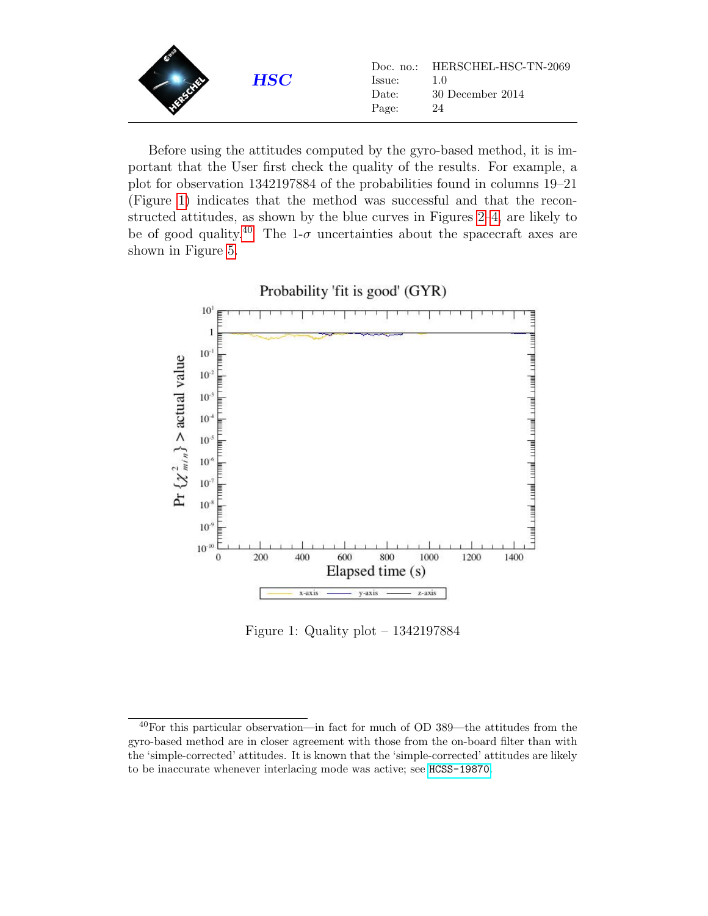Before using the attitudes computed by the gyro-based method, it is important that the User first check the quality of the results. For example, a plot for observation 1342197884 of the probabilities found in columns 19–21 (Figure 1) indicates that the method was successful and that the reconstructed attitudes, as shown by the blue curves in Figures 2–4, are likely to be of good quality.[40] The 1-$\sigma$ uncertainties about the spacecraft axes are shown in Figure 5.

Figure 1: Quality plot – 1342197884

[40] For this particular observation—in fact for much of OD 389—the attitudes from the gyro-based method are in closer agreement with those from the on-board filter than with the 'simple-corrected' attitudes. It is known that the 'simple-corrected' attitudes are likely to be inaccurate whenever interlacing mode was active; see HCSS-19870.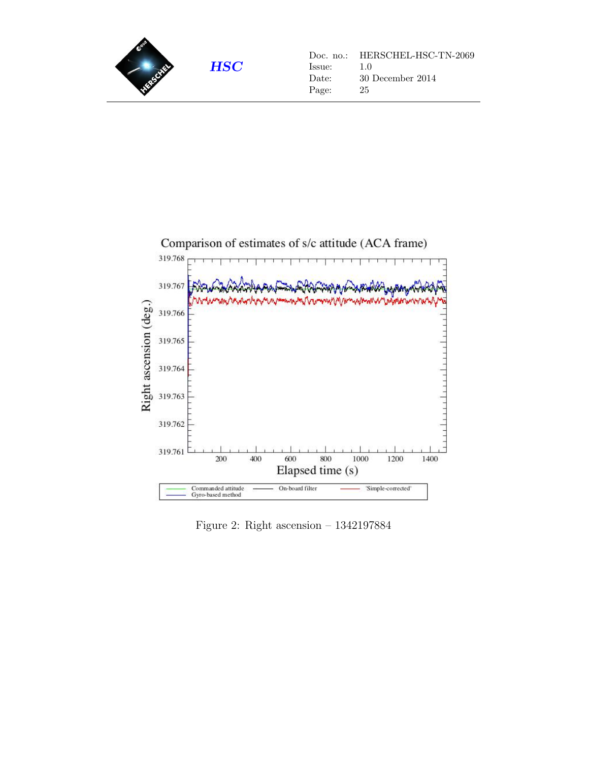Figure 2: Right ascension – 1342197884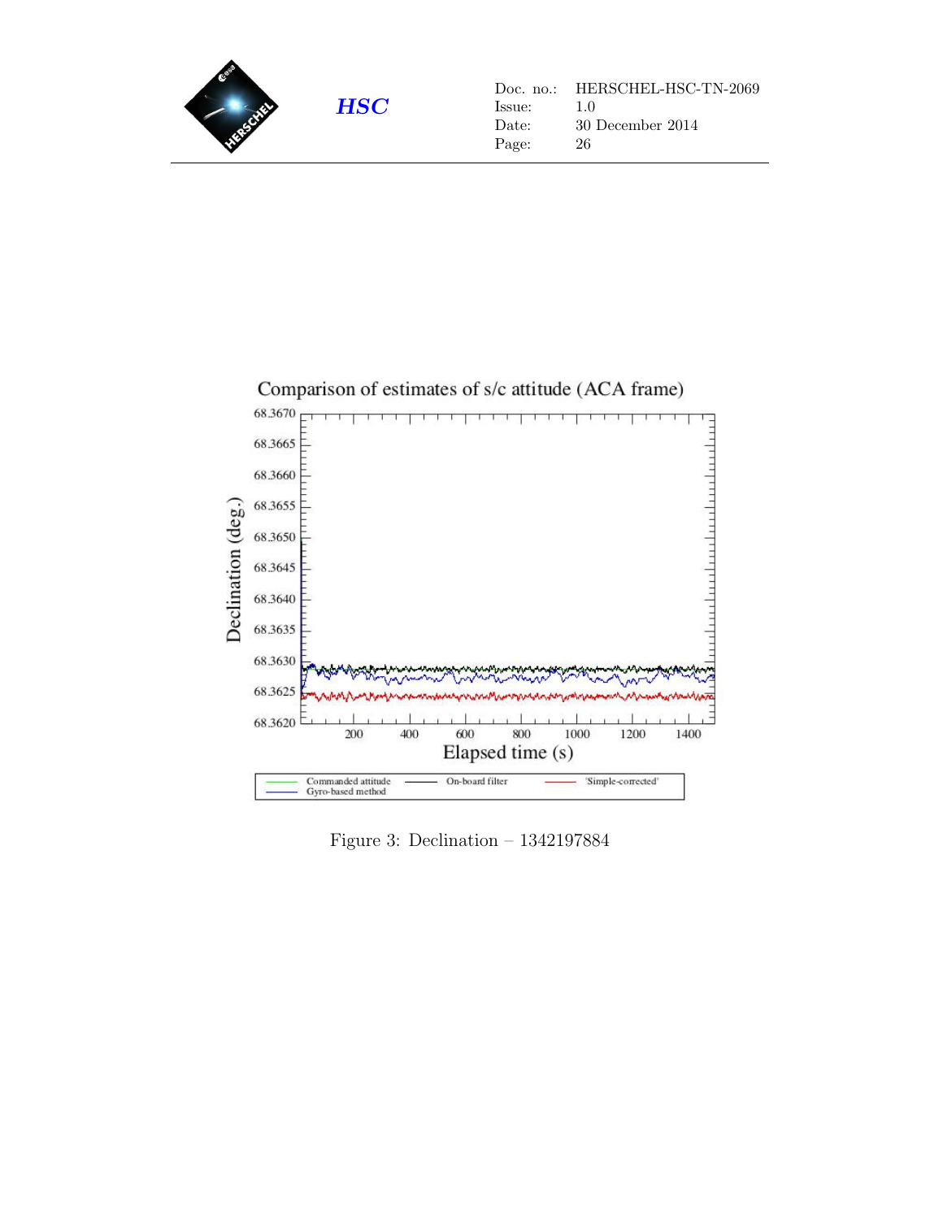Figure 3: Declination – 1342197884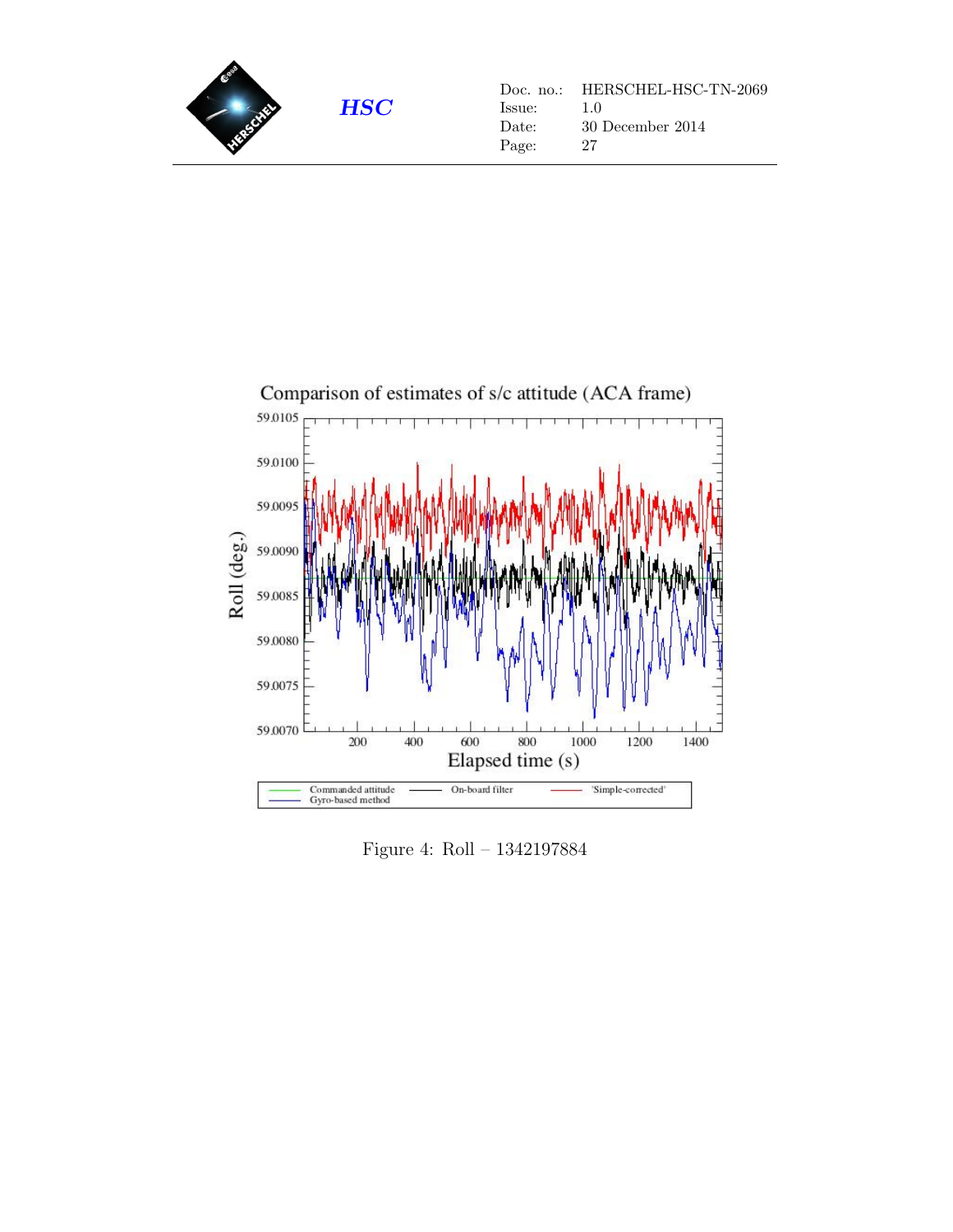Figure 4: Roll – 1342197884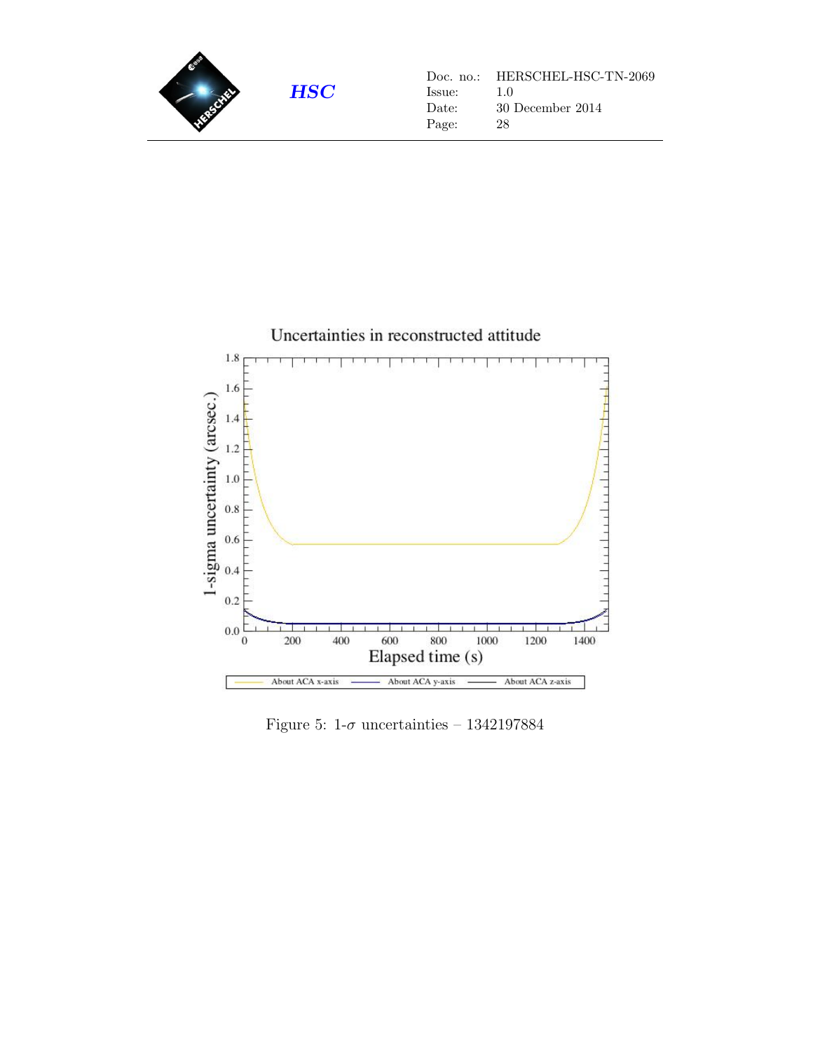Figure 5: 1-$\sigma$ uncertainties – 1342197884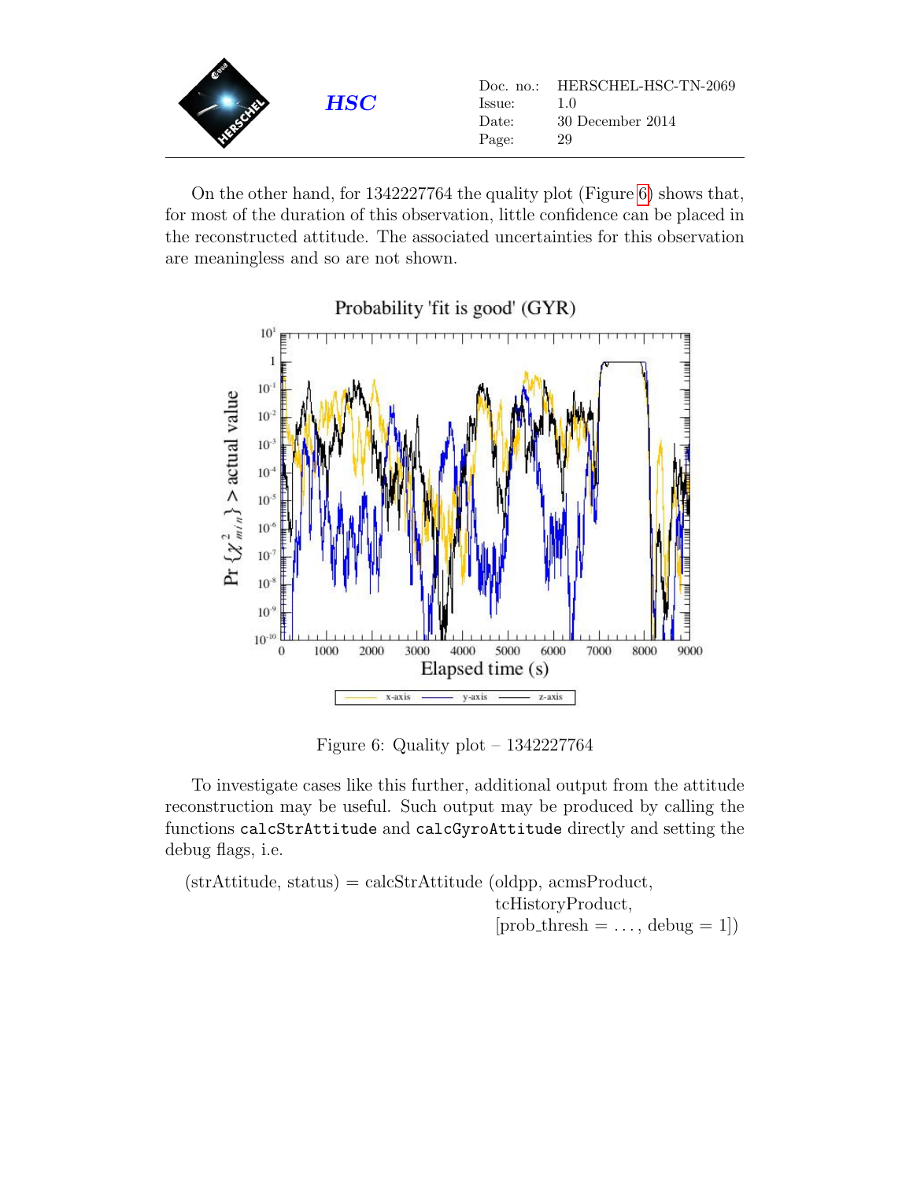On the other hand, for 1342227764 the quality plot (Figure 6) shows that, for most of the duration of this observation, little confidence can be placed in the reconstructed attitude. The associated uncertainties for this observation are meaningless and so are not shown.

Figure 6: Quality plot – 1342227764

To investigate cases like this further, additional output from the attitude reconstruction may be useful. Such output may be produced by calling the functions `calcStrAttitude` and `calcGyroAttitude` directly and setting the debug flags, i.e.

```
(strAttitude, status) = calcStrAttitude (oldpp, acmsProduct,
                                         tcHistoryProduct,
                                         [prob_thresh = ..., debug = 1])
```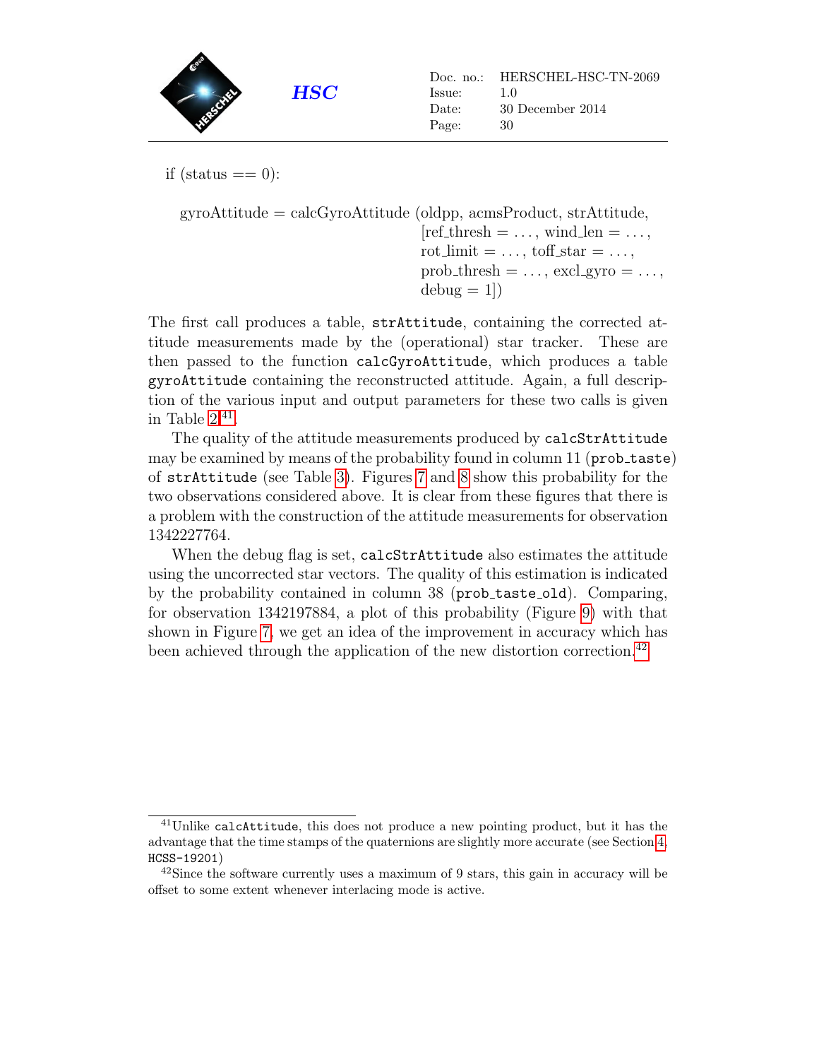if (status == 0):

```
gyroAttitude = calcGyroAttitude (oldpp, acmsProduct, strAttitude,
                                  [ref_thresh = ..., wind_len = ...,
                                  rot_limit = ..., toff_star = ...,
                                  prob_thresh = ..., excl_gyro = ...,
                                  debug = 1])
```

The first call produces a table, `strAttitude`, containing the corrected attitude measurements made by the (operational) star tracker. These are then passed to the function `calcGyroAttitude`, which produces a table `gyroAttitude` containing the reconstructed attitude. Again, a full description of the various input and output parameters for these two calls is given in Table 2[41].

The quality of the attitude measurements produced by `calcStrAttitude` may be examined by means of the probability found in column 11 (`prob_taste`) of `strAttitude` (see Table 3). Figures 7 and 8 show this probability for the two observations considered above. It is clear from these figures that there is a problem with the construction of the attitude measurements for observation 1342227764.

When the debug flag is set, `calcStrAttitude` also estimates the attitude using the uncorrected star vectors. The quality of this estimation is indicated by the probability contained in column 38 (`prob_taste_old`). Comparing, for observation 1342197884, a plot of this probability (Figure 9) with that shown in Figure 7, we get an idea of the improvement in accuracy which has been achieved through the application of the new distortion correction.[42]

---

[41] Unlike `calcAttitude`, this does not produce a new pointing product, but it has the advantage that the time stamps of the quaternions are slightly more accurate (see Section 4, `HCSS-19201`)

[42] Since the software currently uses a maximum of 9 stars, this gain in accuracy will be offset to some extent whenever interlacing mode is active.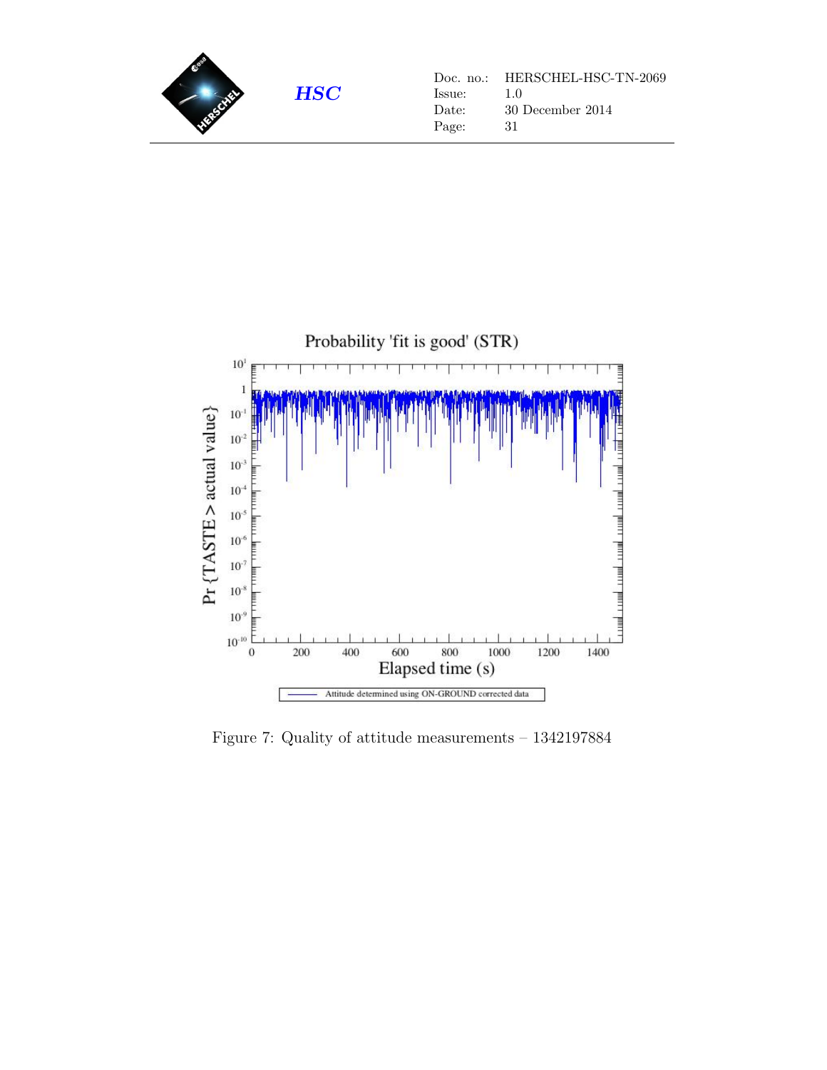Figure 7: Quality of attitude measurements – 1342197884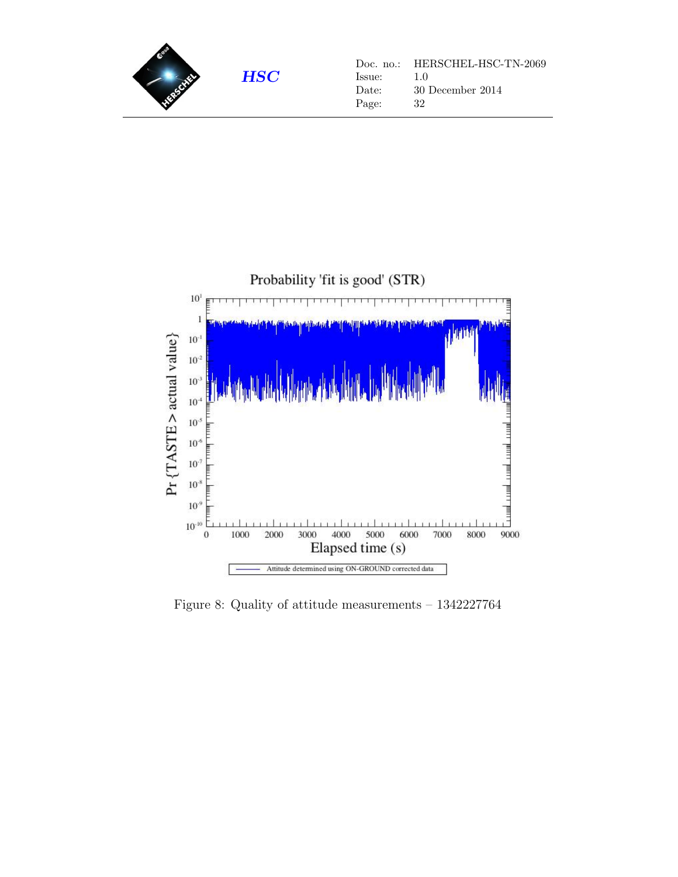Figure 8: Quality of attitude measurements – 1342227764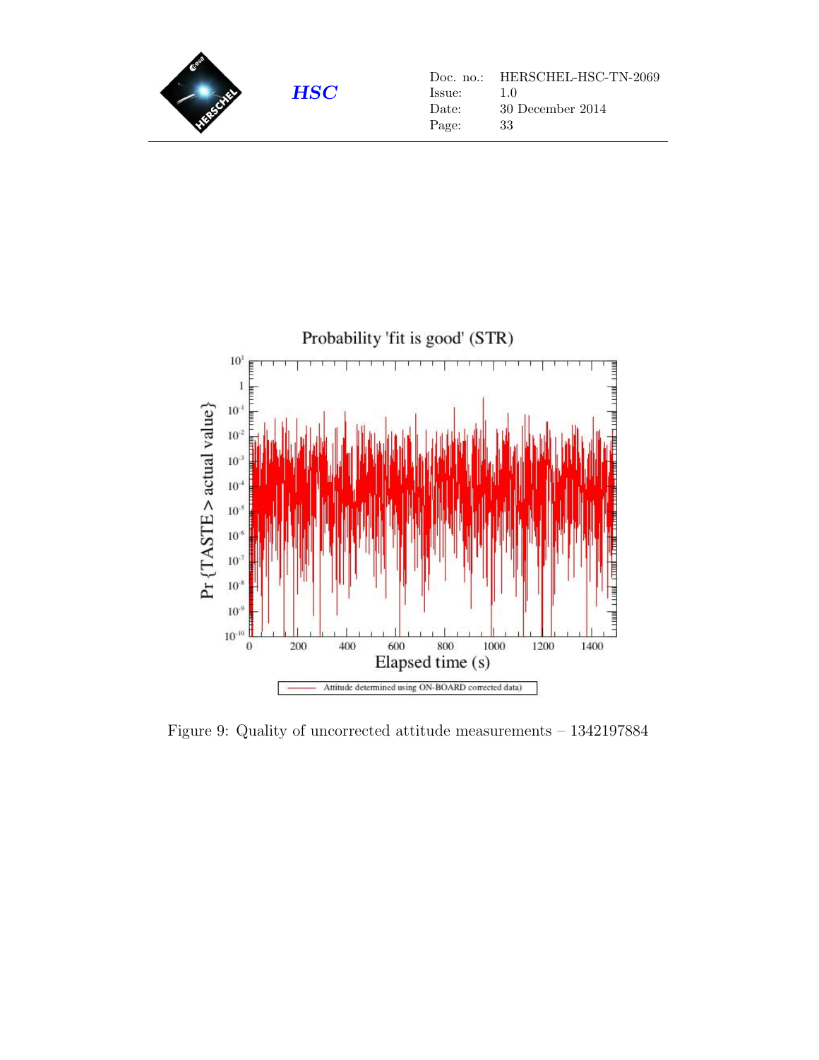Figure 9: Quality of uncorrected attitude measurements – 1342197884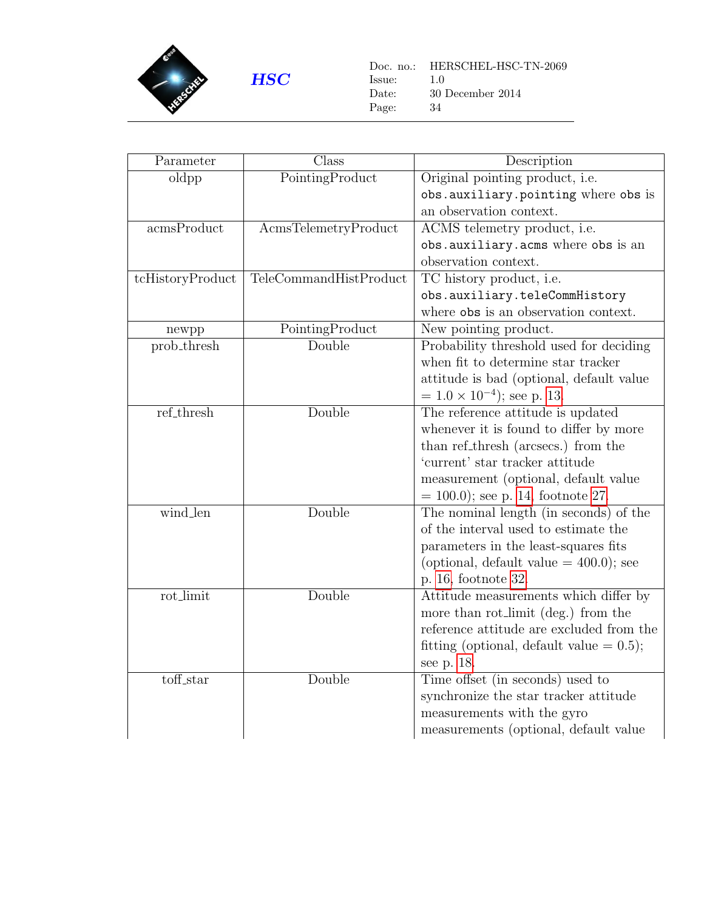| Parameter | Class | Description |
|---|---|---|
| oldpp | PointingProduct | Original pointing product, i.e. `obs.auxiliary.pointing` where `obs` is an observation context. |
| acmsProduct | AcmsTelemetryProduct | ACMS telemetry product, i.e. `obs.auxiliary.acms` where `obs` is an observation context. |
| tcHistoryProduct | TeleCommandHistProduct | TC history product, i.e. `obs.auxiliary.teleCommHistory` where `obs` is an observation context. |
| newpp | PointingProduct | New pointing product. |
| prob_thresh | Double | Probability threshold used for deciding when fit to determine star tracker attitude is bad (optional, default value $= 1.0 \times 10^{-4}$); see p. 13. |
| ref_thresh | Double | The reference attitude is updated whenever it is found to differ by more than ref_thresh (arcsecs.) from the 'current' star tracker attitude measurement (optional, default value = 100.0); see p. 14, footnote 27. |
| wind_len | Double | The nominal length (in seconds) of the of the interval used to estimate the parameters in the least-squares fits (optional, default value = 400.0); see p. 16, footnote 32. |
| rot_limit | Double | Attitude measurements which differ by more than rot_limit (deg.) from the reference attitude are excluded from the fitting (optional, default value = 0.5); see p. 18. |
| toff_star | Double | Time offset (in seconds) used to synchronize the star tracker attitude measurements with the gyro measurements (optional, default value |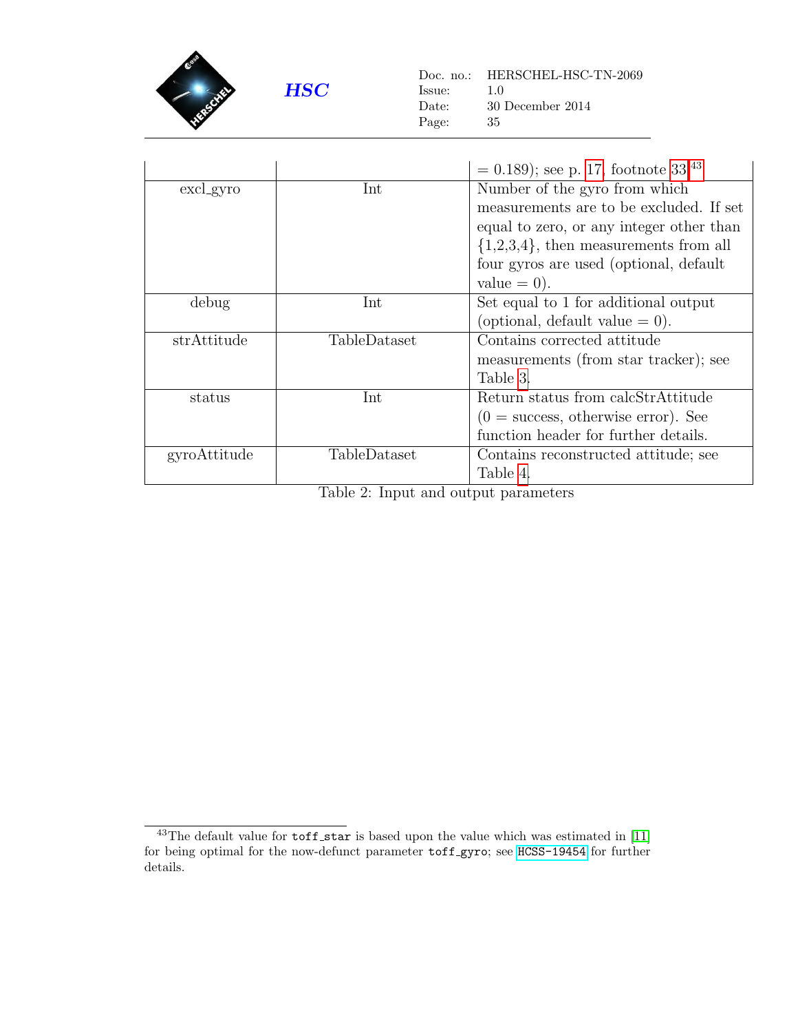| | | = 0.189); see p. 17, footnote 33.[43] |
|---|---|---|
| excl_gyro | Int | Number of the gyro from which measurements are to be excluded. If set equal to zero, or any integer other than {1,2,3,4}, then measurements from all four gyros are used (optional, default value = 0). |
| debug | Int | Set equal to 1 for additional output (optional, default value = 0). |
| strAttitude | TableDataset | Contains corrected attitude measurements (from star tracker); see Table 3. |
| status | Int | Return status from calcStrAttitude (0 = success, otherwise error). See function header for further details. |
| gyroAttitude | TableDataset | Contains reconstructed attitude; see Table 4. |

Table 2: Input and output parameters

[43] The default value for `toff_star` is based upon the value which was estimated in [11] for being optimal for the now-defunct parameter `toff_gyro`; see HCSS-19454 for further details.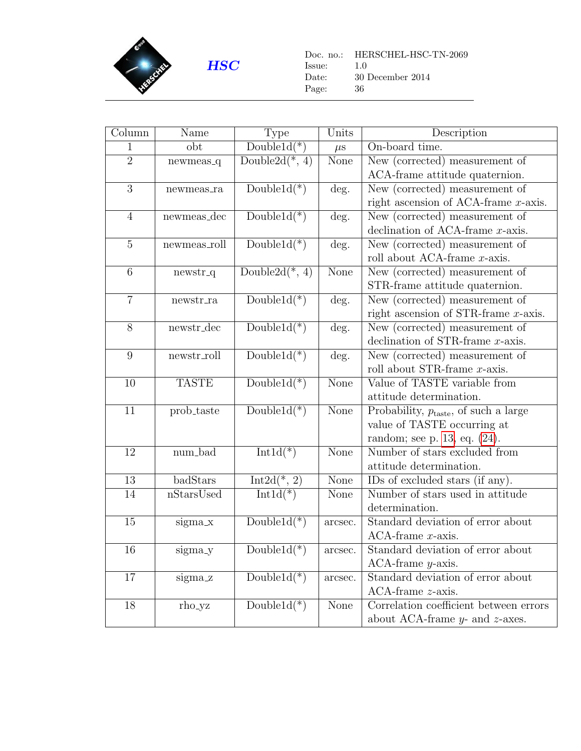| Column | Name | Type | Units | Description |
| --- | --- | --- | --- | --- |
| 1 | obt | Double1d(*) | $\mu$s | On-board time. |
| 2 | newmeas_q | Double2d(*, 4) | None | New (corrected) measurement of ACA-frame attitude quaternion. |
| 3 | newmeas_ra | Double1d(*) | deg. | New (corrected) measurement of right ascension of ACA-frame $x$-axis. |
| 4 | newmeas_dec | Double1d(*) | deg. | New (corrected) measurement of declination of ACA-frame $x$-axis. |
| 5 | newmeas_roll | Double1d(*) | deg. | New (corrected) measurement of roll about ACA-frame $x$-axis. |
| 6 | newstr_q | Double2d(*, 4) | None | New (corrected) measurement of STR-frame attitude quaternion. |
| 7 | newstr_ra | Double1d(*) | deg. | New (corrected) measurement of right ascension of STR-frame $x$-axis. |
| 8 | newstr_dec | Double1d(*) | deg. | New (corrected) measurement of declination of STR-frame $x$-axis. |
| 9 | newstr_roll | Double1d(*) | deg. | New (corrected) measurement of roll about STR-frame $x$-axis. |
| 10 | TASTE | Double1d(*) | None | Value of TASTE variable from attitude determination. |
| 11 | prob_taste | Double1d(*) | None | Probability, $p_{\mathrm{taste}}$, of such a large value of TASTE occurring at random; see p. 13, eq. (24). |
| 12 | num_bad | Int1d(*) | None | Number of stars excluded from attitude determination. |
| 13 | badStars | Int2d(*, 2) | None | IDs of excluded stars (if any). |
| 14 | nStarsUsed | Int1d(*) | None | Number of stars used in attitude determination. |
| 15 | sigma_x | Double1d(*) | arcsec. | Standard deviation of error about ACA-frame $x$-axis. |
| 16 | sigma_y | Double1d(*) | arcsec. | Standard deviation of error about ACA-frame $y$-axis. |
| 17 | sigma_z | Double1d(*) | arcsec. | Standard deviation of error about ACA-frame $z$-axis. |
| 18 | rho_yz | Double1d(*) | None | Correlation coefficient between errors about ACA-frame $y$- and $z$-axes. |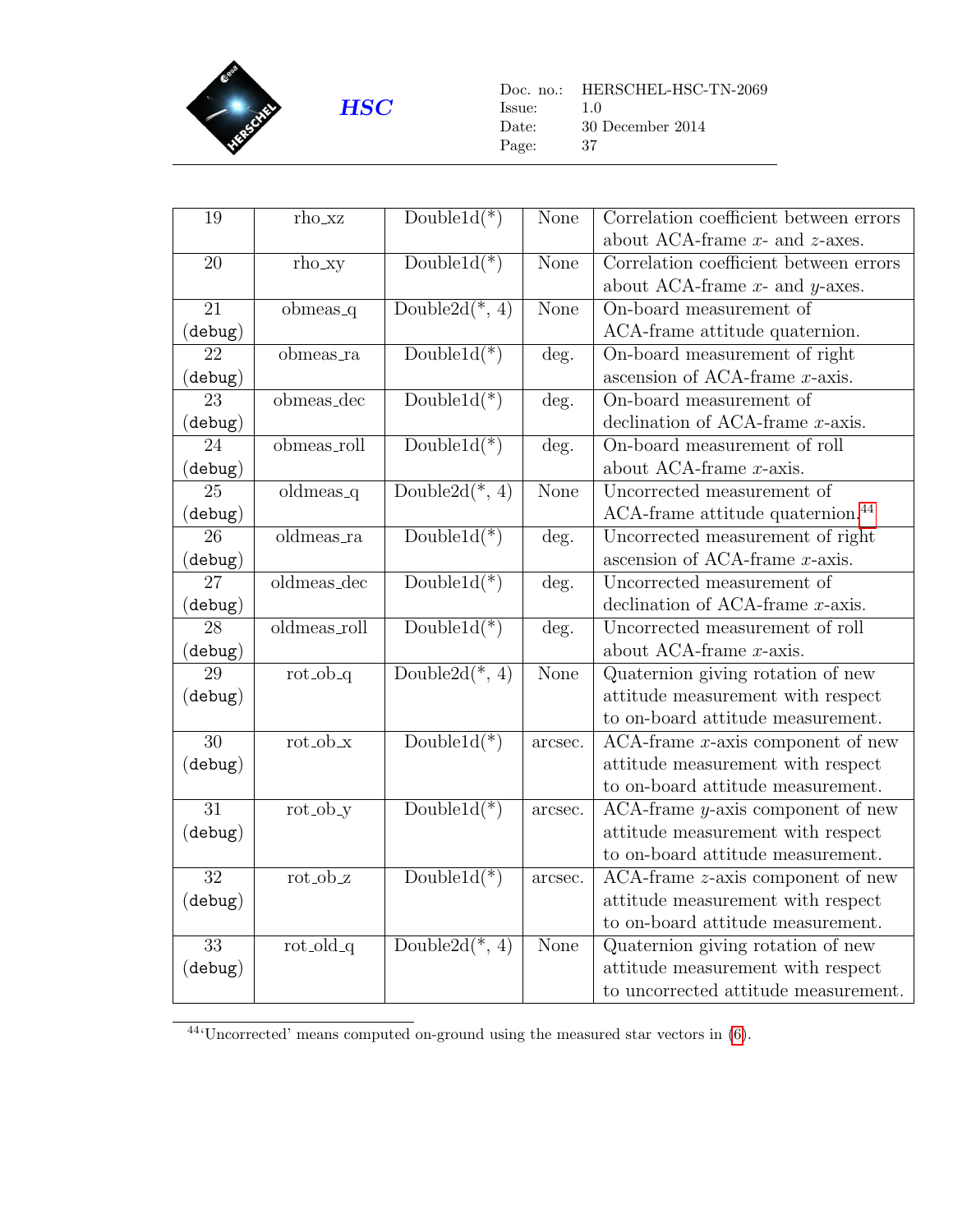| 19 | rho_xz | Double1d(*) | None | Correlation coefficient between errors about ACA-frame $x$- and $z$-axes. |
|---|---|---|---|---|
| 20 | rho_xy | Double1d(*) | None | Correlation coefficient between errors about ACA-frame $x$- and $y$-axes. |
| 21 (debug) | obmeas_q | Double2d(*, 4) | None | On-board measurement of ACA-frame attitude quaternion. |
| 22 (debug) | obmeas_ra | Double1d(*) | deg. | On-board measurement of right ascension of ACA-frame $x$-axis. |
| 23 (debug) | obmeas_dec | Double1d(*) | deg. | On-board measurement of declination of ACA-frame $x$-axis. |
| 24 (debug) | obmeas_roll | Double1d(*) | deg. | On-board measurement of roll about ACA-frame $x$-axis. |
| 25 (debug) | oldmeas_q | Double2d(*, 4) | None | Uncorrected measurement of ACA-frame attitude quaternion.[44] |
| 26 (debug) | oldmeas_ra | Double1d(*) | deg. | Uncorrected measurement of right ascension of ACA-frame $x$-axis. |
| 27 (debug) | oldmeas_dec | Double1d(*) | deg. | Uncorrected measurement of declination of ACA-frame $x$-axis. |
| 28 (debug) | oldmeas_roll | Double1d(*) | deg. | Uncorrected measurement of roll about ACA-frame $x$-axis. |
| 29 (debug) | rot_ob_q | Double2d(*, 4) | None | Quaternion giving rotation of new attitude measurement with respect to on-board attitude measurement. |
| 30 (debug) | rot_ob_x | Double1d(*) | arcsec. | ACA-frame $x$-axis component of new attitude measurement with respect to on-board attitude measurement. |
| 31 (debug) | rot_ob_y | Double1d(*) | arcsec. | ACA-frame $y$-axis component of new attitude measurement with respect to on-board attitude measurement. |
| 32 (debug) | rot_ob_z | Double1d(*) | arcsec. | ACA-frame $z$-axis component of new attitude measurement with respect to on-board attitude measurement. |
| 33 (debug) | rot_old_q | Double2d(*, 4) | None | Quaternion giving rotation of new attitude measurement with respect to uncorrected attitude measurement. |

[44] 'Uncorrected' means computed on-ground using the measured star vectors in (6).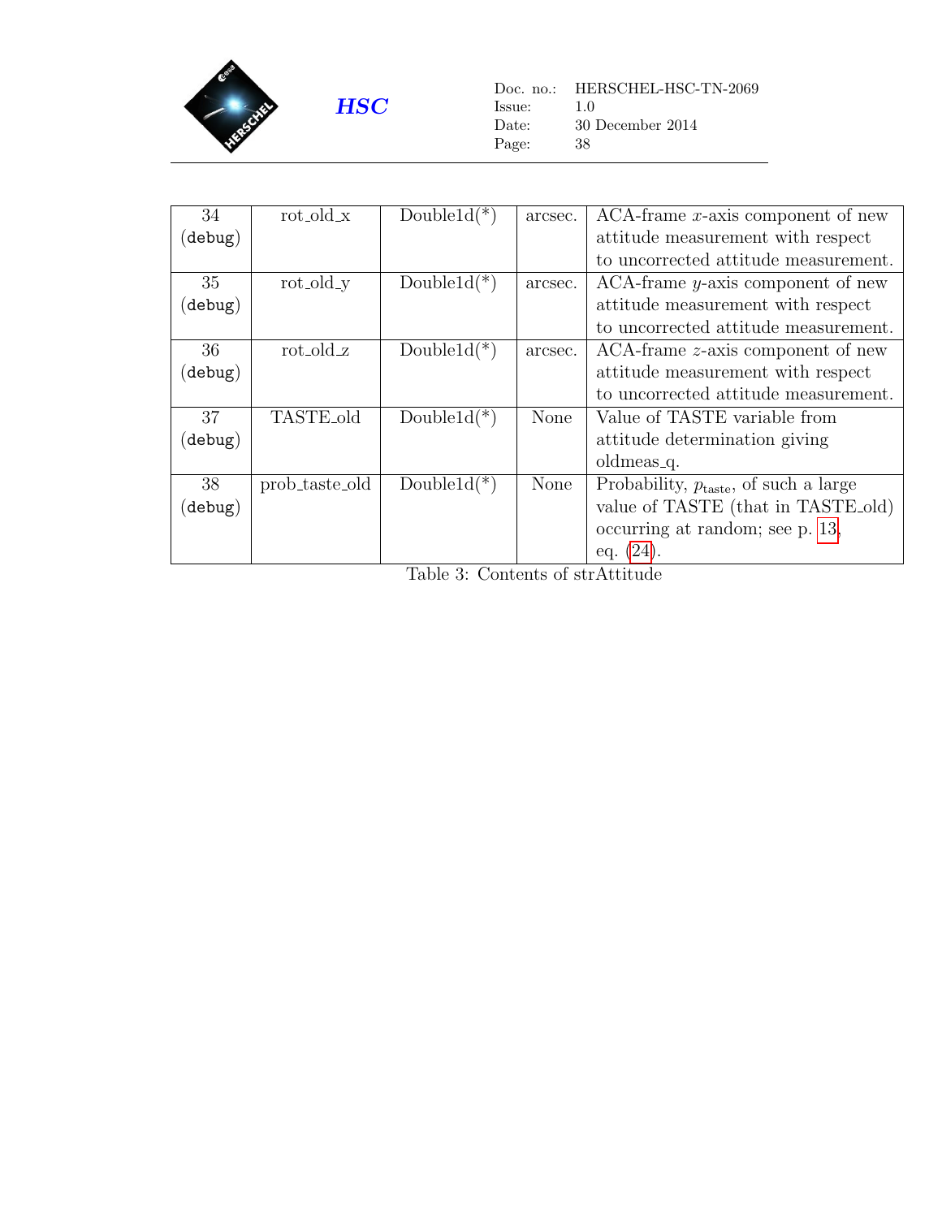| 34 (debug) | rot_old_x | Double1d(*) | arcsec. | ACA-frame $x$-axis component of new attitude measurement with respect to uncorrected attitude measurement. |
|---|---|---|---|---|
| 35 (debug) | rot_old_y | Double1d(*) | arcsec. | ACA-frame $y$-axis component of new attitude measurement with respect to uncorrected attitude measurement. |
| 36 (debug) | rot_old_z | Double1d(*) | arcsec. | ACA-frame $z$-axis component of new attitude measurement with respect to uncorrected attitude measurement. |
| 37 (debug) | TASTE_old | Double1d(*) | None | Value of TASTE variable from attitude determination giving oldmeas_q. |
| 38 (debug) | prob_taste_old | Double1d(*) | None | Probability, $p_{\rm taste}$, of such a large value of TASTE (that in TASTE_old) occurring at random; see p. 13, eq. (24). |

Table 3: Contents of strAttitude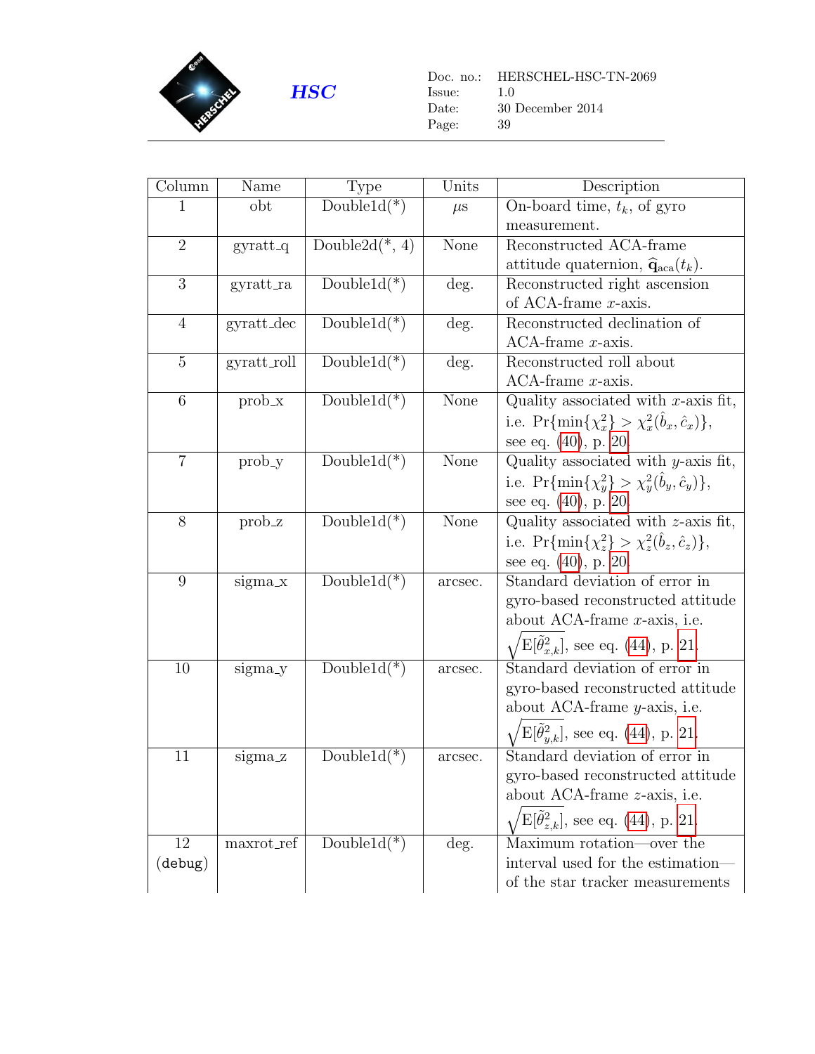| Column | Name | Type | Units | Description |
|---|---|---|---|---|
| 1 | obt | Double1d(*) | $\mu$s | On-board time, $t_k$, of gyro measurement. |
| 2 | gyratt_q | Double2d(*, 4) | None | Reconstructed ACA-frame attitude quaternion, $\widehat{\mathbf{q}}_{\text{aca}}(t_k)$. |
| 3 | gyratt_ra | Double1d(*) | deg. | Reconstructed right ascension of ACA-frame $x$-axis. |
| 4 | gyratt_dec | Double1d(*) | deg. | Reconstructed declination of ACA-frame $x$-axis. |
| 5 | gyratt_roll | Double1d(*) | deg. | Reconstructed roll about ACA-frame $x$-axis. |
| 6 | prob_x | Double1d(*) | None | Quality associated with $x$-axis fit, i.e. $\Pr\{\min\{\chi_x^2\} > \chi_x^2(\hat{b}_x, \hat{c}_x)\}$, see eq. (40), p. 20. |
| 7 | prob_y | Double1d(*) | None | Quality associated with $y$-axis fit, i.e. $\Pr\{\min\{\chi_y^2\} > \chi_y^2(\hat{b}_y, \hat{c}_y)\}$, see eq. (40), p. 20. |
| 8 | prob_z | Double1d(*) | None | Quality associated with $z$-axis fit, i.e. $\Pr\{\min\{\chi_z^2\} > \chi_z^2(\hat{b}_z, \hat{c}_z)\}$, see eq. (40), p. 20. |
| 9 | sigma_x | Double1d(*) | arcsec. | Standard deviation of error in gyro-based reconstructed attitude about ACA-frame $x$-axis, i.e. $\sqrt{\mathrm{E}[\tilde{\theta}_{x,k}^2]}$, see eq. (44), p. 21. |
| 10 | sigma_y | Double1d(*) | arcsec. | Standard deviation of error in gyro-based reconstructed attitude about ACA-frame $y$-axis, i.e. $\sqrt{\mathrm{E}[\tilde{\theta}_{y,k}^2]}$, see eq. (44), p. 21. |
| 11 | sigma_z | Double1d(*) | arcsec. | Standard deviation of error in gyro-based reconstructed attitude about ACA-frame $z$-axis, i.e. $\sqrt{\mathrm{E}[\tilde{\theta}_{z,k}^2]}$, see eq. (44), p. 21. |
| 12 (debug) | maxrot_ref | Double1d(*) | deg. | Maximum rotation—over the interval used for the estimation—of the star tracker measurements |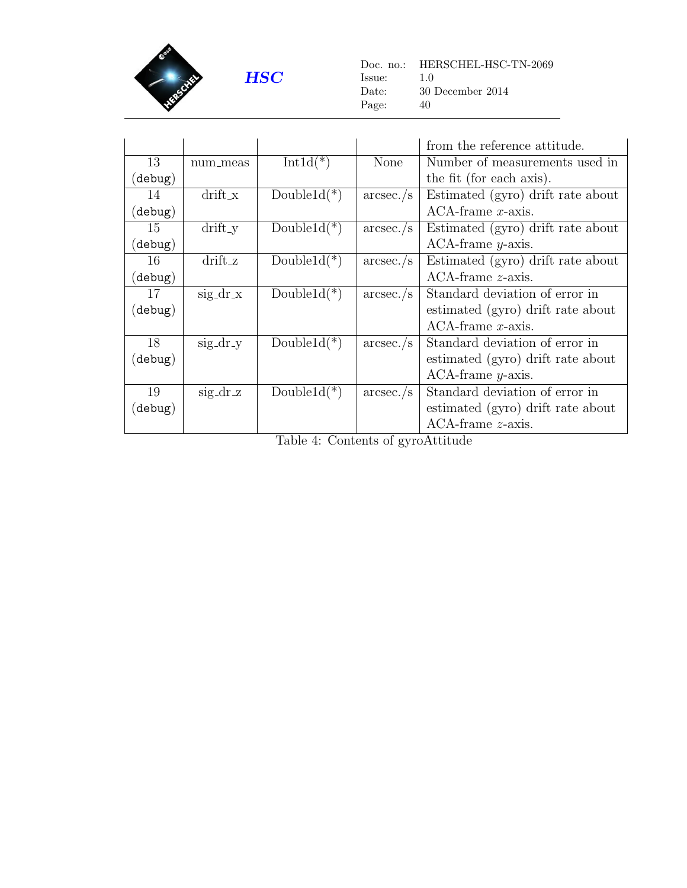| | | | | from the reference attitude. |
|---|---|---|---|---|
| 13 (debug) | num_meas | Int1d(*) | None | Number of measurements used in the fit (for each axis). |
| 14 (debug) | drift_x | Double1d(*) | arcsec./s | Estimated (gyro) drift rate about ACA-frame $x$-axis. |
| 15 (debug) | drift_y | Double1d(*) | arcsec./s | Estimated (gyro) drift rate about ACA-frame $y$-axis. |
| 16 (debug) | drift_z | Double1d(*) | arcsec./s | Estimated (gyro) drift rate about ACA-frame $z$-axis. |
| 17 (debug) | sig_dr_x | Double1d(*) | arcsec./s | Standard deviation of error in estimated (gyro) drift rate about ACA-frame $x$-axis. |
| 18 (debug) | sig_dr_y | Double1d(*) | arcsec./s | Standard deviation of error in estimated (gyro) drift rate about ACA-frame $y$-axis. |
| 19 (debug) | sig_dr_z | Double1d(*) | arcsec./s | Standard deviation of error in estimated (gyro) drift rate about ACA-frame $z$-axis. |

Table 4: Contents of gyroAttitude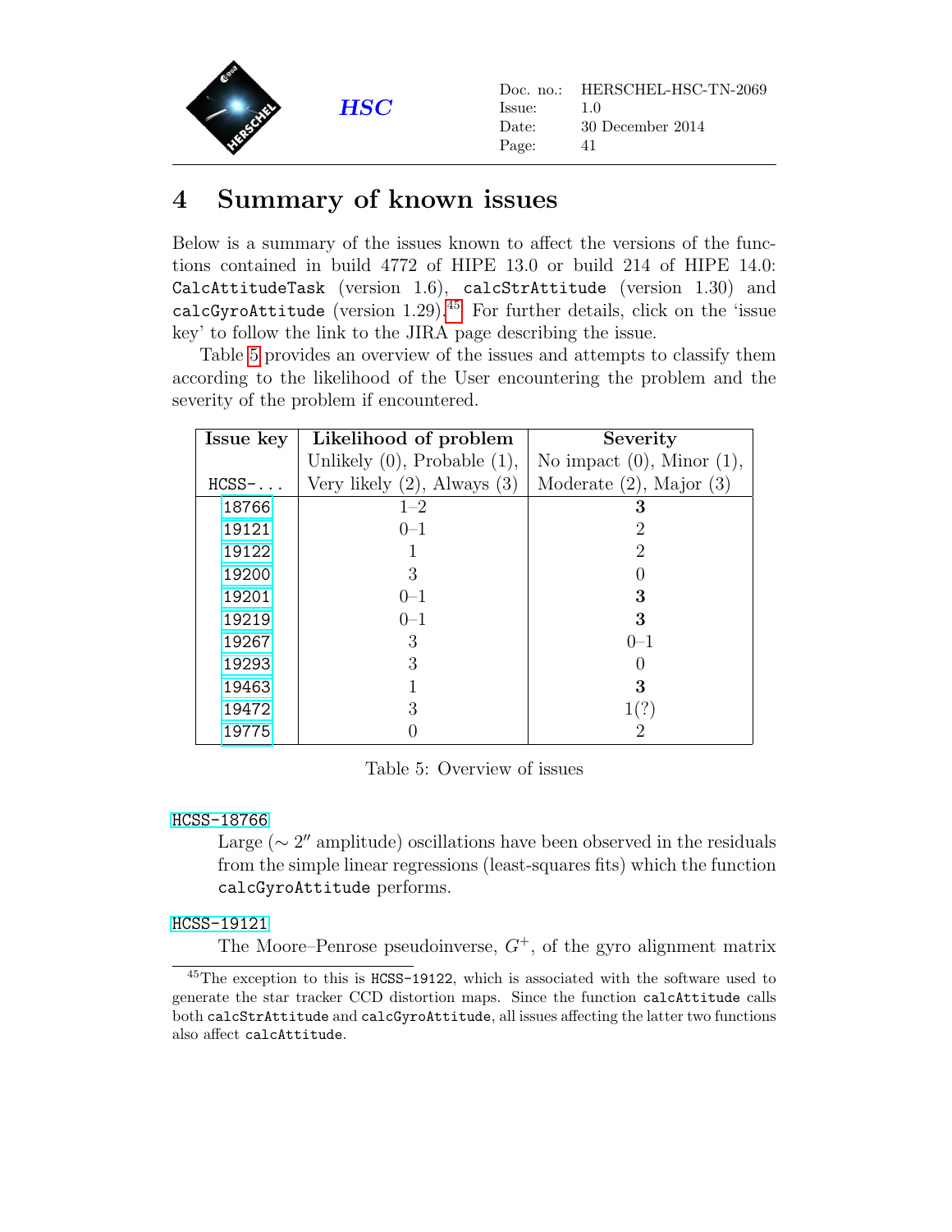# 4 Summary of known issues

Below is a summary of the issues known to affect the versions of the functions contained in build 4772 of HIPE 13.0 or build 214 of HIPE 14.0: `CalcAttitudeTask` (version 1.6), `calcStrAttitude` (version 1.30) and `calcGyroAttitude` (version 1.29).[45] For further details, click on the 'issue key' to follow the link to the JIRA page describing the issue.

Table 5 provides an overview of the issues and attempts to classify them according to the likelihood of the User encountering the problem and the severity of the problem if encountered.

| **Issue key** | **Likelihood of problem** | **Severity** |
|---|---|---|
| | Unlikely (0), Probable (1), | No impact (0), Minor (1), |
| `HCSS-...` | Very likely (2), Always (3) | Moderate (2), Major (3) |
| 18766 | 1–2 | **3** |
| 19121 | 0–1 | 2 |
| 19122 | 1 | 2 |
| 19200 | 3 | 0 |
| 19201 | 0–1 | **3** |
| 19219 | 0–1 | **3** |
| 19267 | 3 | 0–1 |
| 19293 | 3 | 0 |
| 19463 | 1 | **3** |
| 19472 | 3 | 1(?) |
| 19775 | 0 | 2 |

Table 5: Overview of issues

`HCSS-18766`

Large ($\sim 2''$ amplitude) oscillations have been observed in the residuals from the simple linear regressions (least-squares fits) which the function `calcGyroAttitude` performs.

`HCSS-19121`

The Moore–Penrose pseudoinverse, $G^+$, of the gyro alignment matrix

[45] The exception to this is `HCSS-19122`, which is associated with the software used to generate the star tracker CCD distortion maps. Since the function `calcAttitude` calls both `calcStrAttitude` and `calcGyroAttitude`, all issues affecting the latter two functions also affect `calcAttitude`.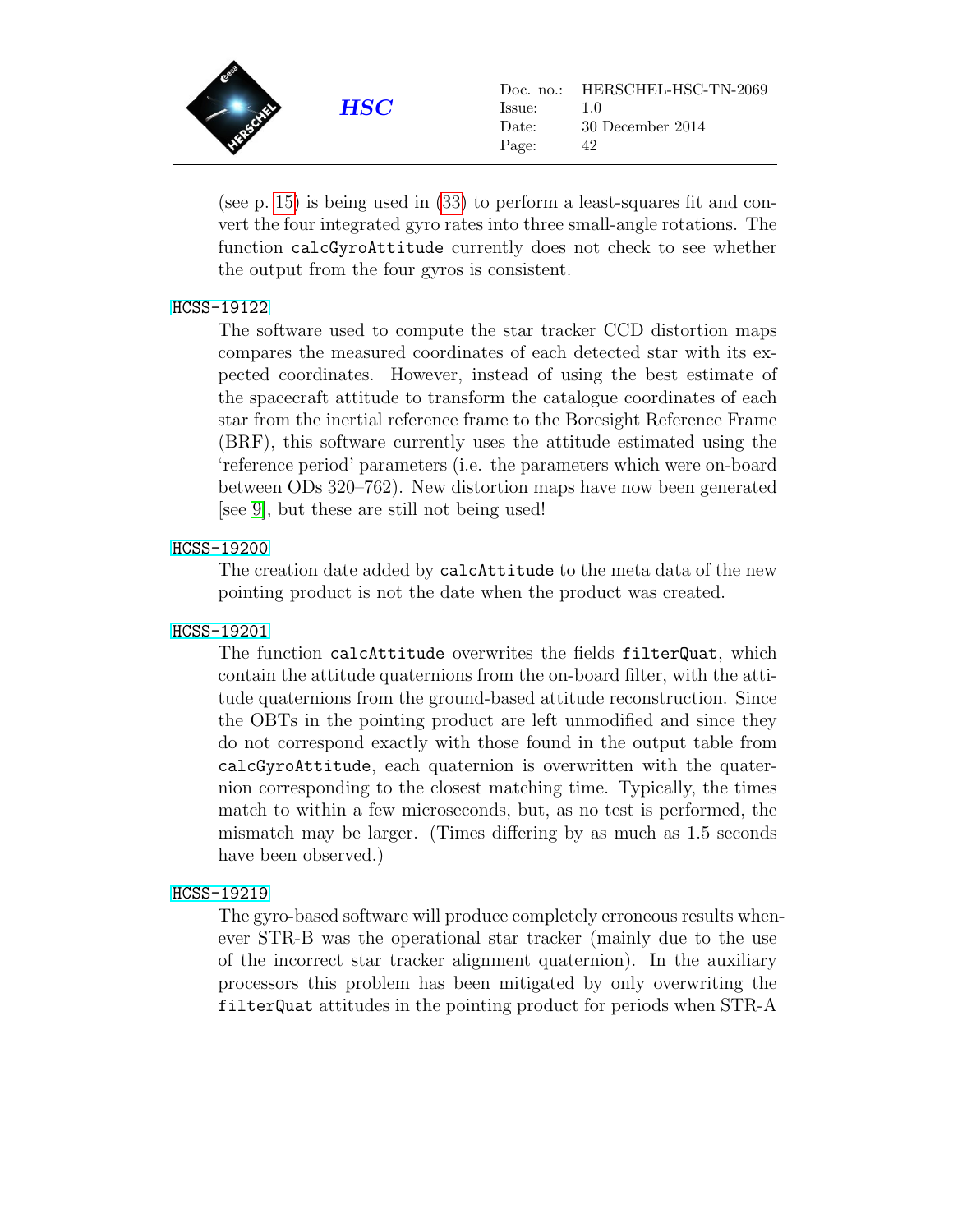(see p. 15) is being used in (33) to perform a least-squares fit and convert the four integrated gyro rates into three small-angle rotations. The function `calcGyroAttitude` currently does not check to see whether the output from the four gyros is consistent.

HCSS-19122
: The software used to compute the star tracker CCD distortion maps compares the measured coordinates of each detected star with its expected coordinates. However, instead of using the best estimate of the spacecraft attitude to transform the catalogue coordinates of each star from the inertial reference frame to the Boresight Reference Frame (BRF), this software currently uses the attitude estimated using the 'reference period' parameters (i.e. the parameters which were on-board between ODs 320–762). New distortion maps have now been generated [see 9], but these are still not being used!

HCSS-19200
: The creation date added by `calcAttitude` to the meta data of the new pointing product is not the date when the product was created.

HCSS-19201
: The function `calcAttitude` overwrites the fields `filterQuat`, which contain the attitude quaternions from the on-board filter, with the attitude quaternions from the ground-based attitude reconstruction. Since the OBTs in the pointing product are left unmodified and since they do not correspond exactly with those found in the output table from `calcGyroAttitude`, each quaternion is overwritten with the quaternion corresponding to the closest matching time. Typically, the times match to within a few microseconds, but, as no test is performed, the mismatch may be larger. (Times differing by as much as 1.5 seconds have been observed.)

HCSS-19219
: The gyro-based software will produce completely erroneous results whenever STR-B was the operational star tracker (mainly due to the use of the incorrect star tracker alignment quaternion). In the auxiliary processors this problem has been mitigated by only overwriting the `filterQuat` attitudes in the pointing product for periods when STR-A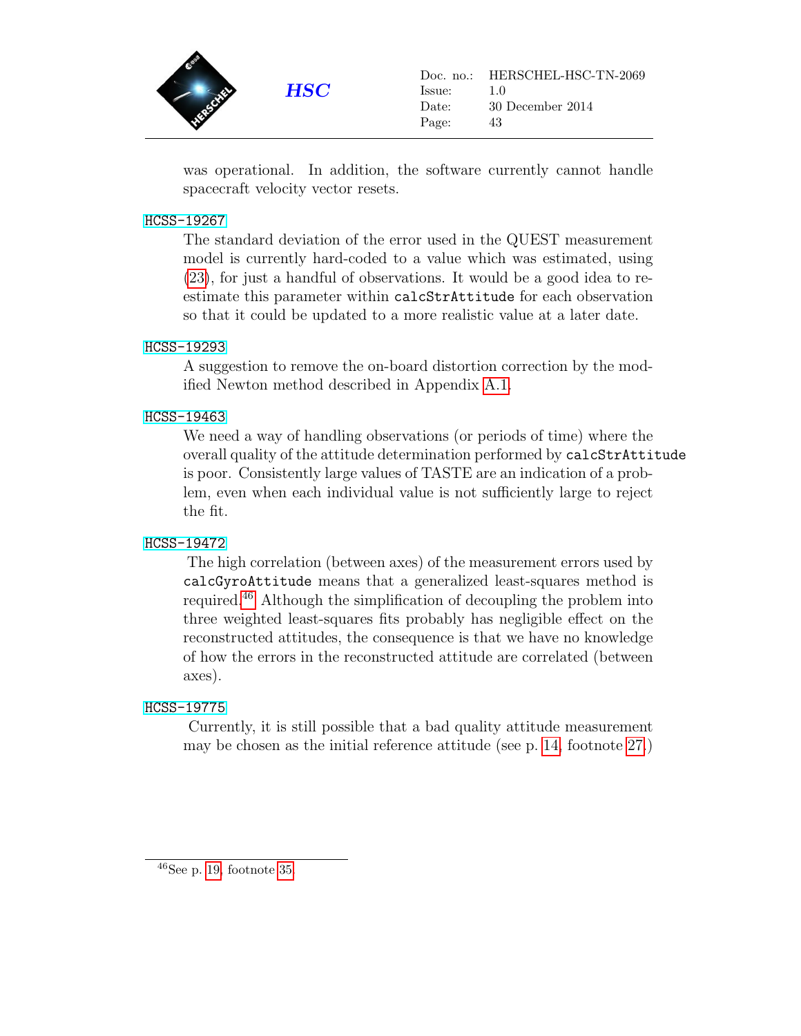was operational. In addition, the software currently cannot handle spacecraft velocity vector resets.

**HCSS-19267**

The standard deviation of the error used in the QUEST measurement model is currently hard-coded to a value which was estimated, using (23), for just a handful of observations. It would be a good idea to re-estimate this parameter within `calcStrAttitude` for each observation so that it could be updated to a more realistic value at a later date.

**HCSS-19293**

A suggestion to remove the on-board distortion correction by the modified Newton method described in Appendix A.1.

**HCSS-19463**

We need a way of handling observations (or periods of time) where the overall quality of the attitude determination performed by `calcStrAttitude` is poor. Consistently large values of TASTE are an indication of a problem, even when each individual value is not sufficiently large to reject the fit.

**HCSS-19472**

The high correlation (between axes) of the measurement errors used by `calcGyroAttitude` means that a generalized least-squares method is required.[46] Although the simplification of decoupling the problem into three weighted least-squares fits probably has negligible effect on the reconstructed attitudes, the consequence is that we have no knowledge of how the errors in the reconstructed attitude are correlated (between axes).

**HCSS-19775**

Currently, it is still possible that a bad quality attitude measurement may be chosen as the initial reference attitude (see p. 14, footnote 27.)

---

[46] See p. 19, footnote 35.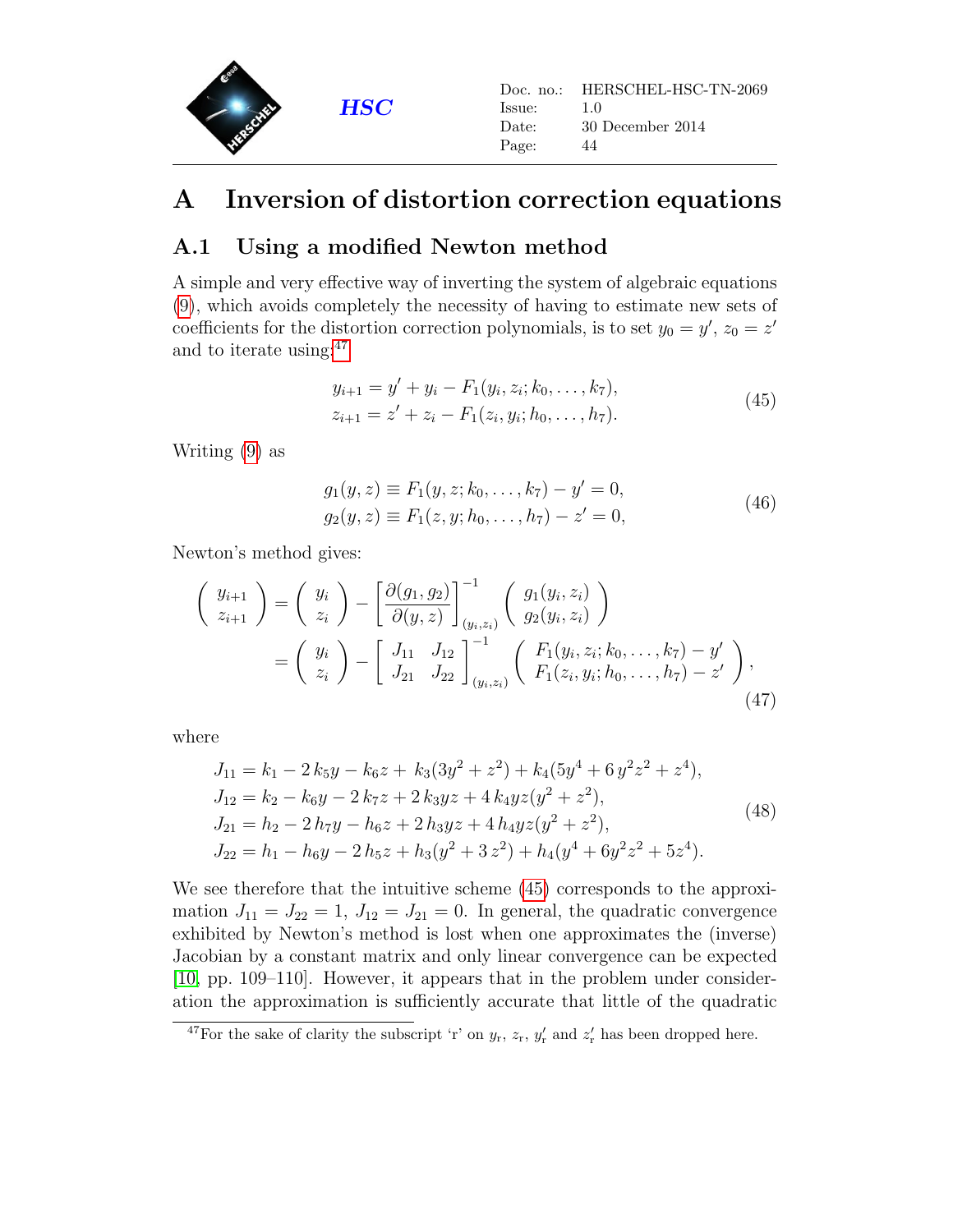# A Inversion of distortion correction equations

## A.1 Using a modified Newton method

A simple and very effective way of inverting the system of algebraic equations (9), which avoids completely the necessity of having to estimate new sets of coefficients for the distortion correction polynomials, is to set $y_0 = y'$, $z_0 = z'$ and to iterate using:[47]

$$
\begin{aligned}
y_{i+1} &= y' + y_i - F_1(y_i, z_i; k_0, \ldots, k_7), \\
z_{i+1} &= z' + z_i - F_1(z_i, y_i; h_0, \ldots, h_7).
\end{aligned}
\tag{45}
$$

Writing (9) as

$$
\begin{aligned}
g_1(y, z) &\equiv F_1(y, z; k_0, \ldots, k_7) - y' = 0, \\
g_2(y, z) &\equiv F_1(z, y; h_0, \ldots, h_7) - z' = 0,
\end{aligned}
\tag{46}
$$

Newton's method gives:

$$
\begin{aligned}
\begin{pmatrix} y_{i+1} \\ z_{i+1} \end{pmatrix} &= \begin{pmatrix} y_i \\ z_i \end{pmatrix} - \left[ \frac{\partial(g_1, g_2)}{\partial(y, z)} \right]^{-1}_{(y_i, z_i)} \begin{pmatrix} g_1(y_i, z_i) \\ g_2(y_i, z_i) \end{pmatrix} \\
&= \begin{pmatrix} y_i \\ z_i \end{pmatrix} - \begin{bmatrix} J_{11} & J_{12} \\ J_{21} & J_{22} \end{bmatrix}^{-1}_{(y_i, z_i)} \begin{pmatrix} F_1(y_i, z_i; k_0, \ldots, k_7) - y' \\ F_1(z_i, y_i; h_0, \ldots, h_7) - z' \end{pmatrix},
\end{aligned}
\tag{47}
$$

where

$$
\begin{aligned}
J_{11} &= k_1 - 2\,k_5 y - k_6 z + k_3(3y^2 + z^2) + k_4(5y^4 + 6\,y^2 z^2 + z^4), \\
J_{12} &= k_2 - k_6 y - 2\,k_7 z + 2\,k_3 yz + 4\,k_4 yz(y^2 + z^2), \\
J_{21} &= h_2 - 2\,h_7 y - h_6 z + 2\,h_3 yz + 4\,h_4 yz(y^2 + z^2), \\
J_{22} &= h_1 - h_6 y - 2\,h_5 z + h_3(y^2 + 3\,z^2) + h_4(y^4 + 6y^2 z^2 + 5z^4).
\end{aligned}
\tag{48}
$$

We see therefore that the intuitive scheme (45) corresponds to the approximation $J_{11} = J_{22} = 1$, $J_{12} = J_{21} = 0$. In general, the quadratic convergence exhibited by Newton's method is lost when one approximates the (inverse) Jacobian by a constant matrix and only linear convergence can be expected [10, pp. 109–110]. However, it appears that in the problem under consideration the approximation is sufficiently accurate that little of the quadratic

[47] For the sake of clarity the subscript 'r' on $y_r$, $z_r$, $y'_r$ and $z'_r$ has been dropped here.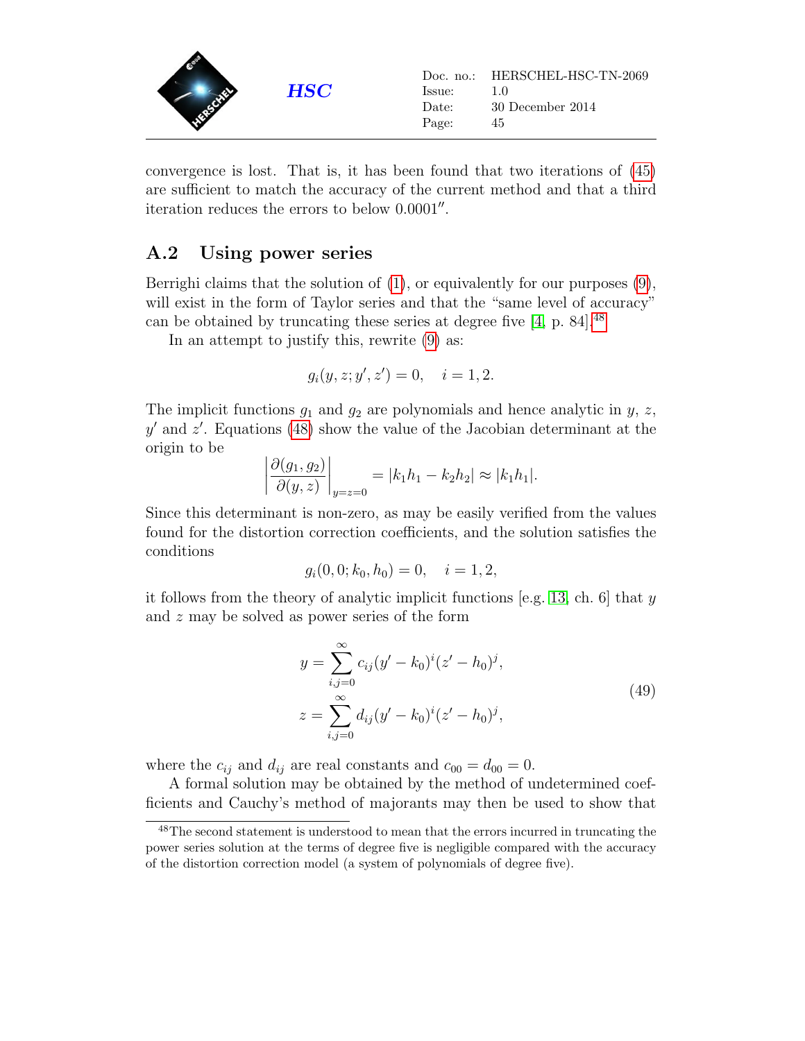convergence is lost. That is, it has been found that two iterations of (45) are sufficient to match the accuracy of the current method and that a third iteration reduces the errors to below $0.0001''$.

## A.2 Using power series

Berrighi claims that the solution of (1), or equivalently for our purposes (9), will exist in the form of Taylor series and that the "same level of accuracy" can be obtained by truncating these series at degree five [4, p. 84].[48]

In an attempt to justify this, rewrite (9) as:

$$g_i(y, z; y', z') = 0, \quad i = 1, 2.$$

The implicit functions $g_1$ and $g_2$ are polynomials and hence analytic in $y$, $z$, $y'$ and $z'$. Equations (48) show the value of the Jacobian determinant at the origin to be

$$\left| \frac{\partial(g_1, g_2)}{\partial(y, z)} \right|_{y=z=0} = |k_1 h_1 - k_2 h_2| \approx |k_1 h_1|.$$

Since this determinant is non-zero, as may be easily verified from the values found for the distortion correction coefficients, and the solution satisfies the conditions

$$g_i(0, 0; k_0, h_0) = 0, \quad i = 1, 2,$$

it follows from the theory of analytic implicit functions [e.g. 13, ch. 6] that $y$ and $z$ may be solved as power series of the form

$$\begin{aligned} y &= \sum_{i,j=0}^{\infty} c_{ij} (y' - k_0)^i (z' - h_0)^j, \\ z &= \sum_{i,j=0}^{\infty} d_{ij} (y' - k_0)^i (z' - h_0)^j, \end{aligned} \tag{49}$$

where the $c_{ij}$ and $d_{ij}$ are real constants and $c_{00} = d_{00} = 0$.

A formal solution may be obtained by the method of undetermined coefficients and Cauchy's method of majorants may then be used to show that

[48] The second statement is understood to mean that the errors incurred in truncating the power series solution at the terms of degree five is negligible compared with the accuracy of the distortion correction model (a system of polynomials of degree five).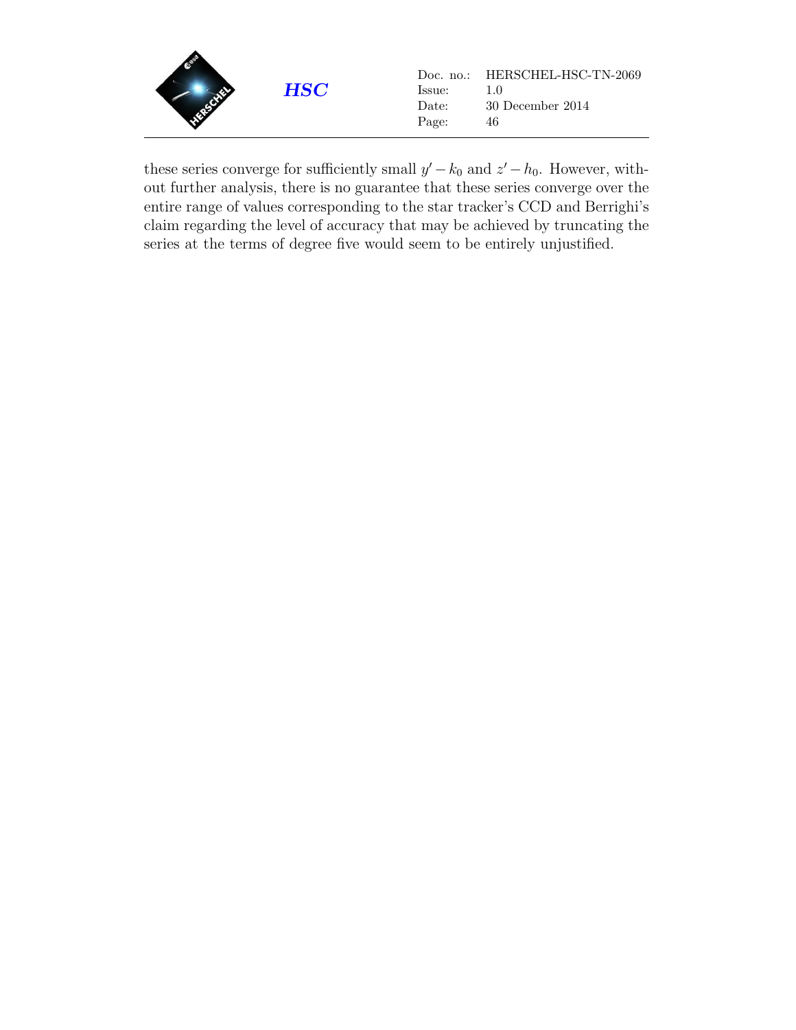these series converge for sufficiently small $y' - k_0$ and $z' - h_0$. However, without further analysis, there is no guarantee that these series converge over the entire range of values corresponding to the star tracker's CCD and Berrighi's claim regarding the level of accuracy that may be achieved by truncating the series at the terms of degree five would seem to be entirely unjustified.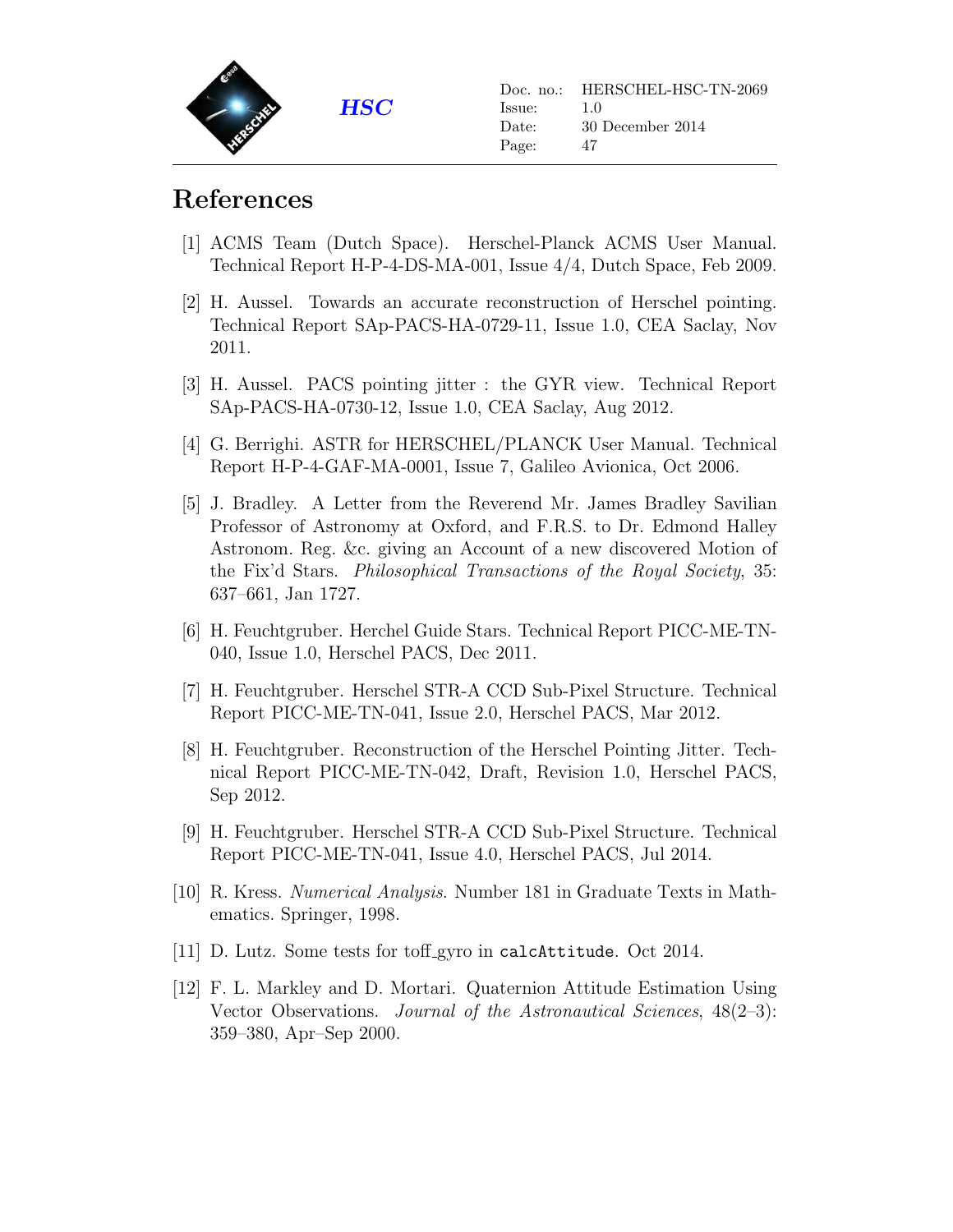# References

[1] ACMS Team (Dutch Space). Herschel-Planck ACMS User Manual. Technical Report H-P-4-DS-MA-001, Issue 4/4, Dutch Space, Feb 2009.

[2] H. Aussel. Towards an accurate reconstruction of Herschel pointing. Technical Report SAp-PACS-HA-0729-11, Issue 1.0, CEA Saclay, Nov 2011.

[3] H. Aussel. PACS pointing jitter : the GYR view. Technical Report SAp-PACS-HA-0730-12, Issue 1.0, CEA Saclay, Aug 2012.

[4] G. Berrighi. ASTR for HERSCHEL/PLANCK User Manual. Technical Report H-P-4-GAF-MA-0001, Issue 7, Galileo Avionica, Oct 2006.

[5] J. Bradley. A Letter from the Reverend Mr. James Bradley Savilian Professor of Astronomy at Oxford, and F.R.S. to Dr. Edmond Halley Astronom. Reg. &c. giving an Account of a new discovered Motion of the Fix'd Stars. *Philosophical Transactions of the Royal Society*, 35: 637–661, Jan 1727.

[6] H. Feuchtgruber. Herchel Guide Stars. Technical Report PICC-ME-TN-040, Issue 1.0, Herschel PACS, Dec 2011.

[7] H. Feuchtgruber. Herschel STR-A CCD Sub-Pixel Structure. Technical Report PICC-ME-TN-041, Issue 2.0, Herschel PACS, Mar 2012.

[8] H. Feuchtgruber. Reconstruction of the Herschel Pointing Jitter. Technical Report PICC-ME-TN-042, Draft, Revision 1.0, Herschel PACS, Sep 2012.

[9] H. Feuchtgruber. Herschel STR-A CCD Sub-Pixel Structure. Technical Report PICC-ME-TN-041, Issue 4.0, Herschel PACS, Jul 2014.

[10] R. Kress. *Numerical Analysis*. Number 181 in Graduate Texts in Mathematics. Springer, 1998.

[11] D. Lutz. Some tests for toff_gyro in `calcAttitude`. Oct 2014.

[12] F. L. Markley and D. Mortari. Quaternion Attitude Estimation Using Vector Observations. *Journal of the Astronautical Sciences*, 48(2–3): 359–380, Apr–Sep 2000.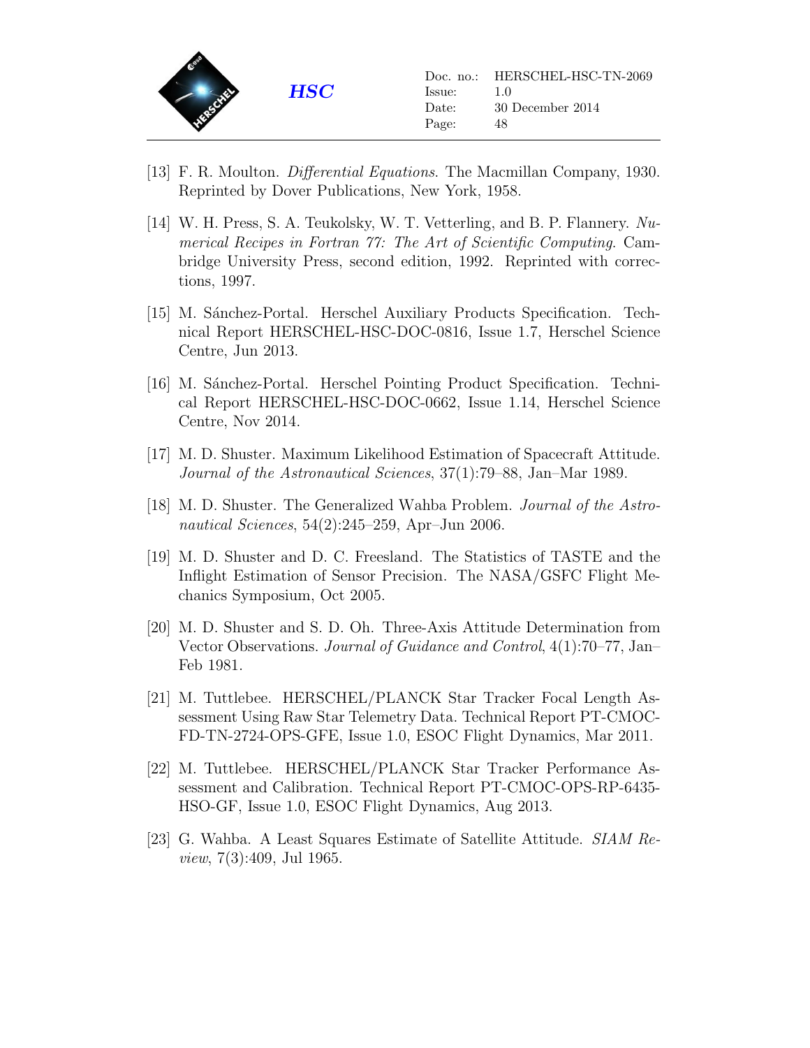[13] F. R. Moulton. *Differential Equations*. The Macmillan Company, 1930. Reprinted by Dover Publications, New York, 1958.

[14] W. H. Press, S. A. Teukolsky, W. T. Vetterling, and B. P. Flannery. *Numerical Recipes in Fortran 77: The Art of Scientific Computing*. Cambridge University Press, second edition, 1992. Reprinted with corrections, 1997.

[15] M. Sánchez-Portal. Herschel Auxiliary Products Specification. Technical Report HERSCHEL-HSC-DOC-0816, Issue 1.7, Herschel Science Centre, Jun 2013.

[16] M. Sánchez-Portal. Herschel Pointing Product Specification. Technical Report HERSCHEL-HSC-DOC-0662, Issue 1.14, Herschel Science Centre, Nov 2014.

[17] M. D. Shuster. Maximum Likelihood Estimation of Spacecraft Attitude. *Journal of the Astronautical Sciences*, 37(1):79–88, Jan–Mar 1989.

[18] M. D. Shuster. The Generalized Wahba Problem. *Journal of the Astronautical Sciences*, 54(2):245–259, Apr–Jun 2006.

[19] M. D. Shuster and D. C. Freesland. The Statistics of TASTE and the Inflight Estimation of Sensor Precision. The NASA/GSFC Flight Mechanics Symposium, Oct 2005.

[20] M. D. Shuster and S. D. Oh. Three-Axis Attitude Determination from Vector Observations. *Journal of Guidance and Control*, 4(1):70–77, Jan–Feb 1981.

[21] M. Tuttlebee. HERSCHEL/PLANCK Star Tracker Focal Length Assessment Using Raw Star Telemetry Data. Technical Report PT-CMOC-FD-TN-2724-OPS-GFE, Issue 1.0, ESOC Flight Dynamics, Mar 2011.

[22] M. Tuttlebee. HERSCHEL/PLANCK Star Tracker Performance Assessment and Calibration. Technical Report PT-CMOC-OPS-RP-6435-HSO-GF, Issue 1.0, ESOC Flight Dynamics, Aug 2013.

[23] G. Wahba. A Least Squares Estimate of Satellite Attitude. *SIAM Review*, 7(3):409, Jul 1965.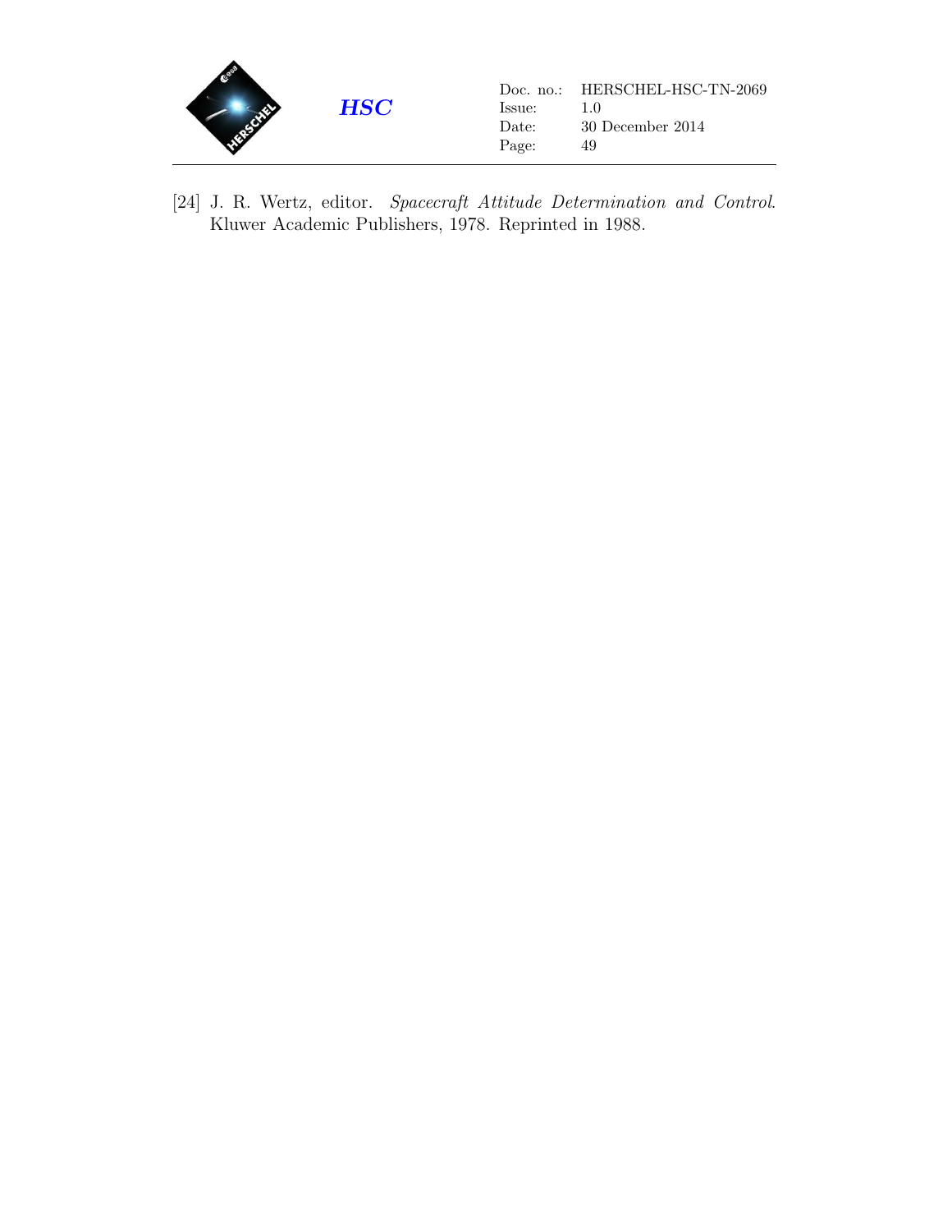[24] J. R. Wertz, editor. *Spacecraft Attitude Determination and Control*. Kluwer Academic Publishers, 1978. Reprinted in 1988.